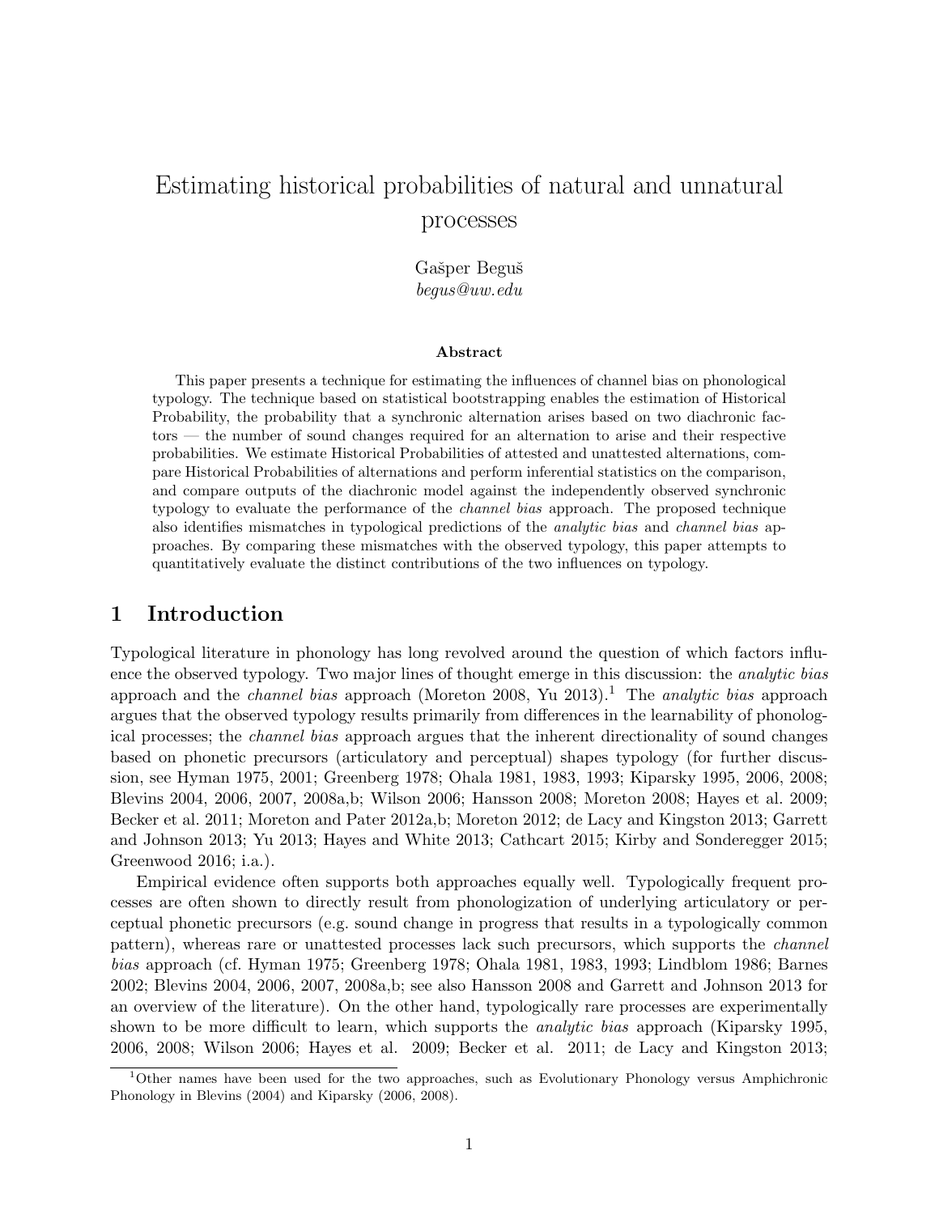# Estimating historical probabilities of natural and unnatural processes

Gašper Beguš
*begus@uw.edu*

**Abstract**

This paper presents a technique for estimating the influences of channel bias on phonological typology. The technique based on statistical bootstrapping enables the estimation of Historical Probability, the probability that a synchronic alternation arises based on two diachronic factors — the number of sound changes required for an alternation to arise and their respective probabilities. We estimate Historical Probabilities of attested and unattested alternations, compare Historical Probabilities of alternations and perform inferential statistics on the comparison, and compare outputs of the diachronic model against the independently observed synchronic typology to evaluate the performance of the *channel bias* approach. The proposed technique also identifies mismatches in typological predictions of the *analytic bias* and *channel bias* approaches. By comparing these mismatches with the observed typology, this paper attempts to quantitatively evaluate the distinct contributions of the two influences on typology.

## 1 Introduction

Typological literature in phonology has long revolved around the question of which factors influence the observed typology. Two major lines of thought emerge in this discussion: the *analytic bias* approach and the *channel bias* approach (Moreton 2008, Yu 2013).[1] The *analytic bias* approach argues that the observed typology results primarily from differences in the learnability of phonological processes; the *channel bias* approach argues that the inherent directionality of sound changes based on phonetic precursors (articulatory and perceptual) shapes typology (for further discussion, see Hyman 1975, 2001; Greenberg 1978; Ohala 1981, 1983, 1993; Kiparsky 1995, 2006, 2008; Blevins 2004, 2006, 2007, 2008a,b; Wilson 2006; Hansson 2008; Moreton 2008; Hayes et al. 2009; Becker et al. 2011; Moreton and Pater 2012a,b; Moreton 2012; de Lacy and Kingston 2013; Garrett and Johnson 2013; Yu 2013; Hayes and White 2013; Cathcart 2015; Kirby and Sonderegger 2015; Greenwood 2016; i.a.).

Empirical evidence often supports both approaches equally well. Typologically frequent processes are often shown to directly result from phonologization of underlying articulatory or perceptual phonetic precursors (e.g. sound change in progress that results in a typologically common pattern), whereas rare or unattested processes lack such precursors, which supports the *channel bias* approach (cf. Hyman 1975; Greenberg 1978; Ohala 1981, 1983, 1993; Lindblom 1986; Barnes 2002; Blevins 2004, 2006, 2007, 2008a,b; see also Hansson 2008 and Garrett and Johnson 2013 for an overview of the literature). On the other hand, typologically rare processes are experimentally shown to be more difficult to learn, which supports the *analytic bias* approach (Kiparsky 1995, 2006, 2008; Wilson 2006; Hayes et al. 2009; Becker et al. 2011; de Lacy and Kingston 2013;

[1] Other names have been used for the two approaches, such as Evolutionary Phonology versus Amphichronic Phonology in Blevins (2004) and Kiparsky (2006, 2008).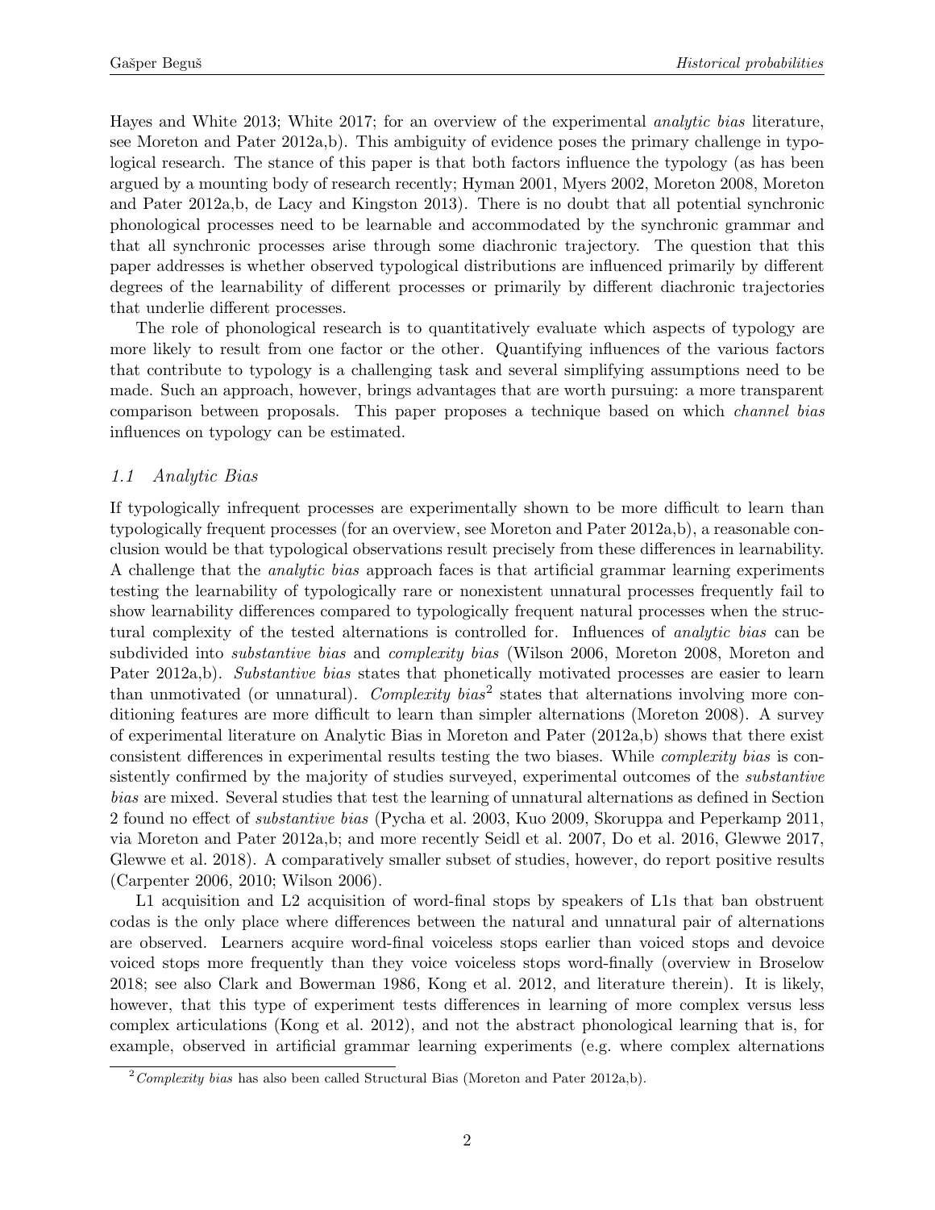Hayes and White 2013; White 2017; for an overview of the experimental *analytic bias* literature, see Moreton and Pater 2012a,b). This ambiguity of evidence poses the primary challenge in typological research. The stance of this paper is that both factors influence the typology (as has been argued by a mounting body of research recently; Hyman 2001, Myers 2002, Moreton 2008, Moreton and Pater 2012a,b, de Lacy and Kingston 2013). There is no doubt that all potential synchronic phonological processes need to be learnable and accommodated by the synchronic grammar and that all synchronic processes arise through some diachronic trajectory. The question that this paper addresses is whether observed typological distributions are influenced primarily by different degrees of the learnability of different processes or primarily by different diachronic trajectories that underlie different processes.

The role of phonological research is to quantitatively evaluate which aspects of typology are more likely to result from one factor or the other. Quantifying influences of the various factors that contribute to typology is a challenging task and several simplifying assumptions need to be made. Such an approach, however, brings advantages that are worth pursuing: a more transparent comparison between proposals. This paper proposes a technique based on which *channel bias* influences on typology can be estimated.

### *1.1 Analytic Bias*

If typologically infrequent processes are experimentally shown to be more difficult to learn than typologically frequent processes (for an overview, see Moreton and Pater 2012a,b), a reasonable conclusion would be that typological observations result precisely from these differences in learnability. A challenge that the *analytic bias* approach faces is that artificial grammar learning experiments testing the learnability of typologically rare or nonexistent unnatural processes frequently fail to show learnability differences compared to typologically frequent natural processes when the structural complexity of the tested alternations is controlled for. Influences of *analytic bias* can be subdivided into *substantive bias* and *complexity bias* (Wilson 2006, Moreton 2008, Moreton and Pater 2012a,b). *Substantive bias* states that phonetically motivated processes are easier to learn than unmotivated (or unnatural). *Complexity bias*[2] states that alternations involving more conditioning features are more difficult to learn than simpler alternations (Moreton 2008). A survey of experimental literature on Analytic Bias in Moreton and Pater (2012a,b) shows that there exist consistent differences in experimental results testing the two biases. While *complexity bias* is consistently confirmed by the majority of studies surveyed, experimental outcomes of the *substantive bias* are mixed. Several studies that test the learning of unnatural alternations as defined in Section 2 found no effect of *substantive bias* (Pycha et al. 2003, Kuo 2009, Skoruppa and Peperkamp 2011, via Moreton and Pater 2012a,b; and more recently Seidl et al. 2007, Do et al. 2016, Glewwe 2017, Glewwe et al. 2018). A comparatively smaller subset of studies, however, do report positive results (Carpenter 2006, 2010; Wilson 2006).

L1 acquisition and L2 acquisition of word-final stops by speakers of L1s that ban obstruent codas is the only place where differences between the natural and unnatural pair of alternations are observed. Learners acquire word-final voiceless stops earlier than voiced stops and devoice voiced stops more frequently than they voice voiceless stops word-finally (overview in Broselow 2018; see also Clark and Bowerman 1986, Kong et al. 2012, and literature therein). It is likely, however, that this type of experiment tests differences in learning of more complex versus less complex articulations (Kong et al. 2012), and not the abstract phonological learning that is, for example, observed in artificial grammar learning experiments (e.g. where complex alternations

[2] *Complexity bias* has also been called Structural Bias (Moreton and Pater 2012a,b).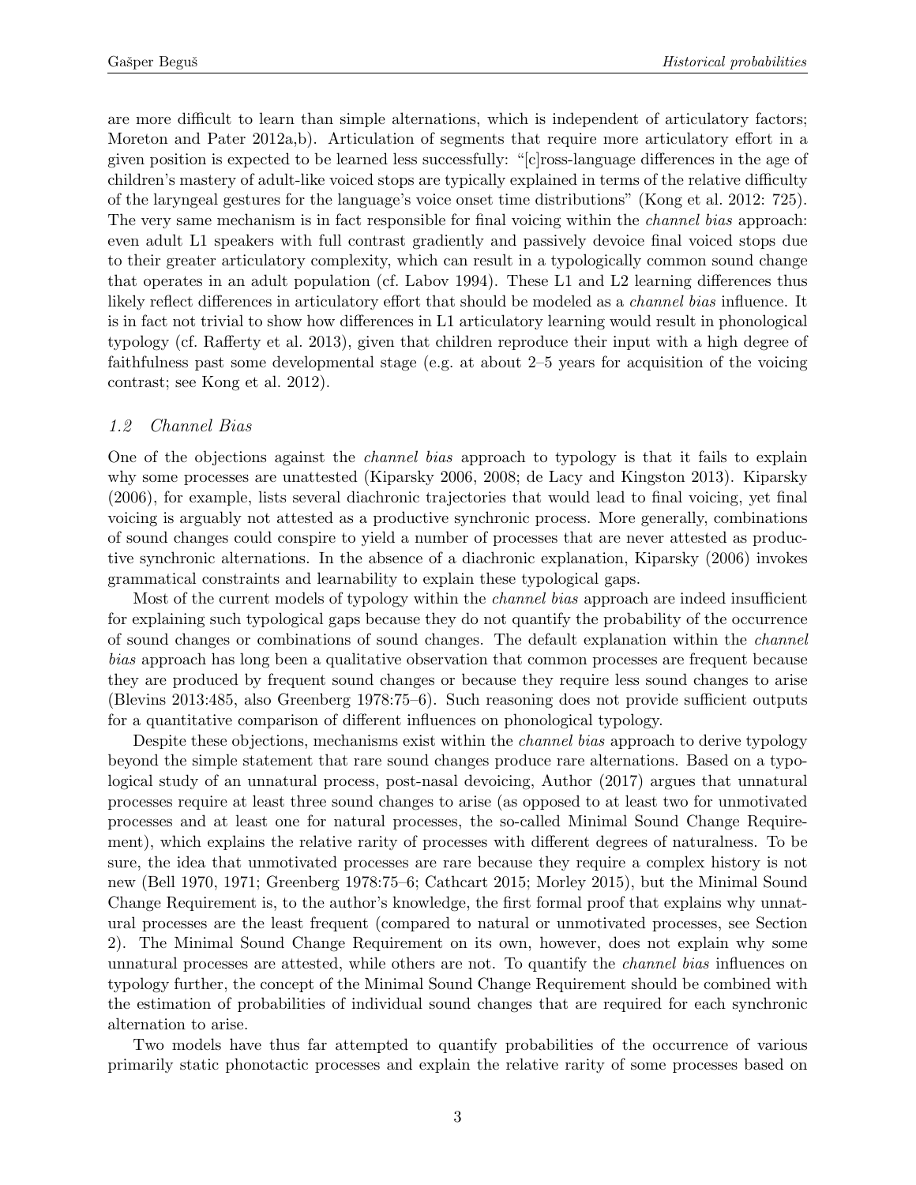are more difficult to learn than simple alternations, which is independent of articulatory factors; Moreton and Pater 2012a,b). Articulation of segments that require more articulatory effort in a given position is expected to be learned less successfully: "[c]ross-language differences in the age of children's mastery of adult-like voiced stops are typically explained in terms of the relative difficulty of the laryngeal gestures for the language's voice onset time distributions" (Kong et al. 2012: 725). The very same mechanism is in fact responsible for final voicing within the *channel bias* approach: even adult L1 speakers with full contrast gradiently and passively devoice final voiced stops due to their greater articulatory complexity, which can result in a typologically common sound change that operates in an adult population (cf. Labov 1994). These L1 and L2 learning differences thus likely reflect differences in articulatory effort that should be modeled as a *channel bias* influence. It is in fact not trivial to show how differences in L1 articulatory learning would result in phonological typology (cf. Rafferty et al. 2013), given that children reproduce their input with a high degree of faithfulness past some developmental stage (e.g. at about 2–5 years for acquisition of the voicing contrast; see Kong et al. 2012).

### *1.2 Channel Bias*

One of the objections against the *channel bias* approach to typology is that it fails to explain why some processes are unattested (Kiparsky 2006, 2008; de Lacy and Kingston 2013). Kiparsky (2006), for example, lists several diachronic trajectories that would lead to final voicing, yet final voicing is arguably not attested as a productive synchronic process. More generally, combinations of sound changes could conspire to yield a number of processes that are never attested as productive synchronic alternations. In the absence of a diachronic explanation, Kiparsky (2006) invokes grammatical constraints and learnability to explain these typological gaps.

Most of the current models of typology within the *channel bias* approach are indeed insufficient for explaining such typological gaps because they do not quantify the probability of the occurrence of sound changes or combinations of sound changes. The default explanation within the *channel bias* approach has long been a qualitative observation that common processes are frequent because they are produced by frequent sound changes or because they require less sound changes to arise (Blevins 2013:485, also Greenberg 1978:75–6). Such reasoning does not provide sufficient outputs for a quantitative comparison of different influences on phonological typology.

Despite these objections, mechanisms exist within the *channel bias* approach to derive typology beyond the simple statement that rare sound changes produce rare alternations. Based on a typological study of an unnatural process, post-nasal devoicing, Author (2017) argues that unnatural processes require at least three sound changes to arise (as opposed to at least two for unmotivated processes and at least one for natural processes, the so-called Minimal Sound Change Requirement), which explains the relative rarity of processes with different degrees of naturalness. To be sure, the idea that unmotivated processes are rare because they require a complex history is not new (Bell 1970, 1971; Greenberg 1978:75–6; Cathcart 2015; Morley 2015), but the Minimal Sound Change Requirement is, to the author's knowledge, the first formal proof that explains why unnatural processes are the least frequent (compared to natural or unmotivated processes, see Section 2). The Minimal Sound Change Requirement on its own, however, does not explain why some unnatural processes are attested, while others are not. To quantify the *channel bias* influences on typology further, the concept of the Minimal Sound Change Requirement should be combined with the estimation of probabilities of individual sound changes that are required for each synchronic alternation to arise.

Two models have thus far attempted to quantify probabilities of the occurrence of various primarily static phonotactic processes and explain the relative rarity of some processes based on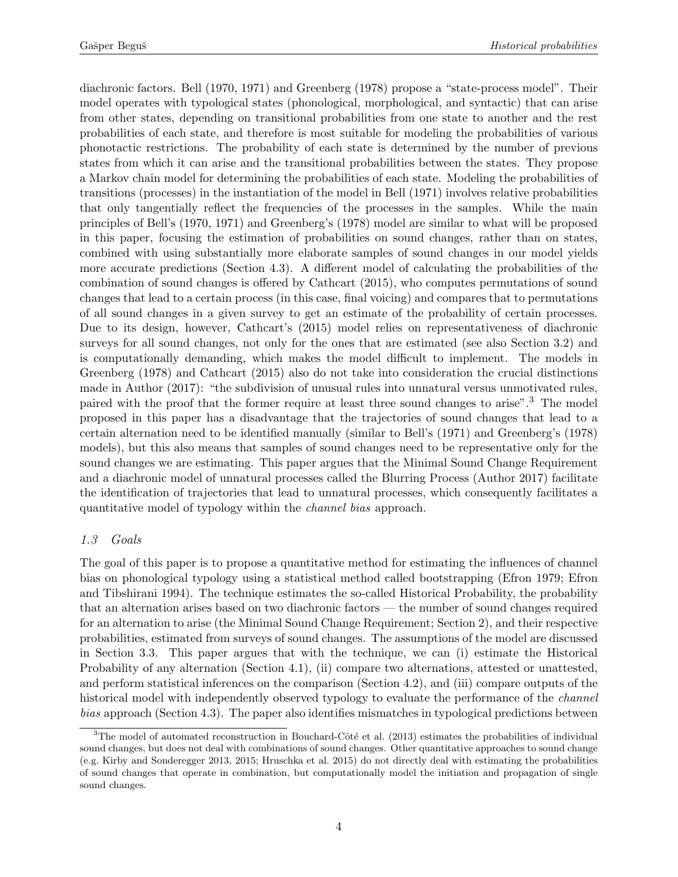diachronic factors. Bell (1970, 1971) and Greenberg (1978) propose a "state-process model". Their model operates with typological states (phonological, morphological, and syntactic) that can arise from other states, depending on transitional probabilities from one state to another and the rest probabilities of each state, and therefore is most suitable for modeling the probabilities of various phonotactic restrictions. The probability of each state is determined by the number of previous states from which it can arise and the transitional probabilities between the states. They propose a Markov chain model for determining the probabilities of each state. Modeling the probabilities of transitions (processes) in the instantiation of the model in Bell (1971) involves relative probabilities that only tangentially reflect the frequencies of the processes in the samples. While the main principles of Bell's (1970, 1971) and Greenberg's (1978) model are similar to what will be proposed in this paper, focusing the estimation of probabilities on sound changes, rather than on states, combined with using substantially more elaborate samples of sound changes in our model yields more accurate predictions (Section 4.3). A different model of calculating the probabilities of the combination of sound changes is offered by Cathcart (2015), who computes permutations of sound changes that lead to a certain process (in this case, final voicing) and compares that to permutations of all sound changes in a given survey to get an estimate of the probability of certain processes. Due to its design, however, Cathcart's (2015) model relies on representativeness of diachronic surveys for all sound changes, not only for the ones that are estimated (see also Section 3.2) and is computationally demanding, which makes the model difficult to implement. The models in Greenberg (1978) and Cathcart (2015) also do not take into consideration the crucial distinctions made in Author (2017): "the subdivision of unusual rules into unnatural versus unmotivated rules, paired with the proof that the former require at least three sound changes to arise".[3] The model proposed in this paper has a disadvantage that the trajectories of sound changes that lead to a certain alternation need to be identified manually (similar to Bell's (1971) and Greenberg's (1978) models), but this also means that samples of sound changes need to be representative only for the sound changes we are estimating. This paper argues that the Minimal Sound Change Requirement and a diachronic model of unnatural processes called the Blurring Process (Author 2017) facilitate the identification of trajectories that lead to unnatural processes, which consequently facilitates a quantitative model of typology within the *channel bias* approach.

### *1.3 Goals*

The goal of this paper is to propose a quantitative method for estimating the influences of channel bias on phonological typology using a statistical method called bootstrapping (Efron 1979; Efron and Tibshirani 1994). The technique estimates the so-called Historical Probability, the probability that an alternation arises based on two diachronic factors — the number of sound changes required for an alternation to arise (the Minimal Sound Change Requirement; Section 2), and their respective probabilities, estimated from surveys of sound changes. The assumptions of the model are discussed in Section 3.3. This paper argues that with the technique, we can (i) estimate the Historical Probability of any alternation (Section 4.1), (ii) compare two alternations, attested or unattested, and perform statistical inferences on the comparison (Section 4.2), and (iii) compare outputs of the historical model with independently observed typology to evaluate the performance of the *channel bias* approach (Section 4.3). The paper also identifies mismatches in typological predictions between

[3] The model of automated reconstruction in Bouchard-Côté et al. (2013) estimates the probabilities of individual sound changes, but does not deal with combinations of sound changes. Other quantitative approaches to sound change (e.g. Kirby and Sonderegger 2013, 2015; Hruschka et al. 2015) do not directly deal with estimating the probabilities of sound changes that operate in combination, but computationally model the initiation and propagation of single sound changes.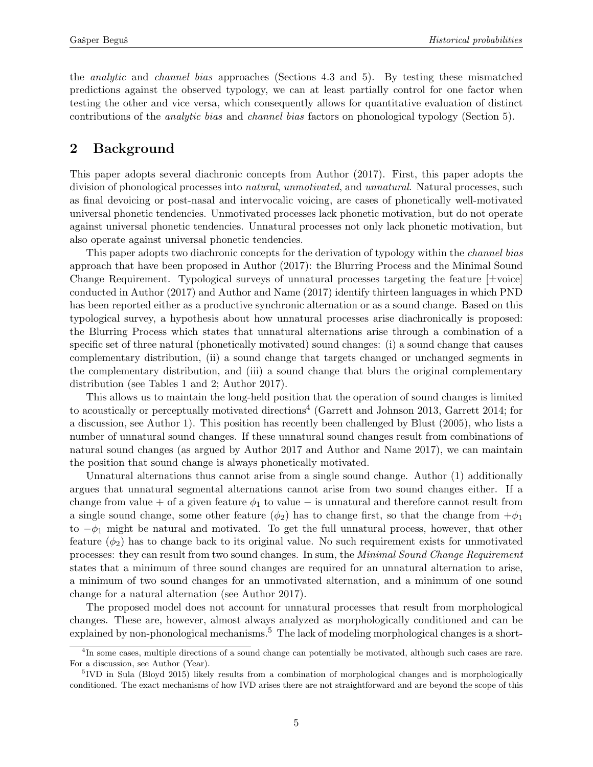the *analytic* and *channel bias* approaches (Sections 4.3 and 5). By testing these mismatched predictions against the observed typology, we can at least partially control for one factor when testing the other and vice versa, which consequently allows for quantitative evaluation of distinct contributions of the *analytic bias* and *channel bias* factors on phonological typology (Section 5).

## 2 Background

This paper adopts several diachronic concepts from Author (2017). First, this paper adopts the division of phonological processes into *natural*, *unmotivated*, and *unnatural*. Natural processes, such as final devoicing or post-nasal and intervocalic voicing, are cases of phonetically well-motivated universal phonetic tendencies. Unmotivated processes lack phonetic motivation, but do not operate against universal phonetic tendencies. Unnatural processes not only lack phonetic motivation, but also operate against universal phonetic tendencies.

This paper adopts two diachronic concepts for the derivation of typology within the *channel bias* approach that have been proposed in Author (2017): the Blurring Process and the Minimal Sound Change Requirement. Typological surveys of unnatural processes targeting the feature [±voice] conducted in Author (2017) and Author and Name (2017) identify thirteen languages in which PND has been reported either as a productive synchronic alternation or as a sound change. Based on this typological survey, a hypothesis about how unnatural processes arise diachronically is proposed: the Blurring Process which states that unnatural alternations arise through a combination of a specific set of three natural (phonetically motivated) sound changes: (i) a sound change that causes complementary distribution, (ii) a sound change that targets changed or unchanged segments in the complementary distribution, and (iii) a sound change that blurs the original complementary distribution (see Tables 1 and 2; Author 2017).

This allows us to maintain the long-held position that the operation of sound changes is limited to acoustically or perceptually motivated directions[4] (Garrett and Johnson 2013, Garrett 2014; for a discussion, see Author 1). This position has recently been challenged by Blust (2005), who lists a number of unnatural sound changes. If these unnatural sound changes result from combinations of natural sound changes (as argued by Author 2017 and Author and Name 2017), we can maintain the position that sound change is always phonetically motivated.

Unnatural alternations thus cannot arise from a single sound change. Author (1) additionally argues that unnatural segmental alternations cannot arise from two sound changes either. If a change from value + of a given feature $\phi_1$ to value − is unnatural and therefore cannot result from a single sound change, some other feature ($\phi_2$) has to change first, so that the change from $+\phi_1$ to $-\phi_1$ might be natural and motivated. To get the full unnatural process, however, that other feature ($\phi_2$) has to change back to its original value. No such requirement exists for unmotivated processes: they can result from two sound changes. In sum, the *Minimal Sound Change Requirement* states that a minimum of three sound changes are required for an unnatural alternation to arise, a minimum of two sound changes for an unmotivated alternation, and a minimum of one sound change for a natural alternation (see Author 2017).

The proposed model does not account for unnatural processes that result from morphological changes. These are, however, almost always analyzed as morphologically conditioned and can be explained by non-phonological mechanisms.[5] The lack of modeling morphological changes is a short-

[4] In some cases, multiple directions of a sound change can potentially be motivated, although such cases are rare. For a discussion, see Author (Year).

[5] IVD in Sula (Bloyd 2015) likely results from a combination of morphological changes and is morphologically conditioned. The exact mechanisms of how IVD arises there are not straightforward and are beyond the scope of this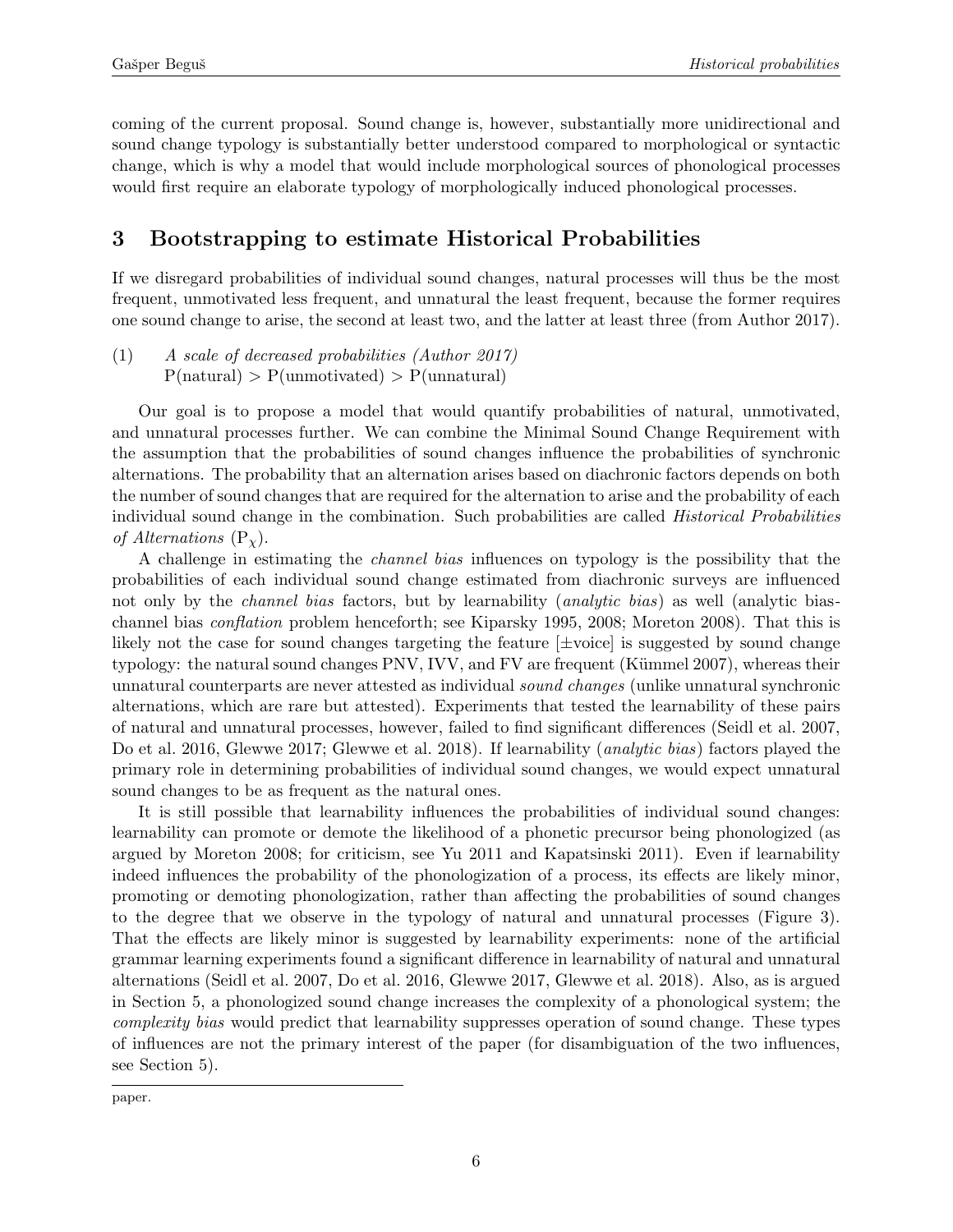coming of the current proposal. Sound change is, however, substantially more unidirectional and sound change typology is substantially better understood compared to morphological or syntactic change, which is why a model that would include morphological sources of phonological processes would first require an elaborate typology of morphologically induced phonological processes.

## 3 Bootstrapping to estimate Historical Probabilities

If we disregard probabilities of individual sound changes, natural processes will thus be the most frequent, unmotivated less frequent, and unnatural the least frequent, because the former requires one sound change to arise, the second at least two, and the latter at least three (from Author 2017).

(1) *A scale of decreased probabilities (Author 2017)*
P(natural) > P(unmotivated) > P(unnatural)

Our goal is to propose a model that would quantify probabilities of natural, unmotivated, and unnatural processes further. We can combine the Minimal Sound Change Requirement with the assumption that the probabilities of sound changes influence the probabilities of synchronic alternations. The probability that an alternation arises based on diachronic factors depends on both the number of sound changes that are required for the alternation to arise and the probability of each individual sound change in the combination. Such probabilities are called *Historical Probabilities of Alternations* ($P_\chi$).

A challenge in estimating the *channel bias* influences on typology is the possibility that the probabilities of each individual sound change estimated from diachronic surveys are influenced not only by the *channel bias* factors, but by learnability (*analytic bias*) as well (analytic bias-channel bias *conflation* problem henceforth; see Kiparsky 1995, 2008; Moreton 2008). That this is likely not the case for sound changes targeting the feature [±voice] is suggested by sound change typology: the natural sound changes PNV, IVV, and FV are frequent (Kümmel 2007), whereas their unnatural counterparts are never attested as individual *sound changes* (unlike unnatural synchronic alternations, which are rare but attested). Experiments that tested the learnability of these pairs of natural and unnatural processes, however, failed to find significant differences (Seidl et al. 2007, Do et al. 2016, Glewwe 2017; Glewwe et al. 2018). If learnability (*analytic bias*) factors played the primary role in determining probabilities of individual sound changes, we would expect unnatural sound changes to be as frequent as the natural ones.

It is still possible that learnability influences the probabilities of individual sound changes: learnability can promote or demote the likelihood of a phonetic precursor being phonologized (as argued by Moreton 2008; for criticism, see Yu 2011 and Kapatsinski 2011). Even if learnability indeed influences the probability of the phonologization of a process, its effects are likely minor, promoting or demoting phonologization, rather than affecting the probabilities of sound changes to the degree that we observe in the typology of natural and unnatural processes (Figure 3). That the effects are likely minor is suggested by learnability experiments: none of the artificial grammar learning experiments found a significant difference in learnability of natural and unnatural alternations (Seidl et al. 2007, Do et al. 2016, Glewwe 2017, Glewwe et al. 2018). Also, as is argued in Section 5, a phonologized sound change increases the complexity of a phonological system; the *complexity bias* would predict that learnability suppresses operation of sound change. These types of influences are not the primary interest of the paper (for disambiguation of the two influences, see Section 5).

paper.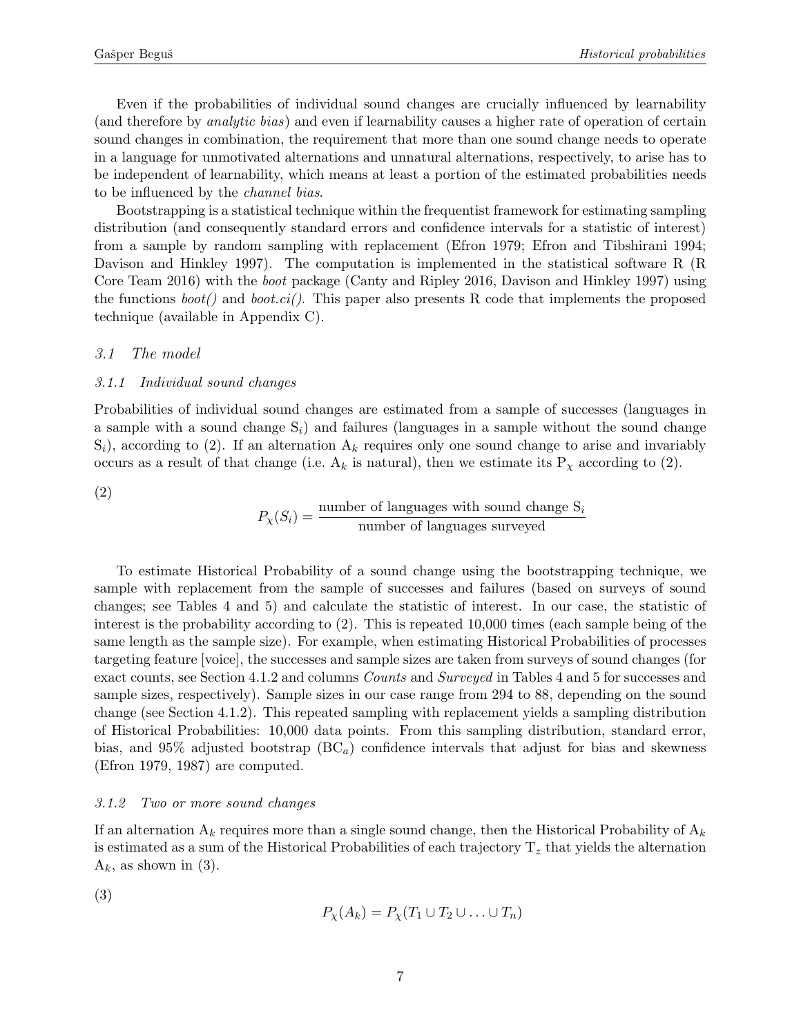Even if the probabilities of individual sound changes are crucially influenced by learnability (and therefore by *analytic bias*) and even if learnability causes a higher rate of operation of certain sound changes in combination, the requirement that more than one sound change needs to operate in a language for unmotivated alternations and unnatural alternations, respectively, to arise has to be independent of learnability, which means at least a portion of the estimated probabilities needs to be influenced by the *channel bias*.

Bootstrapping is a statistical technique within the frequentist framework for estimating sampling distribution (and consequently standard errors and confidence intervals for a statistic of interest) from a sample by random sampling with replacement (Efron 1979; Efron and Tibshirani 1994; Davison and Hinkley 1997). The computation is implemented in the statistical software R (R Core Team 2016) with the *boot* package (Canty and Ripley 2016, Davison and Hinkley 1997) using the functions *boot()* and *boot.ci()*. This paper also presents R code that implements the proposed technique (available in Appendix C).

### *3.1 The model*

#### *3.1.1 Individual sound changes*

Probabilities of individual sound changes are estimated from a sample of successes (languages in a sample with a sound change $S_i$) and failures (languages in a sample without the sound change $S_i$), according to (2). If an alternation $A_k$ requires only one sound change to arise and invariably occurs as a result of that change (i.e. $A_k$ is natural), then we estimate its $P_\chi$ according to (2).

(2)

$$P_\chi(S_i) = \frac{\text{number of languages with sound change } S_i}{\text{number of languages surveyed}}$$

To estimate Historical Probability of a sound change using the bootstrapping technique, we sample with replacement from the sample of successes and failures (based on surveys of sound changes; see Tables 4 and 5) and calculate the statistic of interest. In our case, the statistic of interest is the probability according to (2). This is repeated 10,000 times (each sample being of the same length as the sample size). For example, when estimating Historical Probabilities of processes targeting feature [voice], the successes and sample sizes are taken from surveys of sound changes (for exact counts, see Section 4.1.2 and columns *Counts* and *Surveyed* in Tables 4 and 5 for successes and sample sizes, respectively). Sample sizes in our case range from 294 to 88, depending on the sound change (see Section 4.1.2). This repeated sampling with replacement yields a sampling distribution of Historical Probabilities: 10,000 data points. From this sampling distribution, standard error, bias, and 95% adjusted bootstrap ($BC_a$) confidence intervals that adjust for bias and skewness (Efron 1979, 1987) are computed.

#### *3.1.2 Two or more sound changes*

If an alternation $A_k$ requires more than a single sound change, then the Historical Probability of $A_k$ is estimated as a sum of the Historical Probabilities of each trajectory $T_z$ that yields the alternation $A_k$, as shown in (3).

(3)

$$P_\chi(A_k) = P_\chi(T_1 \cup T_2 \cup \ldots \cup T_n)$$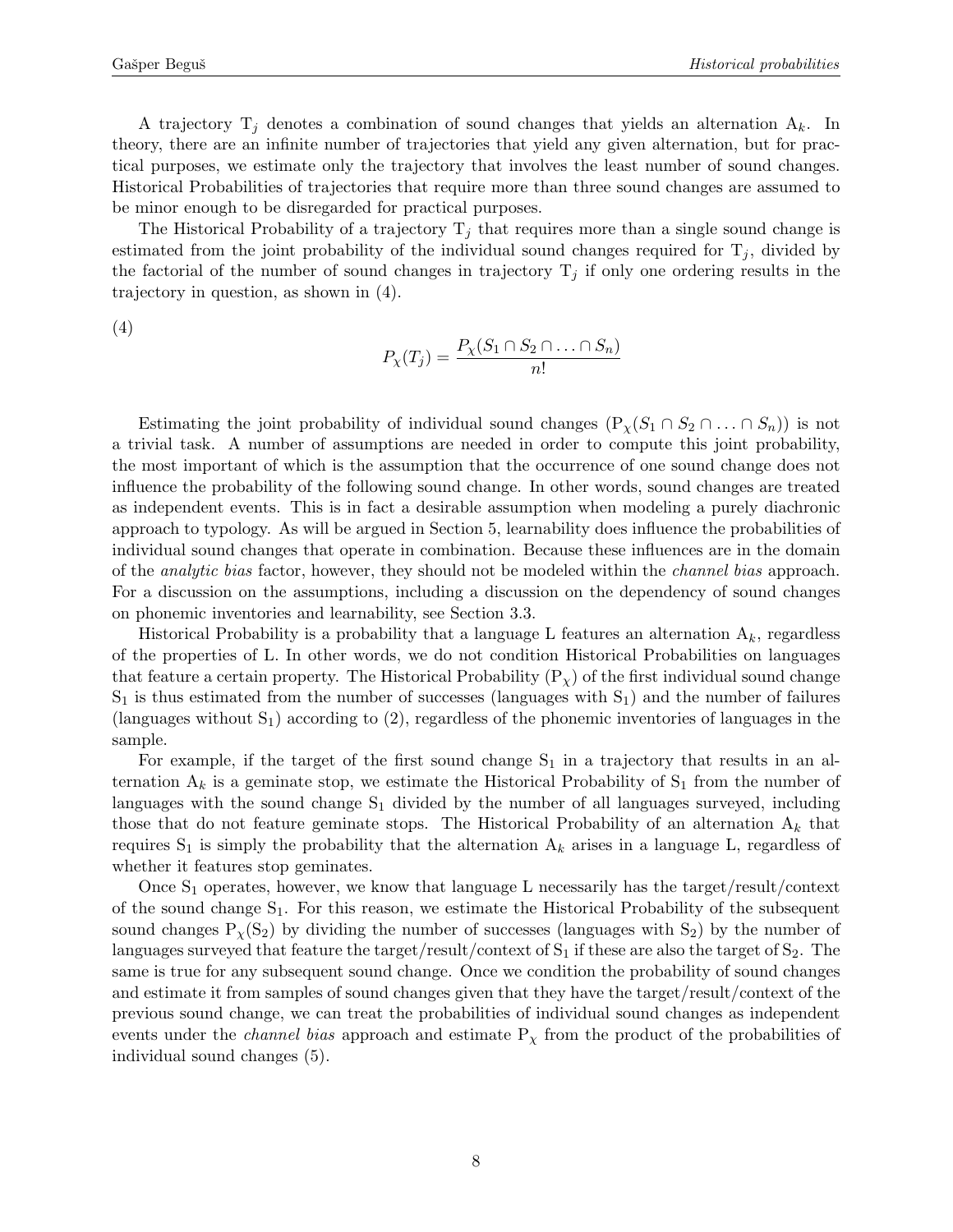A trajectory $T_j$ denotes a combination of sound changes that yields an alternation $A_k$. In theory, there are an infinite number of trajectories that yield any given alternation, but for practical purposes, we estimate only the trajectory that involves the least number of sound changes. Historical Probabilities of trajectories that require more than three sound changes are assumed to be minor enough to be disregarded for practical purposes.

The Historical Probability of a trajectory $T_j$ that requires more than a single sound change is estimated from the joint probability of the individual sound changes required for $T_j$, divided by the factorial of the number of sound changes in trajectory $T_j$ if only one ordering results in the trajectory in question, as shown in (4).

(4)

$$P_\chi(T_j) = \frac{P_\chi(S_1 \cap S_2 \cap \ldots \cap S_n)}{n!}$$

Estimating the joint probability of individual sound changes ($P_\chi(S_1 \cap S_2 \cap \ldots \cap S_n)$) is not a trivial task. A number of assumptions are needed in order to compute this joint probability, the most important of which is the assumption that the occurrence of one sound change does not influence the probability of the following sound change. In other words, sound changes are treated as independent events. This is in fact a desirable assumption when modeling a purely diachronic approach to typology. As will be argued in Section 5, learnability does influence the probabilities of individual sound changes that operate in combination. Because these influences are in the domain of the *analytic bias* factor, however, they should not be modeled within the *channel bias* approach. For a discussion on the assumptions, including a discussion on the dependency of sound changes on phonemic inventories and learnability, see Section 3.3.

Historical Probability is a probability that a language L features an alternation $A_k$, regardless of the properties of L. In other words, we do not condition Historical Probabilities on languages that feature a certain property. The Historical Probability ($P_\chi$) of the first individual sound change $S_1$ is thus estimated from the number of successes (languages with $S_1$) and the number of failures (languages without $S_1$) according to (2), regardless of the phonemic inventories of languages in the sample.

For example, if the target of the first sound change $S_1$ in a trajectory that results in an alternation $A_k$ is a geminate stop, we estimate the Historical Probability of $S_1$ from the number of languages with the sound change $S_1$ divided by the number of all languages surveyed, including those that do not feature geminate stops. The Historical Probability of an alternation $A_k$ that requires $S_1$ is simply the probability that the alternation $A_k$ arises in a language L, regardless of whether it features stop geminates.

Once $S_1$ operates, however, we know that language L necessarily has the target/result/context of the sound change $S_1$. For this reason, we estimate the Historical Probability of the subsequent sound changes $P_\chi(S_2)$ by dividing the number of successes (languages with $S_2$) by the number of languages surveyed that feature the target/result/context of $S_1$ if these are also the target of $S_2$. The same is true for any subsequent sound change. Once we condition the probability of sound changes and estimate it from samples of sound changes given that they have the target/result/context of the previous sound change, we can treat the probabilities of individual sound changes as independent events under the *channel bias* approach and estimate $P_\chi$ from the product of the probabilities of individual sound changes (5).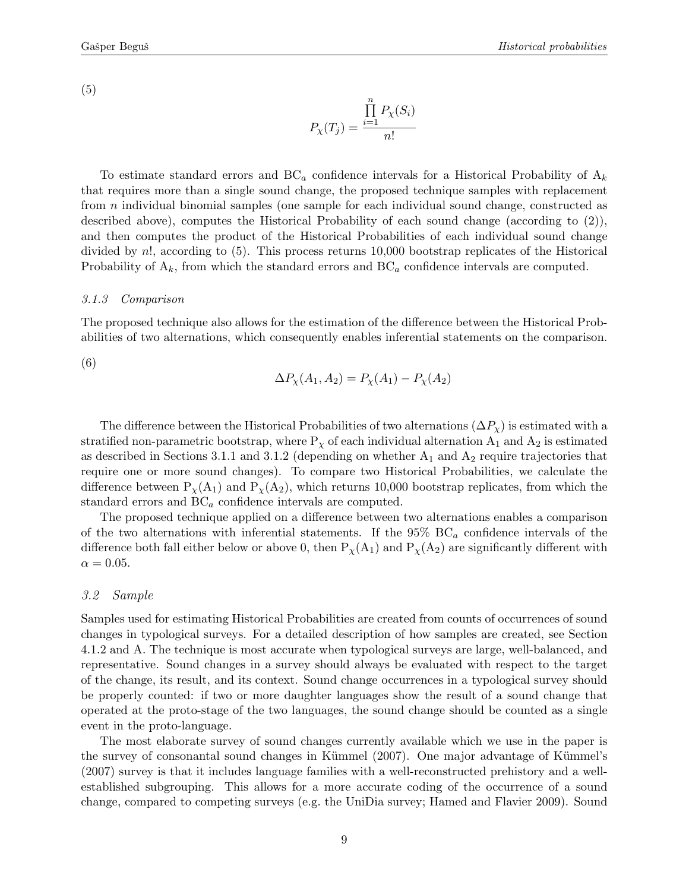(5)

$$P_\chi(T_j) = \frac{\prod_{i=1}^{n} P_\chi(S_i)}{n!}$$

To estimate standard errors and $\text{BC}_a$ confidence intervals for a Historical Probability of $A_k$ that requires more than a single sound change, the proposed technique samples with replacement from $n$ individual binomial samples (one sample for each individual sound change, constructed as described above), computes the Historical Probability of each sound change (according to (2)), and then computes the product of the Historical Probabilities of each individual sound change divided by $n!$, according to (5). This process returns 10,000 bootstrap replicates of the Historical Probability of $A_k$, from which the standard errors and $\text{BC}_a$ confidence intervals are computed.

#### *3.1.3 Comparison*

The proposed technique also allows for the estimation of the difference between the Historical Probabilities of two alternations, which consequently enables inferential statements on the comparison.

(6)

$$\Delta P_\chi(A_1, A_2) = P_\chi(A_1) - P_\chi(A_2)$$

The difference between the Historical Probabilities of two alternations ($\Delta P_\chi$) is estimated with a stratified non-parametric bootstrap, where $P_\chi$ of each individual alternation $A_1$ and $A_2$ is estimated as described in Sections 3.1.1 and 3.1.2 (depending on whether $A_1$ and $A_2$ require trajectories that require one or more sound changes). To compare two Historical Probabilities, we calculate the difference between $P_\chi(A_1)$ and $P_\chi(A_2)$, which returns 10,000 bootstrap replicates, from which the standard errors and $\text{BC}_a$ confidence intervals are computed.

The proposed technique applied on a difference between two alternations enables a comparison of the two alternations with inferential statements. If the 95% $\text{BC}_a$ confidence intervals of the difference both fall either below or above 0, then $P_\chi(A_1)$ and $P_\chi(A_2)$ are significantly different with $\alpha = 0.05$.

### *3.2 Sample*

Samples used for estimating Historical Probabilities are created from counts of occurrences of sound changes in typological surveys. For a detailed description of how samples are created, see Section 4.1.2 and A. The technique is most accurate when typological surveys are large, well-balanced, and representative. Sound changes in a survey should always be evaluated with respect to the target of the change, its result, and its context. Sound change occurrences in a typological survey should be properly counted: if two or more daughter languages show the result of a sound change that operated at the proto-stage of the two languages, the sound change should be counted as a single event in the proto-language.

The most elaborate survey of sound changes currently available which we use in the paper is the survey of consonantal sound changes in Kümmel (2007). One major advantage of Kümmel's (2007) survey is that it includes language families with a well-reconstructed prehistory and a well-established subgrouping. This allows for a more accurate coding of the occurrence of a sound change, compared to competing surveys (e.g. the UniDia survey; Hamed and Flavier 2009). Sound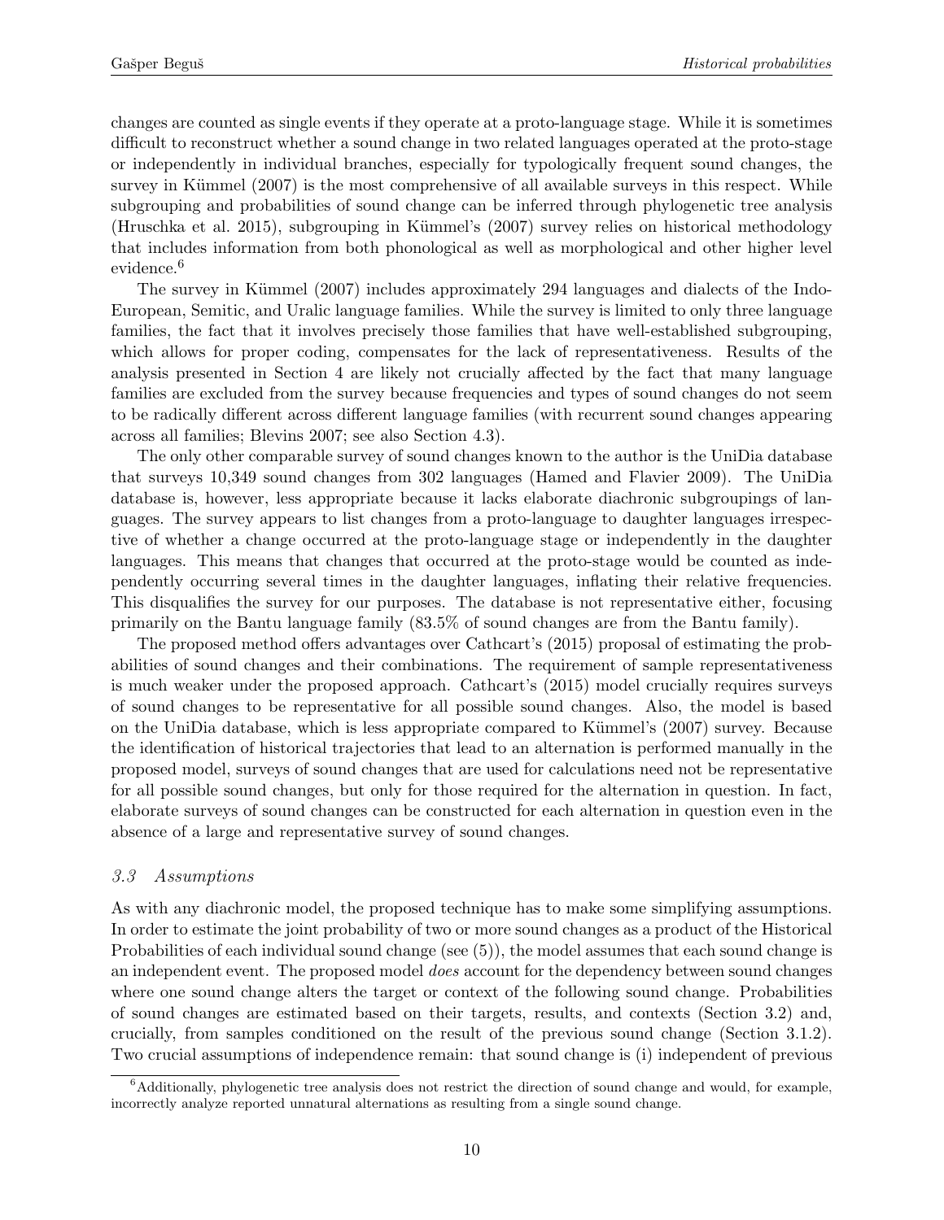changes are counted as single events if they operate at a proto-language stage. While it is sometimes difficult to reconstruct whether a sound change in two related languages operated at the proto-stage or independently in individual branches, especially for typologically frequent sound changes, the survey in Kümmel (2007) is the most comprehensive of all available surveys in this respect. While subgrouping and probabilities of sound change can be inferred through phylogenetic tree analysis (Hruschka et al. 2015), subgrouping in Kümmel's (2007) survey relies on historical methodology that includes information from both phonological as well as morphological and other higher level evidence.[6]

The survey in Kümmel (2007) includes approximately 294 languages and dialects of the Indo-European, Semitic, and Uralic language families. While the survey is limited to only three language families, the fact that it involves precisely those families that have well-established subgrouping, which allows for proper coding, compensates for the lack of representativeness. Results of the analysis presented in Section 4 are likely not crucially affected by the fact that many language families are excluded from the survey because frequencies and types of sound changes do not seem to be radically different across different language families (with recurrent sound changes appearing across all families; Blevins 2007; see also Section 4.3).

The only other comparable survey of sound changes known to the author is the UniDia database that surveys 10,349 sound changes from 302 languages (Hamed and Flavier 2009). The UniDia database is, however, less appropriate because it lacks elaborate diachronic subgroupings of languages. The survey appears to list changes from a proto-language to daughter languages irrespective of whether a change occurred at the proto-language stage or independently in the daughter languages. This means that changes that occurred at the proto-stage would be counted as independently occurring several times in the daughter languages, inflating their relative frequencies. This disqualifies the survey for our purposes. The database is not representative either, focusing primarily on the Bantu language family (83.5% of sound changes are from the Bantu family).

The proposed method offers advantages over Cathcart's (2015) proposal of estimating the probabilities of sound changes and their combinations. The requirement of sample representativeness is much weaker under the proposed approach. Cathcart's (2015) model crucially requires surveys of sound changes to be representative for all possible sound changes. Also, the model is based on the UniDia database, which is less appropriate compared to Kümmel's (2007) survey. Because the identification of historical trajectories that lead to an alternation is performed manually in the proposed model, surveys of sound changes that are used for calculations need not be representative for all possible sound changes, but only for those required for the alternation in question. In fact, elaborate surveys of sound changes can be constructed for each alternation in question even in the absence of a large and representative survey of sound changes.

### *3.3 Assumptions*

As with any diachronic model, the proposed technique has to make some simplifying assumptions. In order to estimate the joint probability of two or more sound changes as a product of the Historical Probabilities of each individual sound change (see (5)), the model assumes that each sound change is an independent event. The proposed model *does* account for the dependency between sound changes where one sound change alters the target or context of the following sound change. Probabilities of sound changes are estimated based on their targets, results, and contexts (Section 3.2) and, crucially, from samples conditioned on the result of the previous sound change (Section 3.1.2). Two crucial assumptions of independence remain: that sound change is (i) independent of previous

[6] Additionally, phylogenetic tree analysis does not restrict the direction of sound change and would, for example, incorrectly analyze reported unnatural alternations as resulting from a single sound change.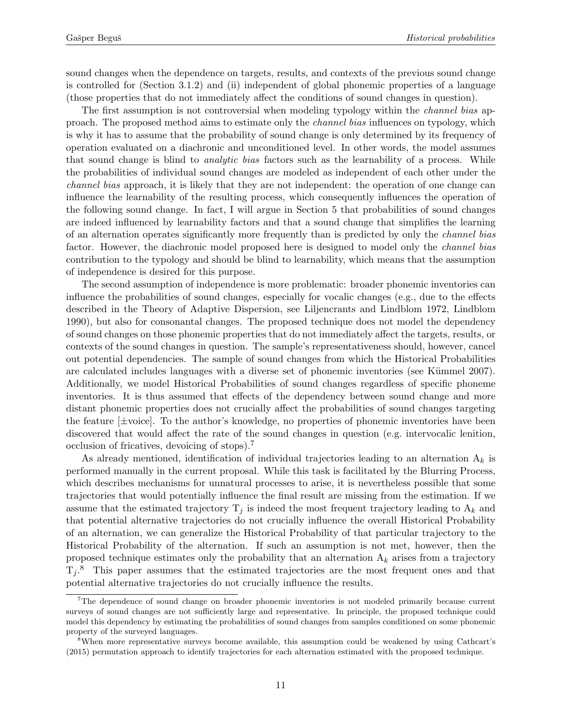sound changes when the dependence on targets, results, and contexts of the previous sound change is controlled for (Section 3.1.2) and (ii) independent of global phonemic properties of a language (those properties that do not immediately affect the conditions of sound changes in question).

The first assumption is not controversial when modeling typology within the *channel bias* approach. The proposed method aims to estimate only the *channel bias* influences on typology, which is why it has to assume that the probability of sound change is only determined by its frequency of operation evaluated on a diachronic and unconditioned level. In other words, the model assumes that sound change is blind to *analytic bias* factors such as the learnability of a process. While the probabilities of individual sound changes are modeled as independent of each other under the *channel bias* approach, it is likely that they are not independent: the operation of one change can influence the learnability of the resulting process, which consequently influences the operation of the following sound change. In fact, I will argue in Section 5 that probabilities of sound changes are indeed influenced by learnability factors and that a sound change that simplifies the learning of an alternation operates significantly more frequently than is predicted by only the *channel bias* factor. However, the diachronic model proposed here is designed to model only the *channel bias* contribution to the typology and should be blind to learnability, which means that the assumption of independence is desired for this purpose.

The second assumption of independence is more problematic: broader phonemic inventories can influence the probabilities of sound changes, especially for vocalic changes (e.g., due to the effects described in the Theory of Adaptive Dispersion, see Liljencrants and Lindblom 1972, Lindblom 1990), but also for consonantal changes. The proposed technique does not model the dependency of sound changes on those phonemic properties that do not immediately affect the targets, results, or contexts of the sound changes in question. The sample's representativeness should, however, cancel out potential dependencies. The sample of sound changes from which the Historical Probabilities are calculated includes languages with a diverse set of phonemic inventories (see Kümmel 2007). Additionally, we model Historical Probabilities of sound changes regardless of specific phoneme inventories. It is thus assumed that effects of the dependency between sound change and more distant phonemic properties does not crucially affect the probabilities of sound changes targeting the feature [±voice]. To the author's knowledge, no properties of phonemic inventories have been discovered that would affect the rate of the sound changes in question (e.g. intervocalic lenition, occlusion of fricatives, devoicing of stops).[7]

As already mentioned, identification of individual trajectories leading to an alternation $A_k$ is performed manually in the current proposal. While this task is facilitated by the Blurring Process, which describes mechanisms for unnatural processes to arise, it is nevertheless possible that some trajectories that would potentially influence the final result are missing from the estimation. If we assume that the estimated trajectory $T_j$ is indeed the most frequent trajectory leading to $A_k$ and that potential alternative trajectories do not crucially influence the overall Historical Probability of an alternation, we can generalize the Historical Probability of that particular trajectory to the Historical Probability of the alternation. If such an assumption is not met, however, then the proposed technique estimates only the probability that an alternation $A_k$ arises from a trajectory $T_j$.[8] This paper assumes that the estimated trajectories are the most frequent ones and that potential alternative trajectories do not crucially influence the results.

[7] The dependence of sound change on broader phonemic inventories is not modeled primarily because current surveys of sound changes are not sufficiently large and representative. In principle, the proposed technique could model this dependency by estimating the probabilities of sound changes from samples conditioned on some phonemic property of the surveyed languages.

[8] When more representative surveys become available, this assumption could be weakened by using Cathcart's (2015) permutation approach to identify trajectories for each alternation estimated with the proposed technique.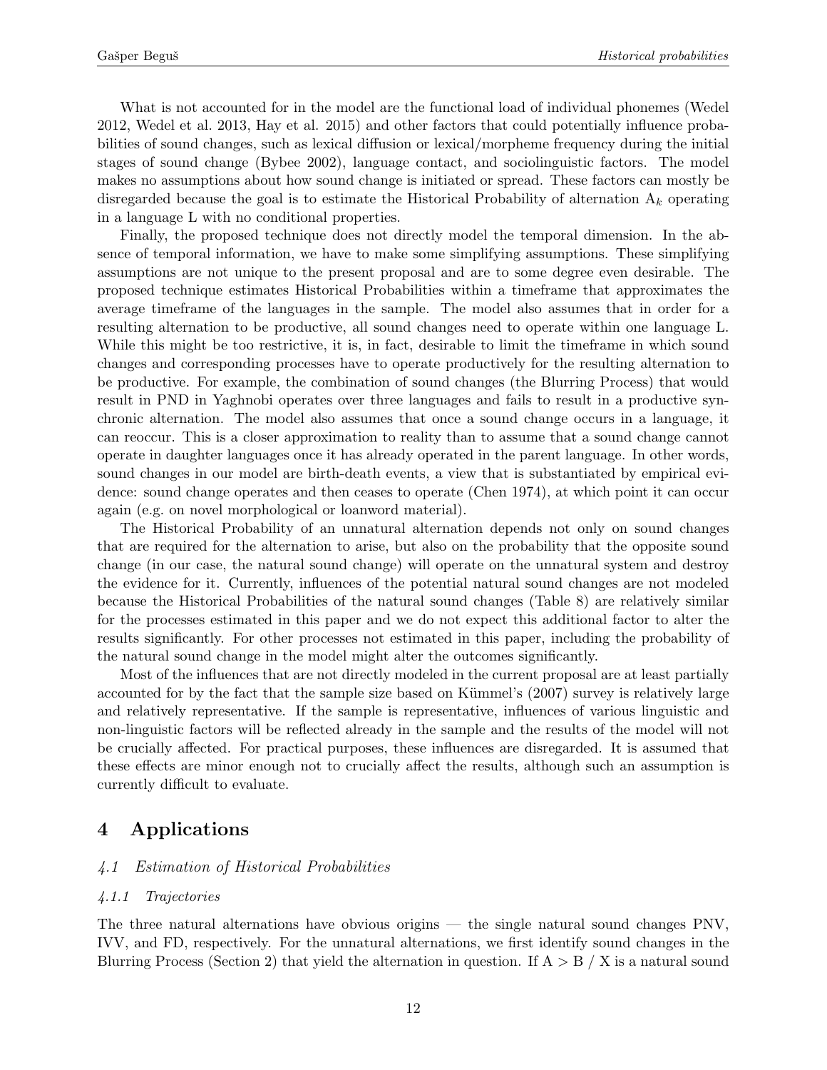What is not accounted for in the model are the functional load of individual phonemes (Wedel 2012, Wedel et al. 2013, Hay et al. 2015) and other factors that could potentially influence probabilities of sound changes, such as lexical diffusion or lexical/morpheme frequency during the initial stages of sound change (Bybee 2002), language contact, and sociolinguistic factors. The model makes no assumptions about how sound change is initiated or spread. These factors can mostly be disregarded because the goal is to estimate the Historical Probability of alternation $A_k$ operating in a language L with no conditional properties.

Finally, the proposed technique does not directly model the temporal dimension. In the absence of temporal information, we have to make some simplifying assumptions. These simplifying assumptions are not unique to the present proposal and are to some degree even desirable. The proposed technique estimates Historical Probabilities within a timeframe that approximates the average timeframe of the languages in the sample. The model also assumes that in order for a resulting alternation to be productive, all sound changes need to operate within one language L. While this might be too restrictive, it is, in fact, desirable to limit the timeframe in which sound changes and corresponding processes have to operate productively for the resulting alternation to be productive. For example, the combination of sound changes (the Blurring Process) that would result in PND in Yaghnobi operates over three languages and fails to result in a productive synchronic alternation. The model also assumes that once a sound change occurs in a language, it can reoccur. This is a closer approximation to reality than to assume that a sound change cannot operate in daughter languages once it has already operated in the parent language. In other words, sound changes in our model are birth-death events, a view that is substantiated by empirical evidence: sound change operates and then ceases to operate (Chen 1974), at which point it can occur again (e.g. on novel morphological or loanword material).

The Historical Probability of an unnatural alternation depends not only on sound changes that are required for the alternation to arise, but also on the probability that the opposite sound change (in our case, the natural sound change) will operate on the unnatural system and destroy the evidence for it. Currently, influences of the potential natural sound changes are not modeled because the Historical Probabilities of the natural sound changes (Table 8) are relatively similar for the processes estimated in this paper and we do not expect this additional factor to alter the results significantly. For other processes not estimated in this paper, including the probability of the natural sound change in the model might alter the outcomes significantly.

Most of the influences that are not directly modeled in the current proposal are at least partially accounted for by the fact that the sample size based on Kümmel's (2007) survey is relatively large and relatively representative. If the sample is representative, influences of various linguistic and non-linguistic factors will be reflected already in the sample and the results of the model will not be crucially affected. For practical purposes, these influences are disregarded. It is assumed that these effects are minor enough not to crucially affect the results, although such an assumption is currently difficult to evaluate.

## 4 Applications

### *4.1 Estimation of Historical Probabilities*

#### *4.1.1 Trajectories*

The three natural alternations have obvious origins — the single natural sound changes PNV, IVV, and FD, respectively. For the unnatural alternations, we first identify sound changes in the Blurring Process (Section 2) that yield the alternation in question. If A > B / X is a natural sound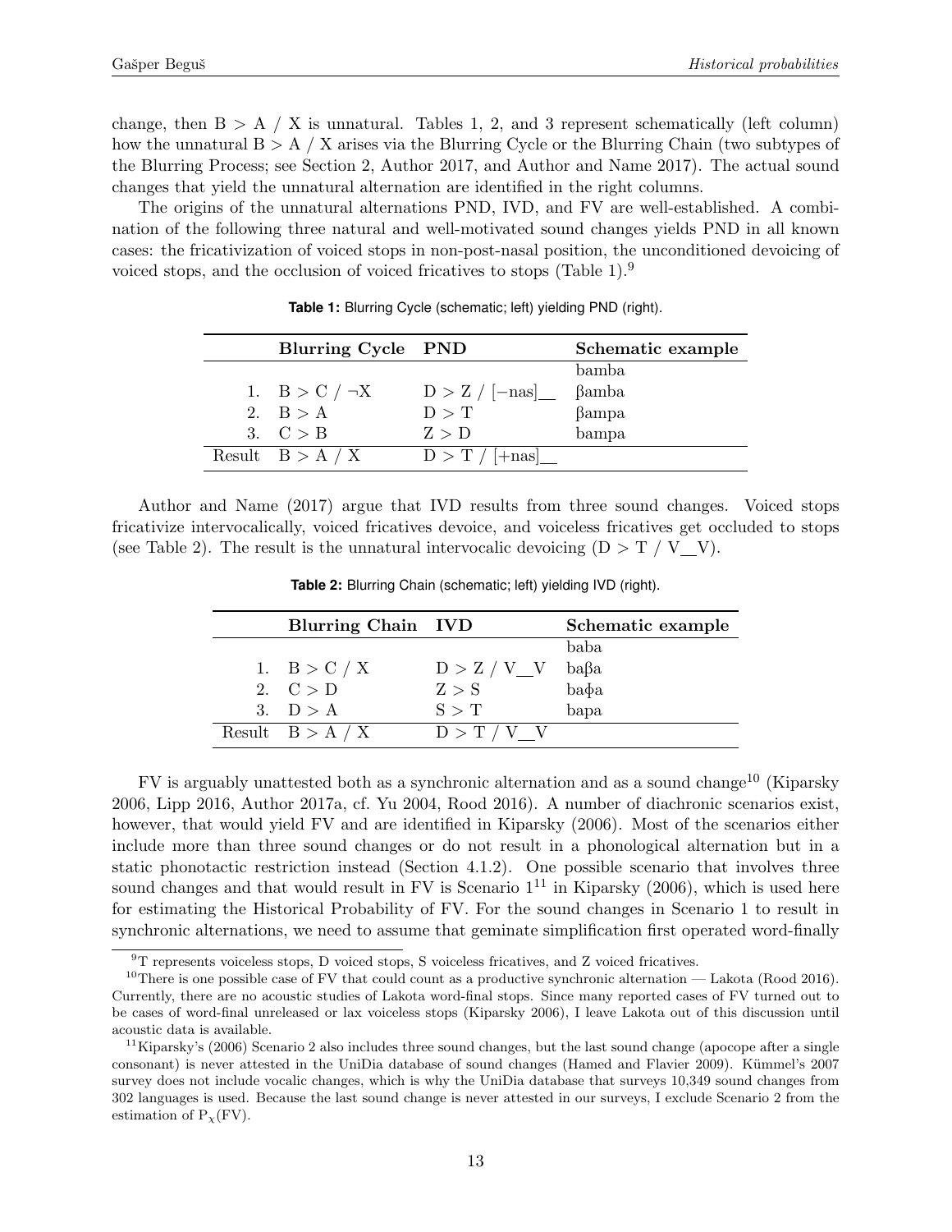change, then B > A / X is unnatural. Tables 1, 2, and 3 represent schematically (left column) how the unnatural B > A / X arises via the Blurring Cycle or the Blurring Chain (two subtypes of the Blurring Process; see Section 2, Author 2017, and Author and Name 2017). The actual sound changes that yield the unnatural alternation are identified in the right columns.

The origins of the unnatural alternations PND, IVD, and FV are well-established. A combination of the following three natural and well-motivated sound changes yields PND in all known cases: the fricativization of voiced stops in non-post-nasal position, the unconditioned devoicing of voiced stops, and the occlusion of voiced fricatives to stops (Table 1).[9]

**Table 1:** Blurring Cycle (schematic; left) yielding PND (right).

| | Blurring Cycle | PND | Schematic example |
|---|---|---|---|
| | | | bamba |
| 1. | B > C / ¬X | D > Z / [−nas]__ | βamba |
| 2. | B > A | D > T | βampa |
| 3. | C > B | Z > D | bampa |
| Result | B > A / X | D > T / [+nas]__ | |

Author and Name (2017) argue that IVD results from three sound changes. Voiced stops fricativize intervocalically, voiced fricatives devoice, and voiceless fricatives get occluded to stops (see Table 2). The result is the unnatural intervocalic devoicing (D > T / V__V).

**Table 2:** Blurring Chain (schematic; left) yielding IVD (right).

| | Blurring Chain | IVD | Schematic example |
|---|---|---|---|
| | | | baba |
| 1. | B > C / X | D > Z / V__V | baβa |
| 2. | C > D | Z > S | baɸa |
| 3. | D > A | S > T | bapa |
| Result | B > A / X | D > T / V__V | |

FV is arguably unattested both as a synchronic alternation and as a sound change[10] (Kiparsky 2006, Lipp 2016, Author 2017a, cf. Yu 2004, Rood 2016). A number of diachronic scenarios exist, however, that would yield FV and are identified in Kiparsky (2006). Most of the scenarios either include more than three sound changes or do not result in a phonological alternation but in a static phonotactic restriction instead (Section 4.1.2). One possible scenario that involves three sound changes and that would result in FV is Scenario 1[11] in Kiparsky (2006), which is used here for estimating the Historical Probability of FV. For the sound changes in Scenario 1 to result in synchronic alternations, we need to assume that geminate simplification first operated word-finally

[9] T represents voiceless stops, D voiced stops, S voiceless fricatives, and Z voiced fricatives.

[10] There is one possible case of FV that could count as a productive synchronic alternation — Lakota (Rood 2016). Currently, there are no acoustic studies of Lakota word-final stops. Since many reported cases of FV turned out to be cases of word-final unreleased or lax voiceless stops (Kiparsky 2006), I leave Lakota out of this discussion until acoustic data is available.

[11] Kiparsky's (2006) Scenario 2 also includes three sound changes, but the last sound change (apocope after a single consonant) is never attested in the UniDia database of sound changes (Hamed and Flavier 2009). Kümmel's 2007 survey does not include vocalic changes, which is why the UniDia database that surveys 10,349 sound changes from 302 languages is used. Because the last sound change is never attested in our surveys, I exclude Scenario 2 from the estimation of $P_\chi$(FV).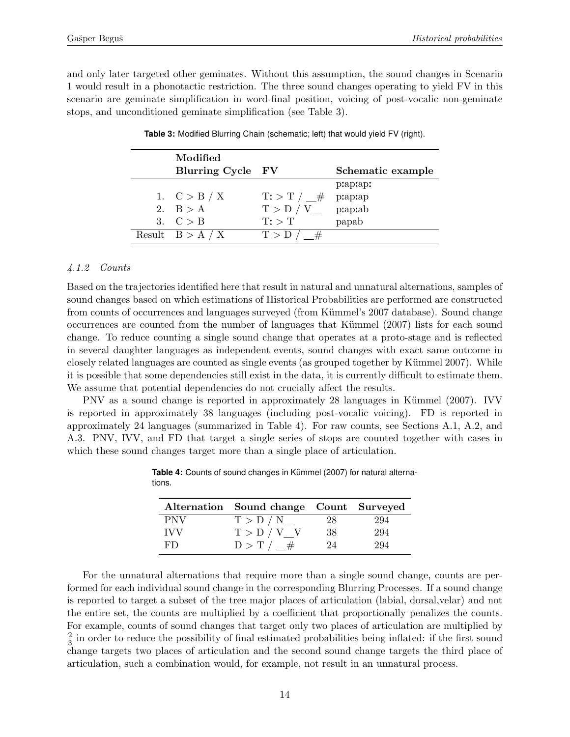and only later targeted other geminates. Without this assumption, the sound changes in Scenario 1 would result in a phonotactic restriction. The three sound changes operating to yield FV in this scenario are geminate simplification in word-final position, voicing of post-vocalic non-geminate stops, and unconditioned geminate simplification (see Table 3).

**Table 3:** Modified Blurring Chain (schematic; left) that would yield FV (right).

| | Modified Blurring Cycle | FV | Schematic example |
|---|---|---|---|
| | | | pːapːapː |
| 1. | C > B / X | Tː > T / __# | pːapːap |
| 2. | B > A | T > D / V__ | pːapːab |
| 3. | C > B | Tː > T | papab |
| Result | B > A / X | T > D / __# | |

### 4.1.2 Counts

Based on the trajectories identified here that result in natural and unnatural alternations, samples of sound changes based on which estimations of Historical Probabilities are performed are constructed from counts of occurrences and languages surveyed (from Kümmel's 2007 database). Sound change occurrences are counted from the number of languages that Kümmel (2007) lists for each sound change. To reduce counting a single sound change that operates at a proto-stage and is reflected in several daughter languages as independent events, sound changes with exact same outcome in closely related languages are counted as single events (as grouped together by Kümmel 2007). While it is possible that some dependencies still exist in the data, it is currently difficult to estimate them. We assume that potential dependencies do not crucially affect the results.

PNV as a sound change is reported in approximately 28 languages in Kümmel (2007). IVV is reported in approximately 38 languages (including post-vocalic voicing). FD is reported in approximately 24 languages (summarized in Table 4). For raw counts, see Sections A.1, A.2, and A.3. PNV, IVV, and FD that target a single series of stops are counted together with cases in which these sound changes target more than a single place of articulation.

**Table 4:** Counts of sound changes in Kümmel (2007) for natural alternations.

| Alternation | Sound change | Count | Surveyed |
|---|---|---|---|
| PNV | T > D / N__ | 28 | 294 |
| IVV | T > D / V__V | 38 | 294 |
| FD | D > T / __# | 24 | 294 |

For the unnatural alternations that require more than a single sound change, counts are performed for each individual sound change in the corresponding Blurring Processes. If a sound change is reported to target a subset of the tree major places of articulation (labial, dorsal,velar) and not the entire set, the counts are multiplied by a coefficient that proportionally penalizes the counts. For example, counts of sound changes that target only two places of articulation are multiplied by $\frac{2}{3}$ in order to reduce the possibility of final estimated probabilities being inflated: if the first sound change targets two places of articulation and the second sound change targets the third place of articulation, such a combination would, for example, not result in an unnatural process.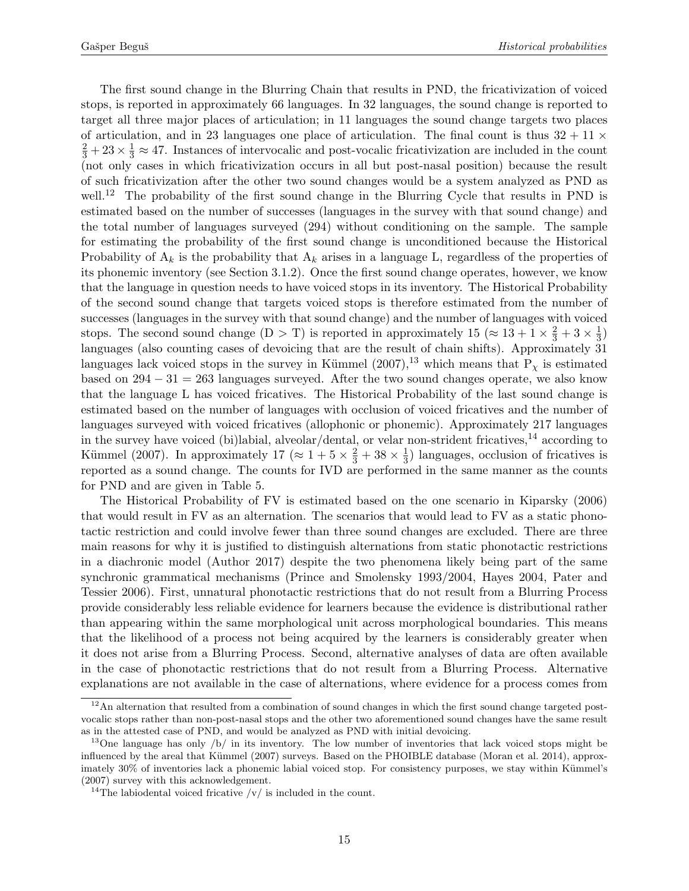The first sound change in the Blurring Chain that results in PND, the fricativization of voiced stops, is reported in approximately 66 languages. In 32 languages, the sound change is reported to target all three major places of articulation; in 11 languages the sound change targets two places of articulation, and in 23 languages one place of articulation. The final count is thus $32 + 11 \times \frac{2}{3} + 23 \times \frac{1}{3} \approx 47$. Instances of intervocalic and post-vocalic fricativization are included in the count (not only cases in which fricativization occurs in all but post-nasal position) because the result of such fricativization after the other two sound changes would be a system analyzed as PND as well.[12] The probability of the first sound change in the Blurring Cycle that results in PND is estimated based on the number of successes (languages in the survey with that sound change) and the total number of languages surveyed (294) without conditioning on the sample. The sample for estimating the probability of the first sound change is unconditioned because the Historical Probability of $A_k$ is the probability that $A_k$ arises in a language L, regardless of the properties of its phonemic inventory (see Section 3.1.2). Once the first sound change operates, however, we know that the language in question needs to have voiced stops in its inventory. The Historical Probability of the second sound change that targets voiced stops is therefore estimated from the number of successes (languages in the survey with that sound change) and the number of languages with voiced stops. The second sound change (D > T) is reported in approximately 15 ($\approx 13 + 1 \times \frac{2}{3} + 3 \times \frac{1}{3}$) languages (also counting cases of devoicing that are the result of chain shifts). Approximately 31 languages lack voiced stops in the survey in Kümmel (2007),[13] which means that $P_\chi$ is estimated based on $294 - 31 = 263$ languages surveyed. After the two sound changes operate, we also know that the language L has voiced fricatives. The Historical Probability of the last sound change is estimated based on the number of languages with occlusion of voiced fricatives and the number of languages surveyed with voiced fricatives (allophonic or phonemic). Approximately 217 languages in the survey have voiced (bi)labial, alveolar/dental, or velar non-strident fricatives,[14] according to Kümmel (2007). In approximately 17 ($\approx 1 + 5 \times \frac{2}{3} + 38 \times \frac{1}{3}$) languages, occlusion of fricatives is reported as a sound change. The counts for IVD are performed in the same manner as the counts for PND and are given in Table 5.

The Historical Probability of FV is estimated based on the one scenario in Kiparsky (2006) that would result in FV as an alternation. The scenarios that would lead to FV as a static phonotactic restriction and could involve fewer than three sound changes are excluded. There are three main reasons for why it is justified to distinguish alternations from static phonotactic restrictions in a diachronic model (Author 2017) despite the two phenomena likely being part of the same synchronic grammatical mechanisms (Prince and Smolensky 1993/2004, Hayes 2004, Pater and Tessier 2006). First, unnatural phonotactic restrictions that do not result from a Blurring Process provide considerably less reliable evidence for learners because the evidence is distributional rather than appearing within the same morphological unit across morphological boundaries. This means that the likelihood of a process not being acquired by the learners is considerably greater when it does not arise from a Blurring Process. Second, alternative analyses of data are often available in the case of phonotactic restrictions that do not result from a Blurring Process. Alternative explanations are not available in the case of alternations, where evidence for a process comes from

[12] An alternation that resulted from a combination of sound changes in which the first sound change targeted post-vocalic stops rather than non-post-nasal stops and the other two aforementioned sound changes have the same result as in the attested case of PND, and would be analyzed as PND with initial devoicing.

[13] One language has only /b/ in its inventory. The low number of inventories that lack voiced stops might be influenced by the areal that Kümmel (2007) surveys. Based on the PHOIBLE database (Moran et al. 2014), approximately 30% of inventories lack a phonemic labial voiced stop. For consistency purposes, we stay within Kümmel's (2007) survey with this acknowledgement.

[14] The labiodental voiced fricative /v/ is included in the count.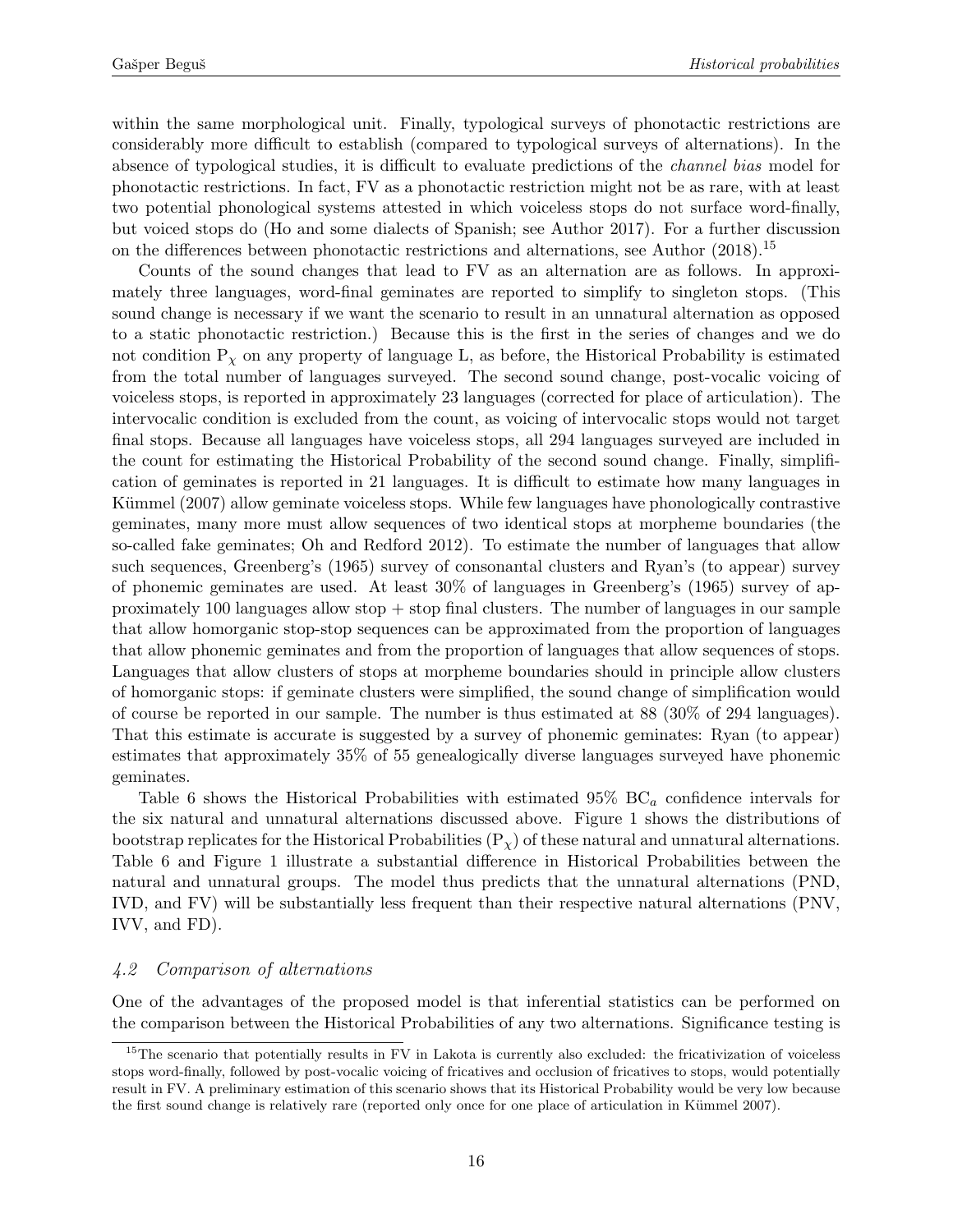within the same morphological unit. Finally, typological surveys of phonotactic restrictions are considerably more difficult to establish (compared to typological surveys of alternations). In the absence of typological studies, it is difficult to evaluate predictions of the *channel bias* model for phonotactic restrictions. In fact, FV as a phonotactic restriction might not be as rare, with at least two potential phonological systems attested in which voiceless stops do not surface word-finally, but voiced stops do (Ho and some dialects of Spanish; see Author 2017). For a further discussion on the differences between phonotactic restrictions and alternations, see Author (2018).[15]

Counts of the sound changes that lead to FV as an alternation are as follows. In approximately three languages, word-final geminates are reported to simplify to singleton stops. (This sound change is necessary if we want the scenario to result in an unnatural alternation as opposed to a static phonotactic restriction.) Because this is the first in the series of changes and we do not condition $\mathrm{P}_{\chi}$ on any property of language L, as before, the Historical Probability is estimated from the total number of languages surveyed. The second sound change, post-vocalic voicing of voiceless stops, is reported in approximately 23 languages (corrected for place of articulation). The intervocalic condition is excluded from the count, as voicing of intervocalic stops would not target final stops. Because all languages have voiceless stops, all 294 languages surveyed are included in the count for estimating the Historical Probability of the second sound change. Finally, simplification of geminates is reported in 21 languages. It is difficult to estimate how many languages in Kümmel (2007) allow geminate voiceless stops. While few languages have phonologically contrastive geminates, many more must allow sequences of two identical stops at morpheme boundaries (the so-called fake geminates; Oh and Redford 2012). To estimate the number of languages that allow such sequences, Greenberg's (1965) survey of consonantal clusters and Ryan's (to appear) survey of phonemic geminates are used. At least 30% of languages in Greenberg's (1965) survey of approximately 100 languages allow stop + stop final clusters. The number of languages in our sample that allow homorganic stop-stop sequences can be approximated from the proportion of languages that allow phonemic geminates and from the proportion of languages that allow sequences of stops. Languages that allow clusters of stops at morpheme boundaries should in principle allow clusters of homorganic stops: if geminate clusters were simplified, the sound change of simplification would of course be reported in our sample. The number is thus estimated at 88 (30% of 294 languages). That this estimate is accurate is suggested by a survey of phonemic geminates: Ryan (to appear) estimates that approximately 35% of 55 genealogically diverse languages surveyed have phonemic geminates.

Table 6 shows the Historical Probabilities with estimated 95% $\mathrm{BC}_a$ confidence intervals for the six natural and unnatural alternations discussed above. Figure 1 shows the distributions of bootstrap replicates for the Historical Probabilities ($\mathrm{P}_{\chi}$) of these natural and unnatural alternations. Table 6 and Figure 1 illustrate a substantial difference in Historical Probabilities between the natural and unnatural groups. The model thus predicts that the unnatural alternations (PND, IVD, and FV) will be substantially less frequent than their respective natural alternations (PNV, IVV, and FD).

### *4.2 Comparison of alternations*

One of the advantages of the proposed model is that inferential statistics can be performed on the comparison between the Historical Probabilities of any two alternations. Significance testing is

[15] The scenario that potentially results in FV in Lakota is currently also excluded: the fricativization of voiceless stops word-finally, followed by post-vocalic voicing of fricatives and occlusion of fricatives to stops, would potentially result in FV. A preliminary estimation of this scenario shows that its Historical Probability would be very low because the first sound change is relatively rare (reported only once for one place of articulation in Kümmel 2007).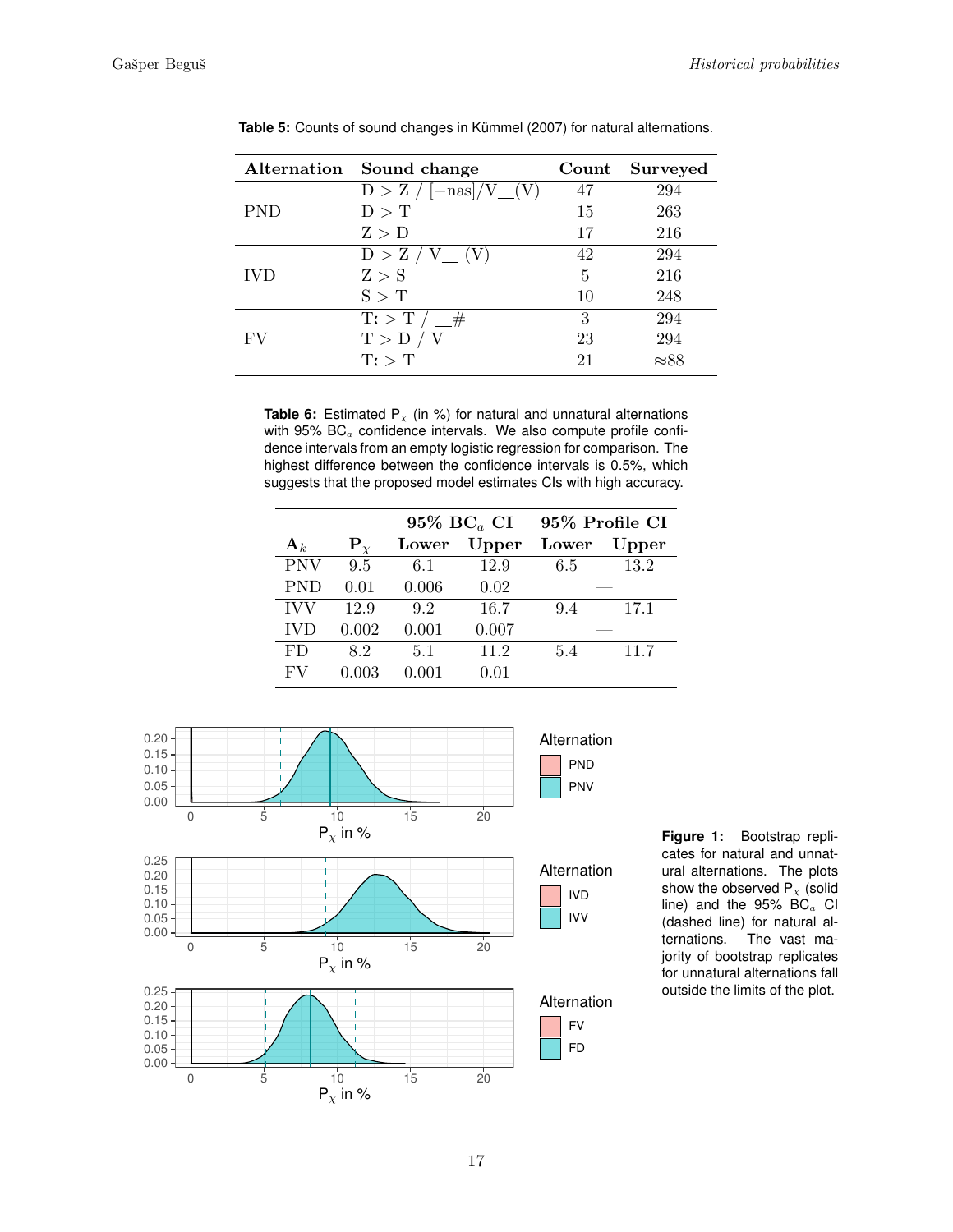**Table 5:** Counts of sound changes in Kümmel (2007) for natural alternations.

| Alternation | Sound change | Count | Surveyed |
|---|---|---|---|
| PND | D > Z / [−nas]/V__(V) | 47 | 294 |
| | D > T | 15 | 263 |
| | Z > D | 17 | 216 |
| IVD | D > Z / V__ (V) | 42 | 294 |
| | Z > S | 5 | 216 |
| | S > T | 10 | 248 |
| FV | T: > T / __# | 3 | 294 |
| | T > D / V__ | 23 | 294 |
| | T: > T | 21 | ≈88 |

**Table 6:** Estimated $P_\chi$ (in %) for natural and unnatural alternations with 95% $BC_a$ confidence intervals. We also compute profile confidence intervals from an empty logistic regression for comparison. The highest difference between the confidence intervals is 0.5%, which suggests that the proposed model estimates CIs with high accuracy.

| | | 95% $BC_a$ CI | | 95% Profile CI | |
|---|---|---|---|---|---|
| $A_k$ | $P_\chi$ | Lower | Upper | Lower | Upper |
| PNV | 9.5 | 6.1 | 12.9 | 6.5 | 13.2 |
| PND | 0.01 | 0.006 | 0.02 | — | |
| IVV | 12.9 | 9.2 | 16.7 | 9.4 | 17.1 |
| IVD | 0.002 | 0.001 | 0.007 | — | |
| FD | 8.2 | 5.1 | 11.2 | 5.4 | 11.7 |
| FV | 0.003 | 0.001 | 0.01 | — | |

**Figure 1:** Bootstrap replicates for natural and unnatural alternations. The plots show the observed $P_\chi$ (solid line) and the 95% $BC_a$ CI (dashed line) for natural alternations. The vast majority of bootstrap replicates for unnatural alternations fall outside the limits of the plot.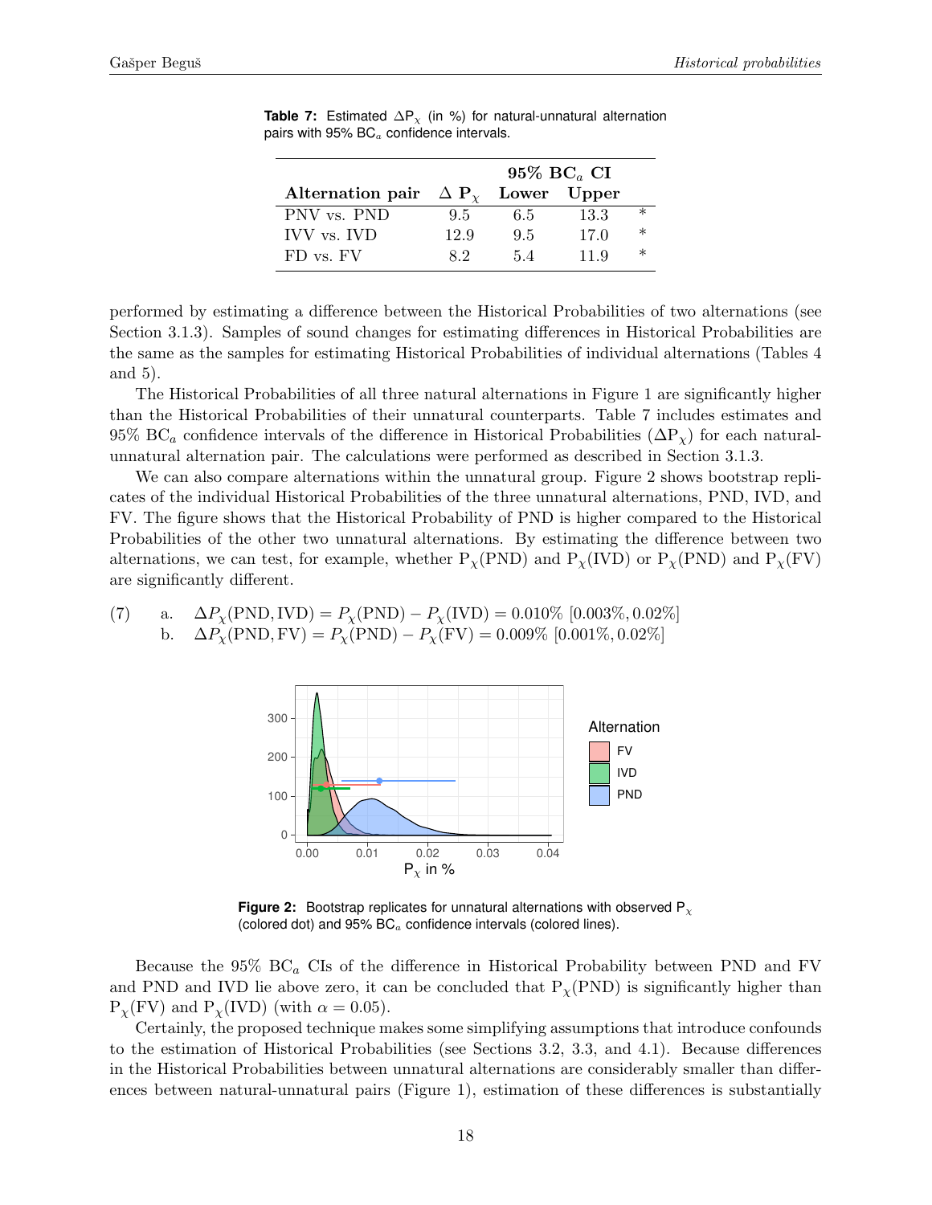**Table 7:** Estimated $\Delta P_\chi$ (in %) for natural-unnatural alternation pairs with 95% $BC_a$ confidence intervals.

| | | 95% $BC_a$ CI | | |
|---|---|---|---|---|
| **Alternation pair** | **$\Delta$ $P_\chi$** | **Lower** | **Upper** | |
| PNV vs. PND | 9.5 | 6.5 | 13.3 | * |
| IVV vs. IVD | 12.9 | 9.5 | 17.0 | * |
| FD vs. FV | 8.2 | 5.4 | 11.9 | * |

performed by estimating a difference between the Historical Probabilities of two alternations (see Section 3.1.3). Samples of sound changes for estimating differences in Historical Probabilities are the same as the samples for estimating Historical Probabilities of individual alternations (Tables 4 and 5).

The Historical Probabilities of all three natural alternations in Figure 1 are significantly higher than the Historical Probabilities of their unnatural counterparts. Table 7 includes estimates and 95% $BC_a$ confidence intervals of the difference in Historical Probabilities ($\Delta P_\chi$) for each natural-unnatural alternation pair. The calculations were performed as described in Section 3.1.3.

We can also compare alternations within the unnatural group. Figure 2 shows bootstrap replicates of the individual Historical Probabilities of the three unnatural alternations, PND, IVD, and FV. The figure shows that the Historical Probability of PND is higher compared to the Historical Probabilities of the other two unnatural alternations. By estimating the difference between two alternations, we can test, for example, whether $P_\chi$(PND) and $P_\chi$(IVD) or $P_\chi$(PND) and $P_\chi$(FV) are significantly different.

(7) a. $\Delta P_\chi(\text{PND}, \text{IVD}) = P_\chi(\text{PND}) - P_\chi(\text{IVD}) = 0.010\%$ $[0.003\%, 0.02\%]$
  b. $\Delta P_\chi(\text{PND}, \text{FV}) = P_\chi(\text{PND}) - P_\chi(\text{FV}) = 0.009\%$ $[0.001\%, 0.02\%]$

**Figure 2:** Bootstrap replicates for unnatural alternations with observed $P_\chi$ (colored dot) and 95% $BC_a$ confidence intervals (colored lines).

Because the 95% $BC_a$ CIs of the difference in Historical Probability between PND and FV and PND and IVD lie above zero, it can be concluded that $P_\chi$(PND) is significantly higher than $P_\chi$(FV) and $P_\chi$(IVD) (with $\alpha = 0.05$).

Certainly, the proposed technique makes some simplifying assumptions that introduce confounds to the estimation of Historical Probabilities (see Sections 3.2, 3.3, and 4.1). Because differences in the Historical Probabilities between unnatural alternations are considerably smaller than differences between natural-unnatural pairs (Figure 1), estimation of these differences is substantially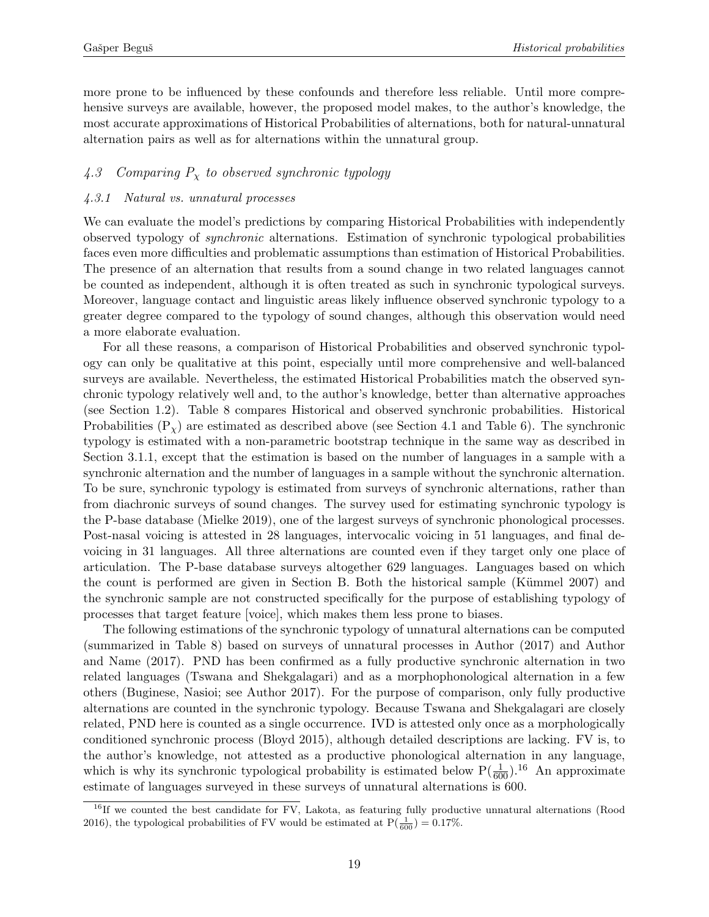more prone to be influenced by these confounds and therefore less reliable. Until more comprehensive surveys are available, however, the proposed model makes, to the author's knowledge, the most accurate approximations of Historical Probabilities of alternations, both for natural-unnatural alternation pairs as well as for alternations within the unnatural group.

### *4.3 Comparing $P_\chi$ to observed synchronic typology*

#### *4.3.1 Natural vs. unnatural processes*

We can evaluate the model's predictions by comparing Historical Probabilities with independently observed typology of *synchronic* alternations. Estimation of synchronic typological probabilities faces even more difficulties and problematic assumptions than estimation of Historical Probabilities. The presence of an alternation that results from a sound change in two related languages cannot be counted as independent, although it is often treated as such in synchronic typological surveys. Moreover, language contact and linguistic areas likely influence observed synchronic typology to a greater degree compared to the typology of sound changes, although this observation would need a more elaborate evaluation.

For all these reasons, a comparison of Historical Probabilities and observed synchronic typology can only be qualitative at this point, especially until more comprehensive and well-balanced surveys are available. Nevertheless, the estimated Historical Probabilities match the observed synchronic typology relatively well and, to the author's knowledge, better than alternative approaches (see Section 1.2). Table 8 compares Historical and observed synchronic probabilities. Historical Probabilities ($P_\chi$) are estimated as described above (see Section 4.1 and Table 6). The synchronic typology is estimated with a non-parametric bootstrap technique in the same way as described in Section 3.1.1, except that the estimation is based on the number of languages in a sample with a synchronic alternation and the number of languages in a sample without the synchronic alternation. To be sure, synchronic typology is estimated from surveys of synchronic alternations, rather than from diachronic surveys of sound changes. The survey used for estimating synchronic typology is the P-base database (Mielke 2019), one of the largest surveys of synchronic phonological processes. Post-nasal voicing is attested in 28 languages, intervocalic voicing in 51 languages, and final devoicing in 31 languages. All three alternations are counted even if they target only one place of articulation. The P-base database surveys altogether 629 languages. Languages based on which the count is performed are given in Section B. Both the historical sample (Kümmel 2007) and the synchronic sample are not constructed specifically for the purpose of establishing typology of processes that target feature [voice], which makes them less prone to biases.

The following estimations of the synchronic typology of unnatural alternations can be computed (summarized in Table 8) based on surveys of unnatural processes in Author (2017) and Author and Name (2017). PND has been confirmed as a fully productive synchronic alternation in two related languages (Tswana and Shekgalagari) and as a morphophonological alternation in a few others (Buginese, Nasioi; see Author 2017). For the purpose of comparison, only fully productive alternations are counted in the synchronic typology. Because Tswana and Shekgalagari are closely related, PND here is counted as a single occurrence. IVD is attested only once as a morphologically conditioned synchronic process (Bloyd 2015), although detailed descriptions are lacking. FV is, to the author's knowledge, not attested as a productive phonological alternation in any language, which is why its synchronic typological probability is estimated below $P(\frac{1}{600})$.[16] An approximate estimate of languages surveyed in these surveys of unnatural alternations is 600.

[16]If we counted the best candidate for FV, Lakota, as featuring fully productive unnatural alternations (Rood 2016), the typological probabilities of FV would be estimated at $P(\frac{1}{600}) = 0.17\%$.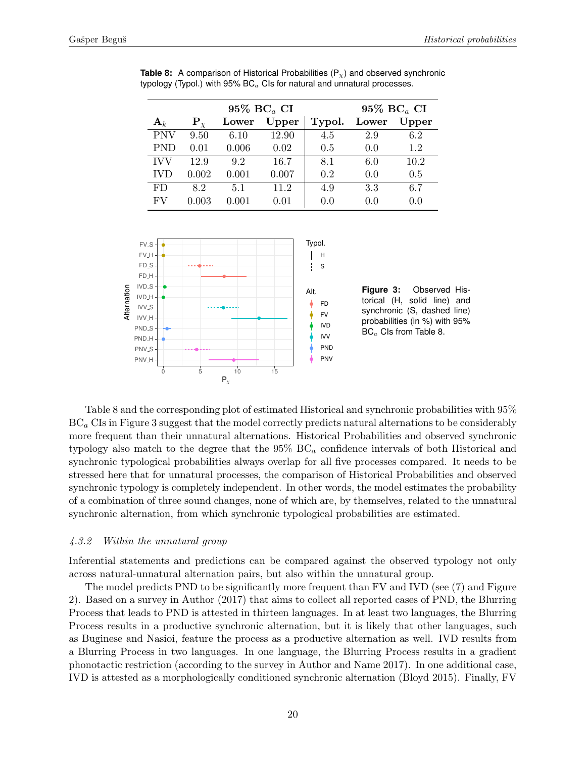**Table 8:** A comparison of Historical Probabilities ($P_\chi$) and observed synchronic typology (Typol.) with 95% $BC_a$ CIs for natural and unnatural processes.

| | | 95% $BC_a$ CI | | | 95% $BC_a$ CI | |
|---|---|---|---|---|---|---|
| $A_k$ | $P_\chi$ | Lower | Upper | Typol. | Lower | Upper |
| PNV | 9.50 | 6.10 | 12.90 | 4.5 | 2.9 | 6.2 |
| PND | 0.01 | 0.006 | 0.02 | 0.5 | 0.0 | 1.2 |
| IVV | 12.9 | 9.2 | 16.7 | 8.1 | 6.0 | 10.2 |
| IVD | 0.002 | 0.001 | 0.007 | 0.2 | 0.0 | 0.5 |
| FD | 8.2 | 5.1 | 11.2 | 4.9 | 3.3 | 6.7 |
| FV | 0.003 | 0.001 | 0.01 | 0.0 | 0.0 | 0.0 |

**Figure 3:** Observed Historical (H, solid line) and synchronic (S, dashed line) probabilities (in %) with 95% $BC_a$ CIs from Table 8.

Table 8 and the corresponding plot of estimated Historical and synchronic probabilities with 95% $BC_a$ CIs in Figure 3 suggest that the model correctly predicts natural alternations to be considerably more frequent than their unnatural alternations. Historical Probabilities and observed synchronic typology also match to the degree that the 95% $BC_a$ confidence intervals of both Historical and synchronic typological probabilities always overlap for all five processes compared. It needs to be stressed here that for unnatural processes, the comparison of Historical Probabilities and observed synchronic typology is completely independent. In other words, the model estimates the probability of a combination of three sound changes, none of which are, by themselves, related to the unnatural synchronic alternation, from which synchronic typological probabilities are estimated.

#### *4.3.2 Within the unnatural group*

Inferential statements and predictions can be compared against the observed typology not only across natural-unnatural alternation pairs, but also within the unnatural group.

The model predicts PND to be significantly more frequent than FV and IVD (see (7) and Figure 2). Based on a survey in Author (2017) that aims to collect all reported cases of PND, the Blurring Process that leads to PND is attested in thirteen languages. In at least two languages, the Blurring Process results in a productive synchronic alternation, but it is likely that other languages, such as Buginese and Nasioi, feature the process as a productive alternation as well. IVD results from a Blurring Process in two languages. In one language, the Blurring Process results in a gradient phonotactic restriction (according to the survey in Author and Name 2017). In one additional case, IVD is attested as a morphologically conditioned synchronic alternation (Bloyd 2015). Finally, FV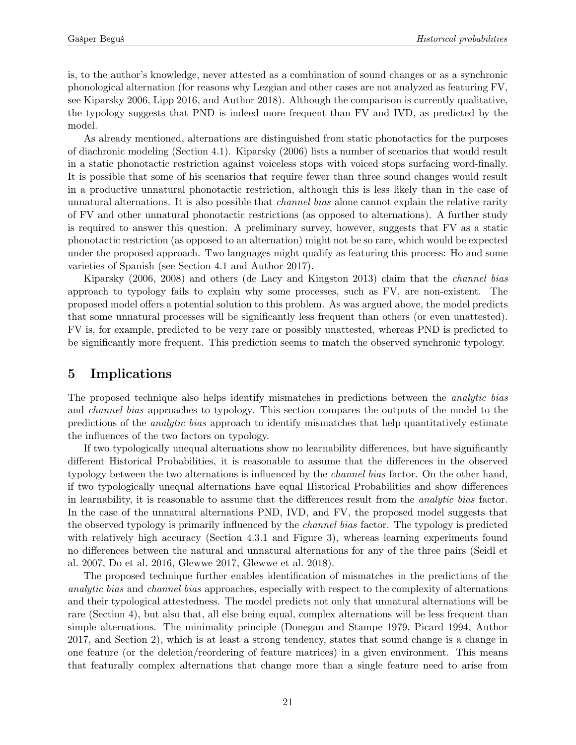is, to the author's knowledge, never attested as a combination of sound changes or as a synchronic phonological alternation (for reasons why Lezgian and other cases are not analyzed as featuring FV, see Kiparsky 2006, Lipp 2016, and Author 2018). Although the comparison is currently qualitative, the typology suggests that PND is indeed more frequent than FV and IVD, as predicted by the model.

As already mentioned, alternations are distinguished from static phonotactics for the purposes of diachronic modeling (Section 4.1). Kiparsky (2006) lists a number of scenarios that would result in a static phonotactic restriction against voiceless stops with voiced stops surfacing word-finally. It is possible that some of his scenarios that require fewer than three sound changes would result in a productive unnatural phonotactic restriction, although this is less likely than in the case of unnatural alternations. It is also possible that *channel bias* alone cannot explain the relative rarity of FV and other unnatural phonotactic restrictions (as opposed to alternations). A further study is required to answer this question. A preliminary survey, however, suggests that FV as a static phonotactic restriction (as opposed to an alternation) might not be so rare, which would be expected under the proposed approach. Two languages might qualify as featuring this process: Ho and some varieties of Spanish (see Section 4.1 and Author 2017).

Kiparsky (2006, 2008) and others (de Lacy and Kingston 2013) claim that the *channel bias* approach to typology fails to explain why some processes, such as FV, are non-existent. The proposed model offers a potential solution to this problem. As was argued above, the model predicts that some unnatural processes will be significantly less frequent than others (or even unattested). FV is, for example, predicted to be very rare or possibly unattested, whereas PND is predicted to be significantly more frequent. This prediction seems to match the observed synchronic typology.

## 5 Implications

The proposed technique also helps identify mismatches in predictions between the *analytic bias* and *channel bias* approaches to typology. This section compares the outputs of the model to the predictions of the *analytic bias* approach to identify mismatches that help quantitatively estimate the influences of the two factors on typology.

If two typologically unequal alternations show no learnability differences, but have significantly different Historical Probabilities, it is reasonable to assume that the differences in the observed typology between the two alternations is influenced by the *channel bias* factor. On the other hand, if two typologically unequal alternations have equal Historical Probabilities and show differences in learnability, it is reasonable to assume that the differences result from the *analytic bias* factor. In the case of the unnatural alternations PND, IVD, and FV, the proposed model suggests that the observed typology is primarily influenced by the *channel bias* factor. The typology is predicted with relatively high accuracy (Section 4.3.1 and Figure 3), whereas learning experiments found no differences between the natural and unnatural alternations for any of the three pairs (Seidl et al. 2007, Do et al. 2016, Glewwe 2017, Glewwe et al. 2018).

The proposed technique further enables identification of mismatches in the predictions of the *analytic bias* and *channel bias* approaches, especially with respect to the complexity of alternations and their typological attestedness. The model predicts not only that unnatural alternations will be rare (Section 4), but also that, all else being equal, complex alternations will be less frequent than simple alternations. The minimality principle (Donegan and Stampe 1979, Picard 1994, Author 2017, and Section 2), which is at least a strong tendency, states that sound change is a change in one feature (or the deletion/reordering of feature matrices) in a given environment. This means that featurally complex alternations that change more than a single feature need to arise from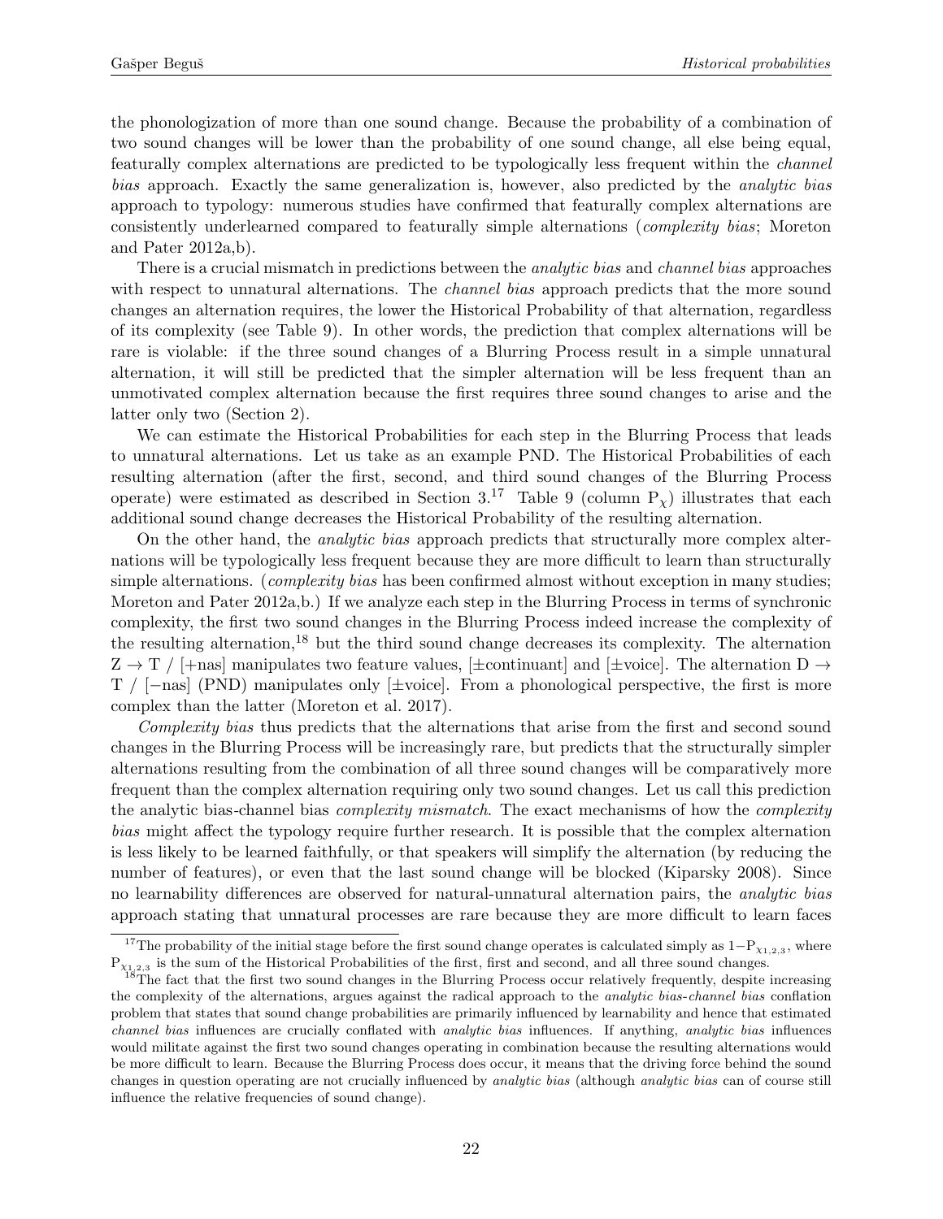the phonologization of more than one sound change. Because the probability of a combination of two sound changes will be lower than the probability of one sound change, all else being equal, featurally complex alternations are predicted to be typologically less frequent within the *channel bias* approach. Exactly the same generalization is, however, also predicted by the *analytic bias* approach to typology: numerous studies have confirmed that featurally complex alternations are consistently underlearned compared to featurally simple alternations (*complexity bias*; Moreton and Pater 2012a,b).

There is a crucial mismatch in predictions between the *analytic bias* and *channel bias* approaches with respect to unnatural alternations. The *channel bias* approach predicts that the more sound changes an alternation requires, the lower the Historical Probability of that alternation, regardless of its complexity (see Table 9). In other words, the prediction that complex alternations will be rare is violable: if the three sound changes of a Blurring Process result in a simple unnatural alternation, it will still be predicted that the simpler alternation will be less frequent than an unmotivated complex alternation because the first requires three sound changes to arise and the latter only two (Section 2).

We can estimate the Historical Probabilities for each step in the Blurring Process that leads to unnatural alternations. Let us take as an example PND. The Historical Probabilities of each resulting alternation (after the first, second, and third sound changes of the Blurring Process operate) were estimated as described in Section 3.[17] Table 9 (column $P_\chi$) illustrates that each additional sound change decreases the Historical Probability of the resulting alternation.

On the other hand, the *analytic bias* approach predicts that structurally more complex alternations will be typologically less frequent because they are more difficult to learn than structurally simple alternations. (*complexity bias* has been confirmed almost without exception in many studies; Moreton and Pater 2012a,b.) If we analyze each step in the Blurring Process in terms of synchronic complexity, the first two sound changes in the Blurring Process indeed increase the complexity of the resulting alternation,[18] but the third sound change decreases its complexity. The alternation Z → T / [+nas] manipulates two feature values, [±continuant] and [±voice]. The alternation D → T / [−nas] (PND) manipulates only [±voice]. From a phonological perspective, the first is more complex than the latter (Moreton et al. 2017).

*Complexity bias* thus predicts that the alternations that arise from the first and second sound changes in the Blurring Process will be increasingly rare, but predicts that the structurally simpler alternations resulting from the combination of all three sound changes will be comparatively more frequent than the complex alternation requiring only two sound changes. Let us call this prediction the analytic bias-channel bias *complexity mismatch*. The exact mechanisms of how the *complexity bias* might affect the typology require further research. It is possible that the complex alternation is less likely to be learned faithfully, or that speakers will simplify the alternation (by reducing the number of features), or even that the last sound change will be blocked (Kiparsky 2008). Since no learnability differences are observed for natural-unnatural alternation pairs, the *analytic bias* approach stating that unnatural processes are rare because they are more difficult to learn faces

[17] The probability of the initial stage before the first sound change operates is calculated simply as $1-P_{\chi_{1,2,3}}$, where $P_{\chi_{1,2,3}}$ is the sum of the Historical Probabilities of the first, first and second, and all three sound changes.

[18] The fact that the first two sound changes in the Blurring Process occur relatively frequently, despite increasing the complexity of the alternations, argues against the radical approach to the *analytic bias-channel bias* conflation problem that states that sound change probabilities are primarily influenced by learnability and hence that estimated *channel bias* influences are crucially conflated with *analytic bias* influences. If anything, *analytic bias* influences would militate against the first two sound changes operating in combination because the resulting alternations would be more difficult to learn. Because the Blurring Process does occur, it means that the driving force behind the sound changes in question operating are not crucially influenced by *analytic bias* (although *analytic bias* can of course still influence the relative frequencies of sound change).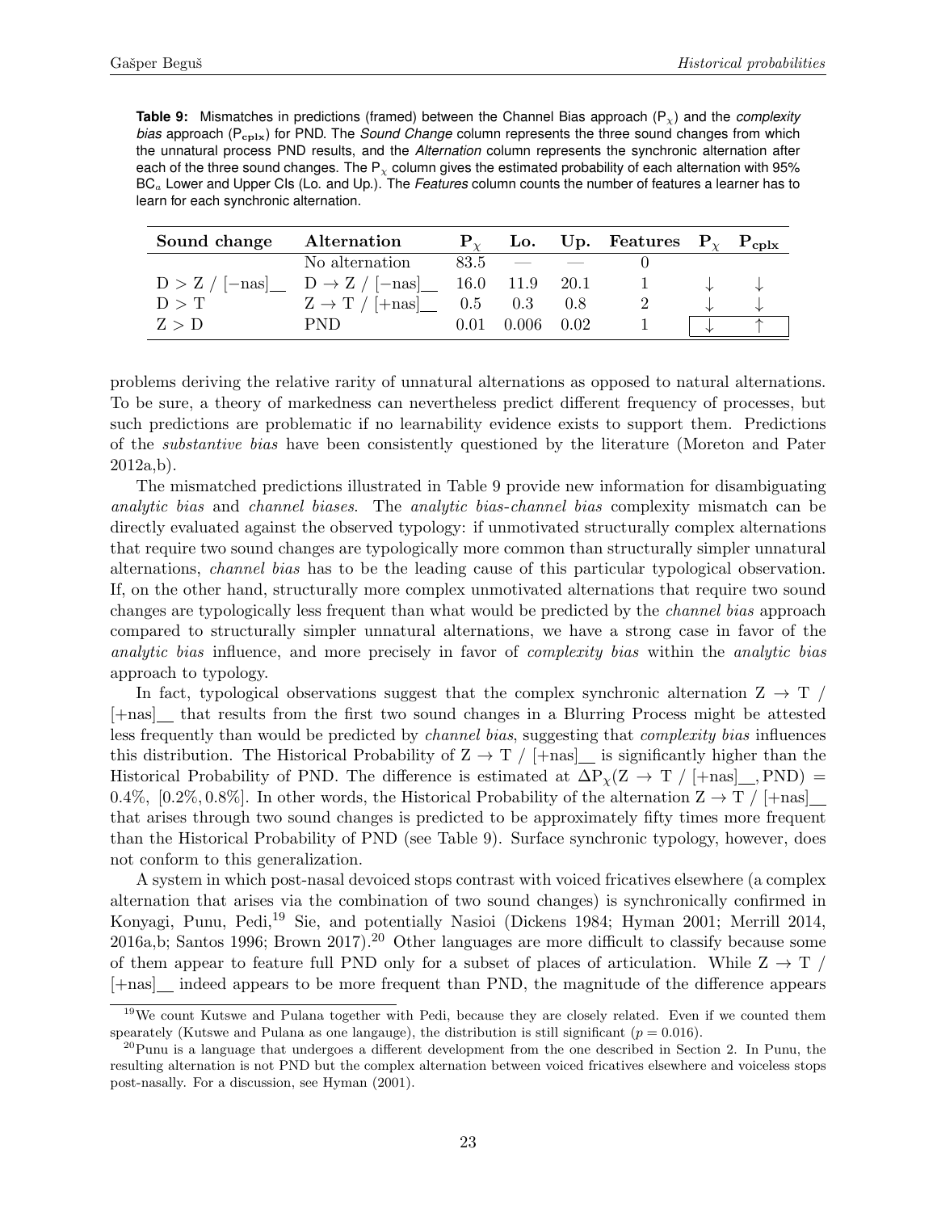**Table 9:** Mismatches in predictions (framed) between the Channel Bias approach ($P_\chi$) and the *complexity bias* approach ($P_{cplx}$) for PND. The *Sound Change* column represents the three sound changes from which the unnatural process PND results, and the *Alternation* column represents the synchronic alternation after each of the three sound changes. The $P_\chi$ column gives the estimated probability of each alternation with 95% $BC_a$ Lower and Upper CIs (Lo. and Up.). The *Features* column counts the number of features a learner has to learn for each synchronic alternation.

| Sound change | Alternation | $P_\chi$ | Lo. | Up. | Features | $P_\chi$ | $P_{cplx}$ |
|---|---|---|---|---|---|---|---|
| | No alternation | 83.5 | — | — | 0 | | |
| D > Z / [−nas]__ | D → Z / [−nas]__ | 16.0 | 11.9 | 20.1 | 1 | ↓ | ↓ |
| D > T | Z → T / [+nas]__ | 0.5 | 0.3 | 0.8 | 2 | ↓ | ↓ |
| Z > D | PND | 0.01 | 0.006 | 0.02 | 1 | ↓ | ↑ |

problems deriving the relative rarity of unnatural alternations as opposed to natural alternations. To be sure, a theory of markedness can nevertheless predict different frequency of processes, but such predictions are problematic if no learnability evidence exists to support them. Predictions of the *substantive bias* have been consistently questioned by the literature (Moreton and Pater 2012a,b).

The mismatched predictions illustrated in Table 9 provide new information for disambiguating *analytic bias* and *channel biases*. The *analytic bias*-*channel bias* complexity mismatch can be directly evaluated against the observed typology: if unmotivated structurally complex alternations that require two sound changes are typologically more common than structurally simpler unnatural alternations, *channel bias* has to be the leading cause of this particular typological observation. If, on the other hand, structurally more complex unmotivated alternations that require two sound changes are typologically less frequent than what would be predicted by the *channel bias* approach compared to structurally simpler unnatural alternations, we have a strong case in favor of the *analytic bias* influence, and more precisely in favor of *complexity bias* within the *analytic bias* approach to typology.

In fact, typological observations suggest that the complex synchronic alternation Z → T / [+nas]__ that results from the first two sound changes in a Blurring Process might be attested less frequently than would be predicted by *channel bias*, suggesting that *complexity bias* influences this distribution. The Historical Probability of Z → T / [+nas]__ is significantly higher than the Historical Probability of PND. The difference is estimated at $\Delta P_\chi(\text{Z} \rightarrow \text{T} \mathbin{/} [+\text{nas}]\_\_, \text{PND}) = 0.4\%$, $[0.2\%, 0.8\%]$. In other words, the Historical Probability of the alternation Z → T / [+nas]__ that arises through two sound changes is predicted to be approximately fifty times more frequent than the Historical Probability of PND (see Table 9). Surface synchronic typology, however, does not conform to this generalization.

A system in which post-nasal devoiced stops contrast with voiced fricatives elsewhere (a complex alternation that arises via the combination of two sound changes) is synchronically confirmed in Konyagi, Punu, Pedi,[19] Sie, and potentially Nasioi (Dickens 1984; Hyman 2001; Merrill 2014, 2016a,b; Santos 1996; Brown 2017).[20] Other languages are more difficult to classify because some of them appear to feature full PND only for a subset of places of articulation. While Z → T / [+nas]__ indeed appears to be more frequent than PND, the magnitude of the difference appears

[19] We count Kutswe and Pulana together with Pedi, because they are closely related. Even if we counted them spearately (Kutswe and Pulana as one langauge), the distribution is still significant ($p = 0.016$).

[20] Punu is a language that undergoes a different development from the one described in Section 2. In Punu, the resulting alternation is not PND but the complex alternation between voiced fricatives elsewhere and voiceless stops post-nasally. For a discussion, see Hyman (2001).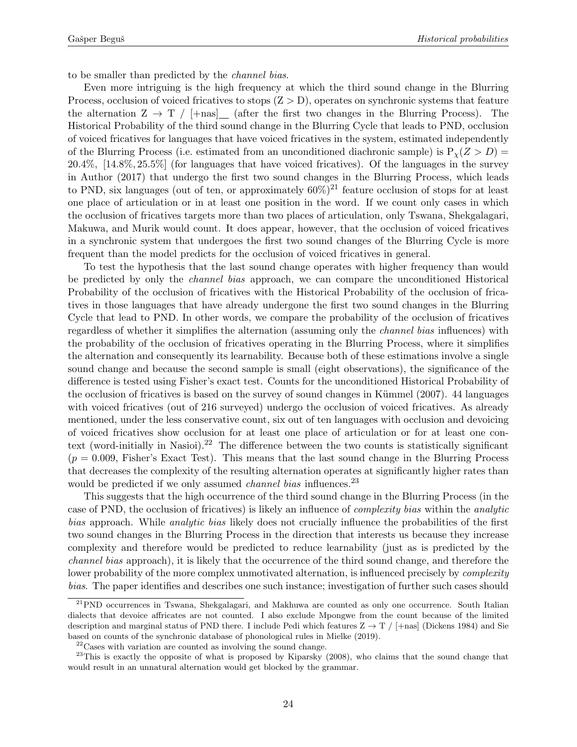to be smaller than predicted by the *channel bias*.

Even more intriguing is the high frequency at which the third sound change in the Blurring Process, occlusion of voiced fricatives to stops (Z > D), operates on synchronic systems that feature the alternation Z → T / [+nas]__ (after the first two changes in the Blurring Process). The Historical Probability of the third sound change in the Blurring Cycle that leads to PND, occlusion of voiced fricatives for languages that have voiced fricatives in the system, estimated independently of the Blurring Process (i.e. estimated from an unconditioned diachronic sample) is $P_\chi(Z > D) = 20.4\%$, $[14.8\%, 25.5\%]$ (for languages that have voiced fricatives). Of the languages in the survey in Author (2017) that undergo the first two sound changes in the Blurring Process, which leads to PND, six languages (out of ten, or approximately 60%)[21] feature occlusion of stops for at least one place of articulation or in at least one position in the word. If we count only cases in which the occlusion of fricatives targets more than two places of articulation, only Tswana, Shekgalagari, Makuwa, and Murik would count. It does appear, however, that the occlusion of voiced fricatives in a synchronic system that undergoes the first two sound changes of the Blurring Cycle is more frequent than the model predicts for the occlusion of voiced fricatives in general.

To test the hypothesis that the last sound change operates with higher frequency than would be predicted by only the *channel bias* approach, we can compare the unconditioned Historical Probability of the occlusion of fricatives with the Historical Probability of the occlusion of fricatives in those languages that have already undergone the first two sound changes in the Blurring Cycle that lead to PND. In other words, we compare the probability of the occlusion of fricatives regardless of whether it simplifies the alternation (assuming only the *channel bias* influences) with the probability of the occlusion of fricatives operating in the Blurring Process, where it simplifies the alternation and consequently its learnability. Because both of these estimations involve a single sound change and because the second sample is small (eight observations), the significance of the difference is tested using Fisher's exact test. Counts for the unconditioned Historical Probability of the occlusion of fricatives is based on the survey of sound changes in Kümmel (2007). 44 languages with voiced fricatives (out of 216 surveyed) undergo the occlusion of voiced fricatives. As already mentioned, under the less conservative count, six out of ten languages with occlusion and devoicing of voiced fricatives show occlusion for at least one place of articulation or for at least one context (word-initially in Nasioi).[22] The difference between the two counts is statistically significant ($p = 0.009$, Fisher's Exact Test). This means that the last sound change in the Blurring Process that decreases the complexity of the resulting alternation operates at significantly higher rates than would be predicted if we only assumed *channel bias* influences.[23]

This suggests that the high occurrence of the third sound change in the Blurring Process (in the case of PND, the occlusion of fricatives) is likely an influence of *complexity bias* within the *analytic bias* approach. While *analytic bias* likely does not crucially influence the probabilities of the first two sound changes in the Blurring Process in the direction that interests us because they increase complexity and therefore would be predicted to reduce learnability (just as is predicted by the *channel bias* approach), it is likely that the occurrence of the third sound change, and therefore the lower probability of the more complex unmotivated alternation, is influenced precisely by *complexity bias*. The paper identifies and describes one such instance; investigation of further such cases should

---

[21] PND occurrences in Tswana, Shekgalagari, and Makhuwa are counted as only one occurrence. South Italian dialects that devoice affricates are not counted. I also exclude Mpongwe from the count because of the limited description and marginal status of PND there. I include Pedi which features Z → T / [+nas] (Dickens 1984) and Sie based on counts of the synchronic database of phonological rules in Mielke (2019).

[22] Cases with variation are counted as involving the sound change.

[23] This is exactly the opposite of what is proposed by Kiparsky (2008), who claims that the sound change that would result in an unnatural alternation would get blocked by the grammar.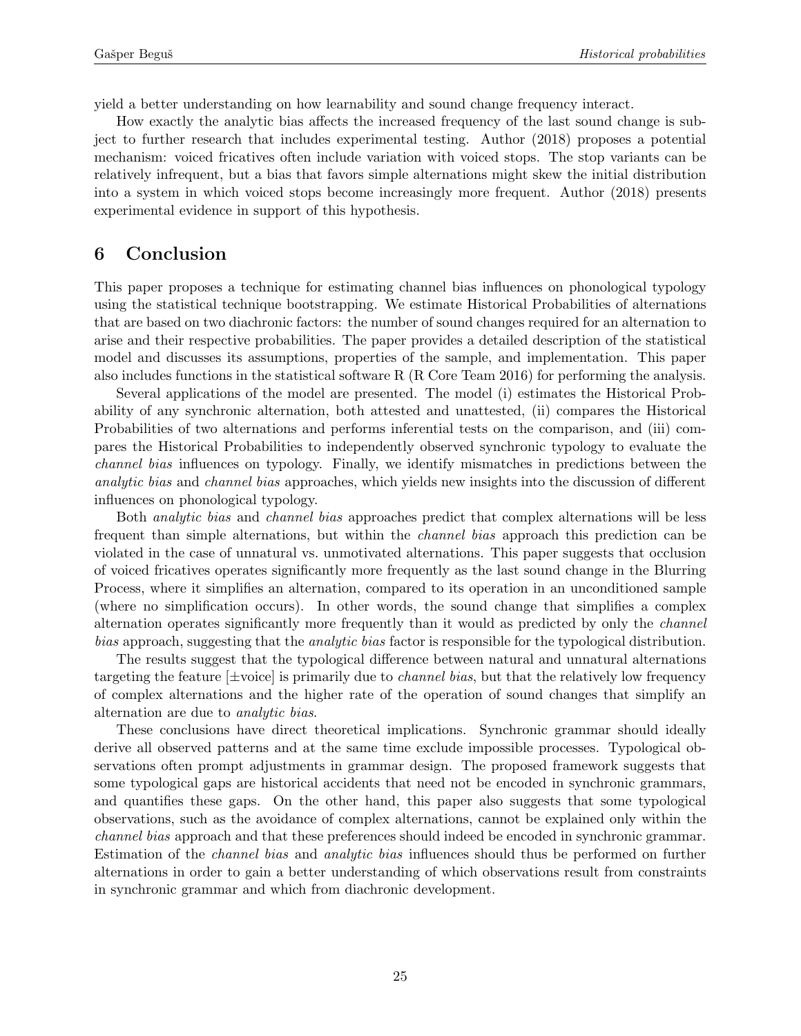yield a better understanding on how learnability and sound change frequency interact.

How exactly the analytic bias affects the increased frequency of the last sound change is subject to further research that includes experimental testing. Author (2018) proposes a potential mechanism: voiced fricatives often include variation with voiced stops. The stop variants can be relatively infrequent, but a bias that favors simple alternations might skew the initial distribution into a system in which voiced stops become increasingly more frequent. Author (2018) presents experimental evidence in support of this hypothesis.

## 6 Conclusion

This paper proposes a technique for estimating channel bias influences on phonological typology using the statistical technique bootstrapping. We estimate Historical Probabilities of alternations that are based on two diachronic factors: the number of sound changes required for an alternation to arise and their respective probabilities. The paper provides a detailed description of the statistical model and discusses its assumptions, properties of the sample, and implementation. This paper also includes functions in the statistical software R (R Core Team 2016) for performing the analysis.

Several applications of the model are presented. The model (i) estimates the Historical Probability of any synchronic alternation, both attested and unattested, (ii) compares the Historical Probabilities of two alternations and performs inferential tests on the comparison, and (iii) compares the Historical Probabilities to independently observed synchronic typology to evaluate the *channel bias* influences on typology. Finally, we identify mismatches in predictions between the *analytic bias* and *channel bias* approaches, which yields new insights into the discussion of different influences on phonological typology.

Both *analytic bias* and *channel bias* approaches predict that complex alternations will be less frequent than simple alternations, but within the *channel bias* approach this prediction can be violated in the case of unnatural vs. unmotivated alternations. This paper suggests that occlusion of voiced fricatives operates significantly more frequently as the last sound change in the Blurring Process, where it simplifies an alternation, compared to its operation in an unconditioned sample (where no simplification occurs). In other words, the sound change that simplifies a complex alternation operates significantly more frequently than it would as predicted by only the *channel bias* approach, suggesting that the *analytic bias* factor is responsible for the typological distribution.

The results suggest that the typological difference between natural and unnatural alternations targeting the feature [±voice] is primarily due to *channel bias*, but that the relatively low frequency of complex alternations and the higher rate of the operation of sound changes that simplify an alternation are due to *analytic bias*.

These conclusions have direct theoretical implications. Synchronic grammar should ideally derive all observed patterns and at the same time exclude impossible processes. Typological observations often prompt adjustments in grammar design. The proposed framework suggests that some typological gaps are historical accidents that need not be encoded in synchronic grammars, and quantifies these gaps. On the other hand, this paper also suggests that some typological observations, such as the avoidance of complex alternations, cannot be explained only within the *channel bias* approach and that these preferences should indeed be encoded in synchronic grammar. Estimation of the *channel bias* and *analytic bias* influences should thus be performed on further alternations in order to gain a better understanding of which observations result from constraints in synchronic grammar and which from diachronic development.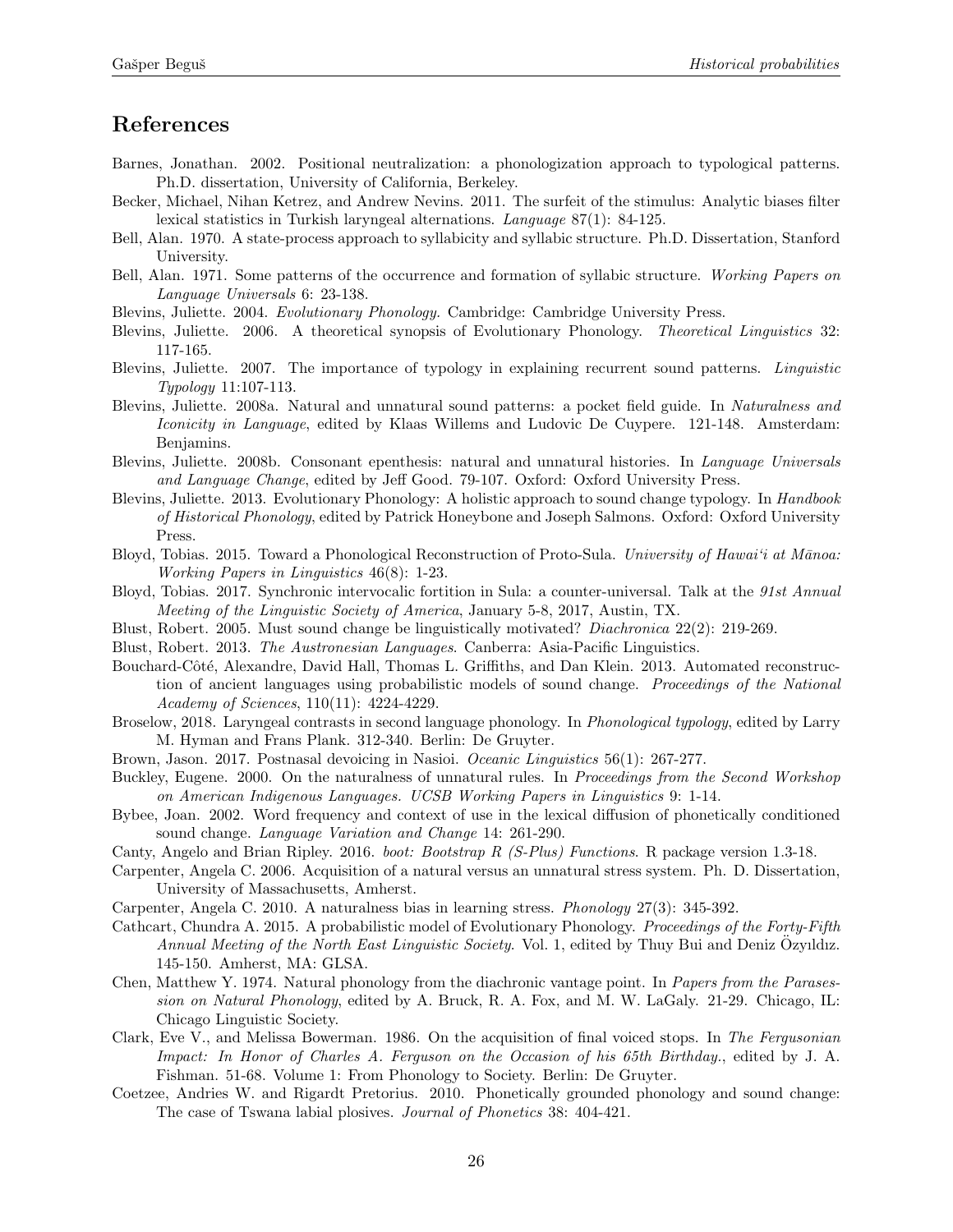## References

Barnes, Jonathan. 2002. Positional neutralization: a phonologization approach to typological patterns. Ph.D. dissertation, University of California, Berkeley.

Becker, Michael, Nihan Ketrez, and Andrew Nevins. 2011. The surfeit of the stimulus: Analytic biases filter lexical statistics in Turkish laryngeal alternations. *Language* 87(1): 84-125.

Bell, Alan. 1970. A state-process approach to syllabicity and syllabic structure. Ph.D. Dissertation, Stanford University.

Bell, Alan. 1971. Some patterns of the occurrence and formation of syllabic structure. *Working Papers on Language Universals* 6: 23-138.

Blevins, Juliette. 2004. *Evolutionary Phonology.* Cambridge: Cambridge University Press.

Blevins, Juliette. 2006. A theoretical synopsis of Evolutionary Phonology. *Theoretical Linguistics* 32: 117-165.

Blevins, Juliette. 2007. The importance of typology in explaining recurrent sound patterns. *Linguistic Typology* 11:107-113.

Blevins, Juliette. 2008a. Natural and unnatural sound patterns: a pocket field guide. In *Naturalness and Iconicity in Language*, edited by Klaas Willems and Ludovic De Cuypere. 121-148. Amsterdam: Benjamins.

Blevins, Juliette. 2008b. Consonant epenthesis: natural and unnatural histories. In *Language Universals and Language Change*, edited by Jeff Good. 79-107. Oxford: Oxford University Press.

Blevins, Juliette. 2013. Evolutionary Phonology: A holistic approach to sound change typology. In *Handbook of Historical Phonology*, edited by Patrick Honeybone and Joseph Salmons. Oxford: Oxford University Press.

Bloyd, Tobias. 2015. Toward a Phonological Reconstruction of Proto-Sula. *University of Hawai'i at Mānoa: Working Papers in Linguistics* 46(8): 1-23.

Bloyd, Tobias. 2017. Synchronic intervocalic fortition in Sula: a counter-universal. Talk at the *91st Annual Meeting of the Linguistic Society of America*, January 5-8, 2017, Austin, TX.

Blust, Robert. 2005. Must sound change be linguistically motivated? *Diachronica* 22(2): 219-269.

Blust, Robert. 2013. *The Austronesian Languages*. Canberra: Asia-Pacific Linguistics.

Bouchard-Côté, Alexandre, David Hall, Thomas L. Griffiths, and Dan Klein. 2013. Automated reconstruction of ancient languages using probabilistic models of sound change. *Proceedings of the National Academy of Sciences*, 110(11): 4224-4229.

Broselow, 2018. Laryngeal contrasts in second language phonology. In *Phonological typology*, edited by Larry M. Hyman and Frans Plank. 312-340. Berlin: De Gruyter.

Brown, Jason. 2017. Postnasal devoicing in Nasioi. *Oceanic Linguistics* 56(1): 267-277.

Buckley, Eugene. 2000. On the naturalness of unnatural rules. In *Proceedings from the Second Workshop on American Indigenous Languages. UCSB Working Papers in Linguistics* 9: 1-14.

Bybee, Joan. 2002. Word frequency and context of use in the lexical diffusion of phonetically conditioned sound change. *Language Variation and Change* 14: 261-290.

Canty, Angelo and Brian Ripley. 2016. *boot: Bootstrap R (S-Plus) Functions*. R package version 1.3-18.

Carpenter, Angela C. 2006. Acquisition of a natural versus an unnatural stress system. Ph. D. Dissertation, University of Massachusetts, Amherst.

Carpenter, Angela C. 2010. A naturalness bias in learning stress. *Phonology* 27(3): 345-392.

Cathcart, Chundra A. 2015. A probabilistic model of Evolutionary Phonology. *Proceedings of the Forty-Fifth Annual Meeting of the North East Linguistic Society.* Vol. 1, edited by Thuy Bui and Deniz Özyıldız. 145-150. Amherst, MA: GLSA.

Chen, Matthew Y. 1974. Natural phonology from the diachronic vantage point. In *Papers from the Parasession on Natural Phonology*, edited by A. Bruck, R. A. Fox, and M. W. LaGaly. 21-29. Chicago, IL: Chicago Linguistic Society.

Clark, Eve V., and Melissa Bowerman. 1986. On the acquisition of final voiced stops. In *The Fergusonian Impact: In Honor of Charles A. Ferguson on the Occasion of his 65th Birthday.*, edited by J. A. Fishman. 51-68. Volume 1: From Phonology to Society. Berlin: De Gruyter.

Coetzee, Andries W. and Rigardt Pretorius. 2010. Phonetically grounded phonology and sound change: The case of Tswana labial plosives. *Journal of Phonetics* 38: 404-421.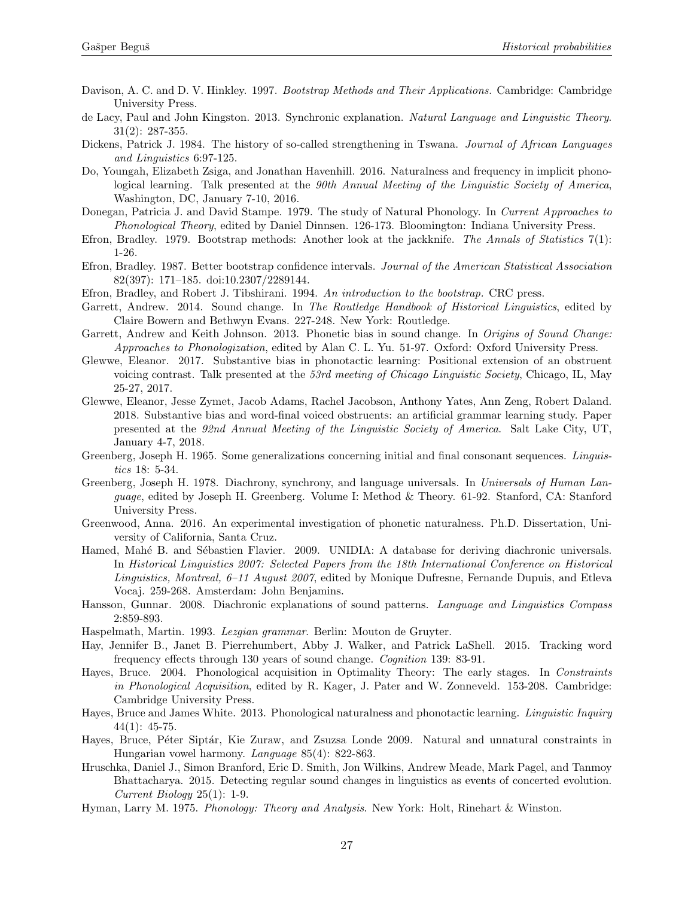Davison, A. C. and D. V. Hinkley. 1997. *Bootstrap Methods and Their Applications*. Cambridge: Cambridge University Press.

de Lacy, Paul and John Kingston. 2013. Synchronic explanation. *Natural Language and Linguistic Theory*. 31(2): 287-355.

Dickens, Patrick J. 1984. The history of so-called strengthening in Tswana. *Journal of African Languages and Linguistics* 6:97-125.

Do, Youngah, Elizabeth Zsiga, and Jonathan Havenhill. 2016. Naturalness and frequency in implicit phonological learning. Talk presented at the *90th Annual Meeting of the Linguistic Society of America*, Washington, DC, January 7-10, 2016.

Donegan, Patricia J. and David Stampe. 1979. The study of Natural Phonology. In *Current Approaches to Phonological Theory*, edited by Daniel Dinnsen. 126-173. Bloomington: Indiana University Press.

Efron, Bradley. 1979. Bootstrap methods: Another look at the jackknife. *The Annals of Statistics* 7(1): 1-26.

Efron, Bradley. 1987. Better bootstrap confidence intervals. *Journal of the American Statistical Association* 82(397): 171–185. doi:10.2307/2289144.

Efron, Bradley, and Robert J. Tibshirani. 1994. *An introduction to the bootstrap.* CRC press.

Garrett, Andrew. 2014. Sound change. In *The Routledge Handbook of Historical Linguistics*, edited by Claire Bowern and Bethwyn Evans. 227-248. New York: Routledge.

Garrett, Andrew and Keith Johnson. 2013. Phonetic bias in sound change. In *Origins of Sound Change: Approaches to Phonologization*, edited by Alan C. L. Yu. 51-97. Oxford: Oxford University Press.

Glewwe, Eleanor. 2017. Substantive bias in phonotactic learning: Positional extension of an obstruent voicing contrast. Talk presented at the *53rd meeting of Chicago Linguistic Society*, Chicago, IL, May 25-27, 2017.

Glewwe, Eleanor, Jesse Zymet, Jacob Adams, Rachel Jacobson, Anthony Yates, Ann Zeng, Robert Daland. 2018. Substantive bias and word-final voiced obstruents: an artificial grammar learning study. Paper presented at the *92nd Annual Meeting of the Linguistic Society of America*. Salt Lake City, UT, January 4-7, 2018.

Greenberg, Joseph H. 1965. Some generalizations concerning initial and final consonant sequences. *Linguistics* 18: 5-34.

Greenberg, Joseph H. 1978. Diachrony, synchrony, and language universals. In *Universals of Human Language*, edited by Joseph H. Greenberg. Volume I: Method & Theory. 61-92. Stanford, CA: Stanford University Press.

Greenwood, Anna. 2016. An experimental investigation of phonetic naturalness. Ph.D. Dissertation, University of California, Santa Cruz.

Hamed, Mahé B. and Sébastien Flavier. 2009. UNIDIA: A database for deriving diachronic universals. In *Historical Linguistics 2007: Selected Papers from the 18th International Conference on Historical Linguistics, Montreal, 6–11 August 2007*, edited by Monique Dufresne, Fernande Dupuis, and Etleva Vocaj. 259-268. Amsterdam: John Benjamins.

Hansson, Gunnar. 2008. Diachronic explanations of sound patterns. *Language and Linguistics Compass* 2:859-893.

Haspelmath, Martin. 1993. *Lezgian grammar*. Berlin: Mouton de Gruyter.

Hay, Jennifer B., Janet B. Pierrehumbert, Abby J. Walker, and Patrick LaShell. 2015. Tracking word frequency effects through 130 years of sound change. *Cognition* 139: 83-91.

Hayes, Bruce. 2004. Phonological acquisition in Optimality Theory: The early stages. In *Constraints in Phonological Acquisition*, edited by R. Kager, J. Pater and W. Zonneveld. 153-208. Cambridge: Cambridge University Press.

Hayes, Bruce and James White. 2013. Phonological naturalness and phonotactic learning. *Linguistic Inquiry* 44(1): 45-75.

Hayes, Bruce, Péter Siptár, Kie Zuraw, and Zsuzsa Londe 2009. Natural and unnatural constraints in Hungarian vowel harmony. *Language* 85(4): 822-863.

Hruschka, Daniel J., Simon Branford, Eric D. Smith, Jon Wilkins, Andrew Meade, Mark Pagel, and Tanmoy Bhattacharya. 2015. Detecting regular sound changes in linguistics as events of concerted evolution. *Current Biology* 25(1): 1-9.

Hyman, Larry M. 1975. *Phonology: Theory and Analysis*. New York: Holt, Rinehart & Winston.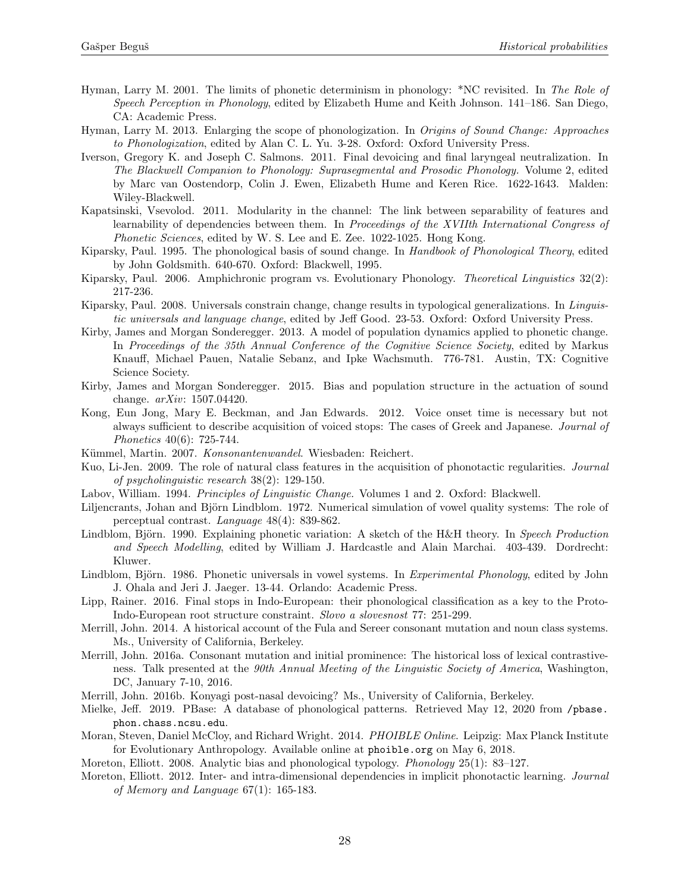Hyman, Larry M. 2001. The limits of phonetic determinism in phonology: *NC revisited. In *The Role of Speech Perception in Phonology*, edited by Elizabeth Hume and Keith Johnson. 141–186. San Diego, CA: Academic Press.

Hyman, Larry M. 2013. Enlarging the scope of phonologization. In *Origins of Sound Change: Approaches to Phonologization*, edited by Alan C. L. Yu. 3-28. Oxford: Oxford University Press.

Iverson, Gregory K. and Joseph C. Salmons. 2011. Final devoicing and final laryngeal neutralization. In *The Blackwell Companion to Phonology: Suprasegmental and Prosodic Phonology.* Volume 2, edited by Marc van Oostendorp, Colin J. Ewen, Elizabeth Hume and Keren Rice. 1622-1643. Malden: Wiley-Blackwell.

Kapatsinski, Vsevolod. 2011. Modularity in the channel: The link between separability of features and learnability of dependencies between them. In *Proceedings of the XVIIth International Congress of Phonetic Sciences*, edited by W. S. Lee and E. Zee. 1022-1025. Hong Kong.

Kiparsky, Paul. 1995. The phonological basis of sound change. In *Handbook of Phonological Theory*, edited by John Goldsmith. 640-670. Oxford: Blackwell, 1995.

Kiparsky, Paul. 2006. Amphichronic program vs. Evolutionary Phonology. *Theoretical Linguistics* 32(2): 217-236.

Kiparsky, Paul. 2008. Universals constrain change, change results in typological generalizations. In *Linguistic universals and language change*, edited by Jeff Good. 23-53. Oxford: Oxford University Press.

Kirby, James and Morgan Sonderegger. 2013. A model of population dynamics applied to phonetic change. In *Proceedings of the 35th Annual Conference of the Cognitive Science Society*, edited by Markus Knauff, Michael Pauen, Natalie Sebanz, and Ipke Wachsmuth. 776-781. Austin, TX: Cognitive Science Society.

Kirby, James and Morgan Sonderegger. 2015. Bias and population structure in the actuation of sound change. *arXiv*: 1507.04420.

Kong, Eun Jong, Mary E. Beckman, and Jan Edwards. 2012. Voice onset time is necessary but not always sufficient to describe acquisition of voiced stops: The cases of Greek and Japanese. *Journal of Phonetics* 40(6): 725-744.

Kümmel, Martin. 2007. *Konsonantenwandel*. Wiesbaden: Reichert.

Kuo, Li-Jen. 2009. The role of natural class features in the acquisition of phonotactic regularities. *Journal of psycholinguistic research* 38(2): 129-150.

Labov, William. 1994. *Principles of Linguistic Change.* Volumes 1 and 2. Oxford: Blackwell.

Liljencrants, Johan and Björn Lindblom. 1972. Numerical simulation of vowel quality systems: The role of perceptual contrast. *Language* 48(4): 839-862.

Lindblom, Björn. 1990. Explaining phonetic variation: A sketch of the H&H theory. In *Speech Production and Speech Modelling*, edited by William J. Hardcastle and Alain Marchai. 403-439. Dordrecht: Kluwer.

Lindblom, Björn. 1986. Phonetic universals in vowel systems. In *Experimental Phonology*, edited by John J. Ohala and Jeri J. Jaeger. 13-44. Orlando: Academic Press.

Lipp, Rainer. 2016. Final stops in Indo-European: their phonological classification as a key to the Proto-Indo-European root structure constraint. *Slovo a slovesnost* 77: 251-299.

Merrill, John. 2014. A historical account of the Fula and Sereer consonant mutation and noun class systems. Ms., University of California, Berkeley.

Merrill, John. 2016a. Consonant mutation and initial prominence: The historical loss of lexical contrastiveness. Talk presented at the *90th Annual Meeting of the Linguistic Society of America*, Washington, DC, January 7-10, 2016.

Merrill, John. 2016b. Konyagi post-nasal devoicing? Ms., University of California, Berkeley.

Mielke, Jeff. 2019. PBase: A database of phonological patterns. Retrieved May 12, 2020 from `/pbase.phon.chass.ncsu.edu`.

Moran, Steven, Daniel McCloy, and Richard Wright. 2014. *PHOIBLE Online*. Leipzig: Max Planck Institute for Evolutionary Anthropology. Available online at `phoible.org` on May 6, 2018.

Moreton, Elliott. 2008. Analytic bias and phonological typology. *Phonology* 25(1): 83–127.

Moreton, Elliott. 2012. Inter- and intra-dimensional dependencies in implicit phonotactic learning. *Journal of Memory and Language* 67(1): 165-183.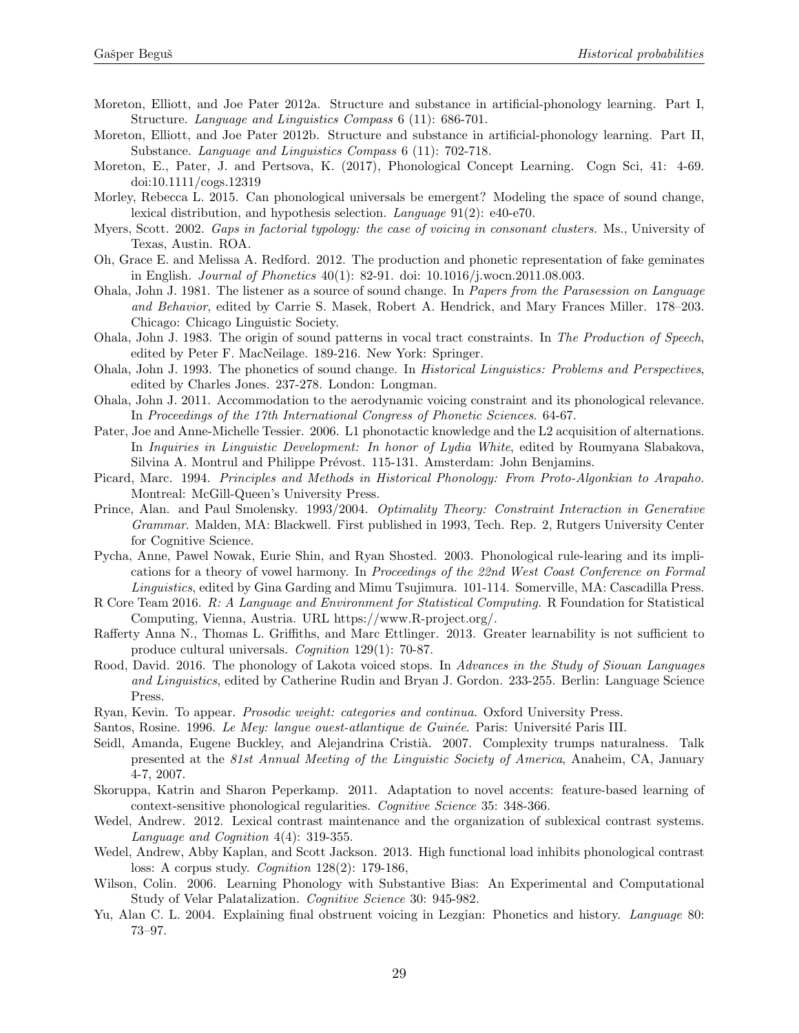Moreton, Elliott, and Joe Pater 2012a. Structure and substance in artificial-phonology learning. Part I, Structure. *Language and Linguistics Compass* 6 (11): 686-701.

Moreton, Elliott, and Joe Pater 2012b. Structure and substance in artificial-phonology learning. Part II, Substance. *Language and Linguistics Compass* 6 (11): 702-718.

Moreton, E., Pater, J. and Pertsova, K. (2017), Phonological Concept Learning. Cogn Sci, 41: 4-69. doi:10.1111/cogs.12319

Morley, Rebecca L. 2015. Can phonological universals be emergent? Modeling the space of sound change, lexical distribution, and hypothesis selection. *Language* 91(2): e40-e70.

Myers, Scott. 2002. *Gaps in factorial typology: the case of voicing in consonant clusters.* Ms., University of Texas, Austin. ROA.

Oh, Grace E. and Melissa A. Redford. 2012. The production and phonetic representation of fake geminates in English. *Journal of Phonetics* 40(1): 82-91. doi: 10.1016/j.wocn.2011.08.003.

Ohala, John J. 1981. The listener as a source of sound change. In *Papers from the Parasession on Language and Behavior*, edited by Carrie S. Masek, Robert A. Hendrick, and Mary Frances Miller. 178–203. Chicago: Chicago Linguistic Society.

Ohala, John J. 1983. The origin of sound patterns in vocal tract constraints. In *The Production of Speech*, edited by Peter F. MacNeilage. 189-216. New York: Springer.

Ohala, John J. 1993. The phonetics of sound change. In *Historical Linguistics: Problems and Perspectives*, edited by Charles Jones. 237-278. London: Longman.

Ohala, John J. 2011. Accommodation to the aerodynamic voicing constraint and its phonological relevance. In *Proceedings of the 17th International Congress of Phonetic Sciences*. 64-67.

Pater, Joe and Anne-Michelle Tessier. 2006. L1 phonotactic knowledge and the L2 acquisition of alternations. In *Inquiries in Linguistic Development: In honor of Lydia White*, edited by Roumyana Slabakova, Silvina A. Montrul and Philippe Prévost. 115-131. Amsterdam: John Benjamins.

Picard, Marc. 1994. *Principles and Methods in Historical Phonology: From Proto-Algonkian to Arapaho.* Montreal: McGill-Queen's University Press.

Prince, Alan. and Paul Smolensky. 1993/2004. *Optimality Theory: Constraint Interaction in Generative Grammar.* Malden, MA: Blackwell. First published in 1993, Tech. Rep. 2, Rutgers University Center for Cognitive Science.

Pycha, Anne, Pawel Nowak, Eurie Shin, and Ryan Shosted. 2003. Phonological rule-learing and its implications for a theory of vowel harmony. In *Proceedings of the 22nd West Coast Conference on Formal Linguistics*, edited by Gina Garding and Mimu Tsujimura. 101-114. Somerville, MA: Cascadilla Press.

R Core Team 2016. *R: A Language and Environment for Statistical Computing.* R Foundation for Statistical Computing, Vienna, Austria. URL https://www.R-project.org/.

Rafferty Anna N., Thomas L. Griffiths, and Marc Ettlinger. 2013. Greater learnability is not sufficient to produce cultural universals. *Cognition* 129(1): 70-87.

Rood, David. 2016. The phonology of Lakota voiced stops. In *Advances in the Study of Siouan Languages and Linguistics*, edited by Catherine Rudin and Bryan J. Gordon. 233-255. Berlin: Language Science Press.

Ryan, Kevin. To appear. *Prosodic weight: categories and continua.* Oxford University Press.

Santos, Rosine. 1996. *Le Mey: langue ouest-atlantique de Guinée.* Paris: Université Paris III.

Seidl, Amanda, Eugene Buckley, and Alejandrina Cristià. 2007. Complexity trumps naturalness. Talk presented at the *81st Annual Meeting of the Linguistic Society of America*, Anaheim, CA, January 4-7, 2007.

Skoruppa, Katrin and Sharon Peperkamp. 2011. Adaptation to novel accents: feature-based learning of context-sensitive phonological regularities. *Cognitive Science* 35: 348-366.

Wedel, Andrew. 2012. Lexical contrast maintenance and the organization of sublexical contrast systems. *Language and Cognition* 4(4): 319-355.

Wedel, Andrew, Abby Kaplan, and Scott Jackson. 2013. High functional load inhibits phonological contrast loss: A corpus study. *Cognition* 128(2): 179-186,

Wilson, Colin. 2006. Learning Phonology with Substantive Bias: An Experimental and Computational Study of Velar Palatalization. *Cognitive Science* 30: 945-982.

Yu, Alan C. L. 2004. Explaining final obstruent voicing in Lezgian: Phonetics and history. *Language* 80: 73–97.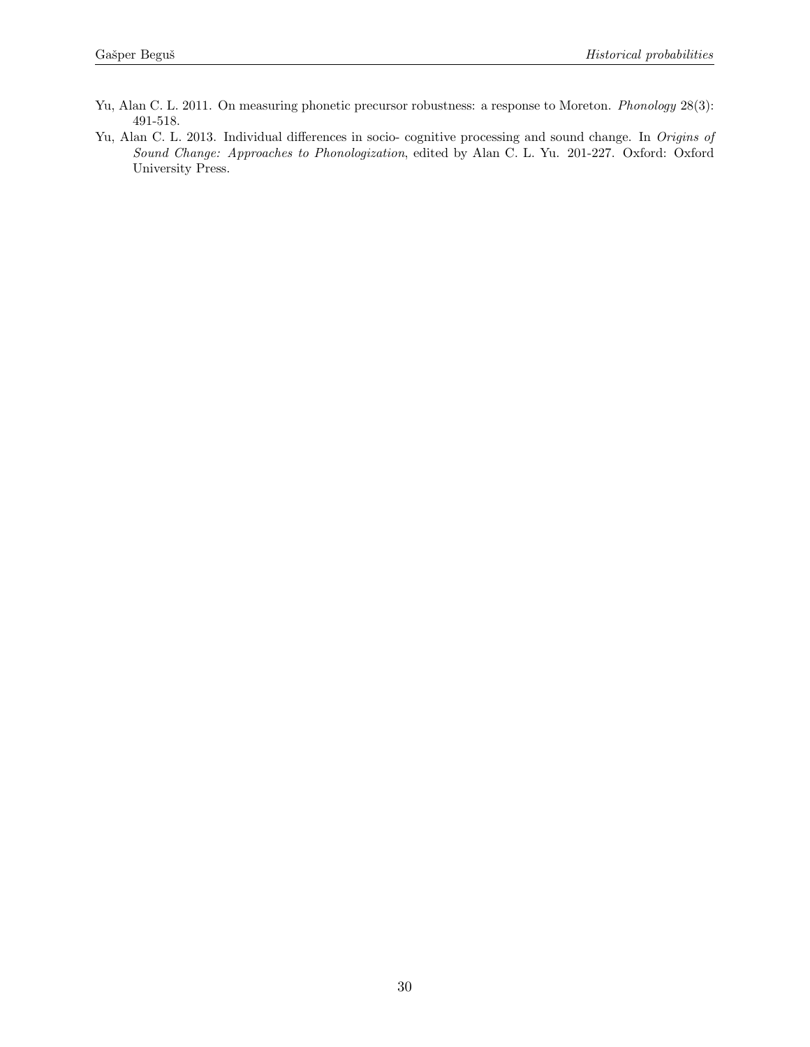Yu, Alan C. L. 2011. On measuring phonetic precursor robustness: a response to Moreton. *Phonology* 28(3): 491-518.

Yu, Alan C. L. 2013. Individual differences in socio- cognitive processing and sound change. In *Origins of Sound Change: Approaches to Phonologization*, edited by Alan C. L. Yu. 201-227. Oxford: Oxford University Press.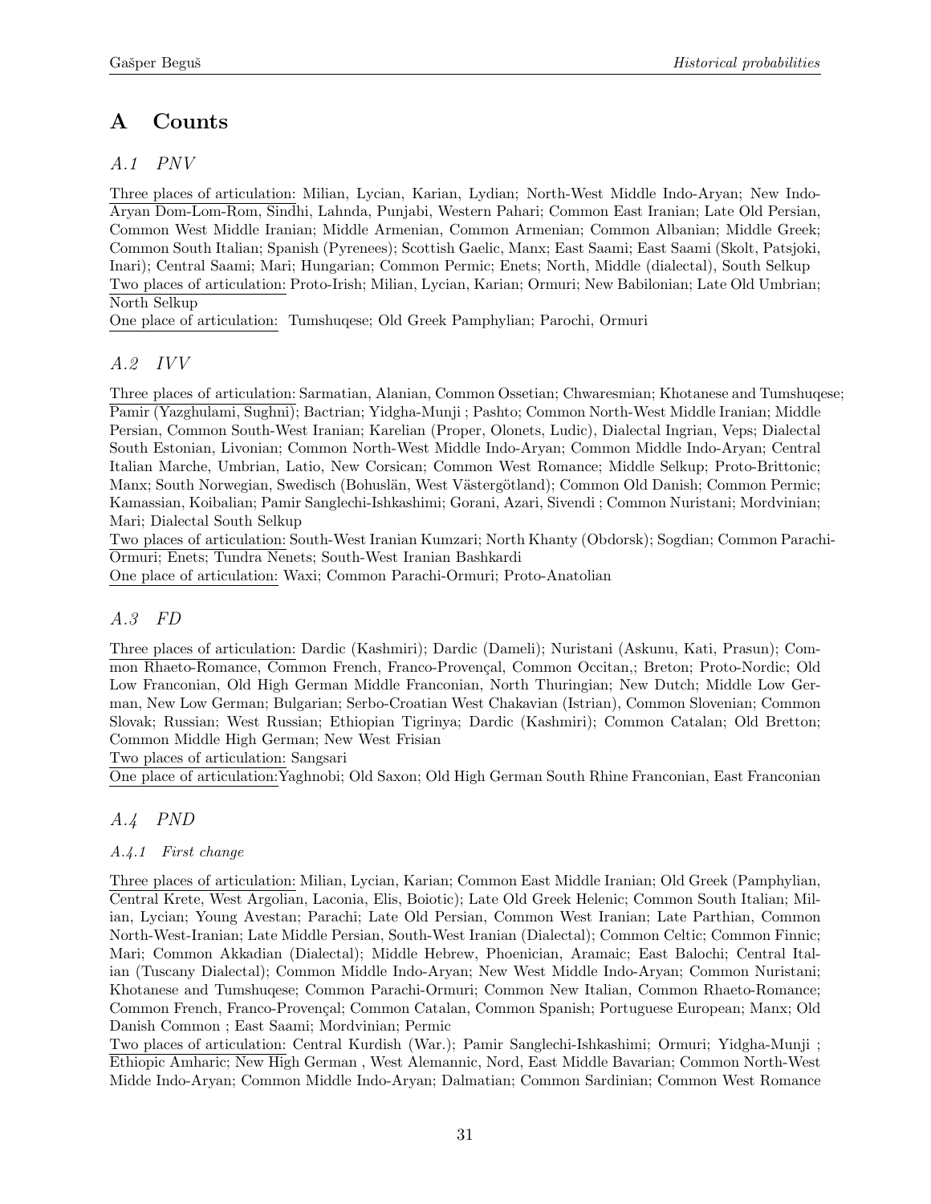# A Counts

## *A.1 PNV*

Three places of articulation: Milian, Lycian, Karian, Lydian; North-West Middle Indo-Aryan; New Indo-Aryan Dom-Lom-Rom, Sindhi, Lahnda, Punjabi, Western Pahari; Common East Iranian; Late Old Persian, Common West Middle Iranian; Middle Armenian, Common Armenian; Common Albanian; Middle Greek; Common South Italian; Spanish (Pyrenees); Scottish Gaelic, Manx; East Saami; East Saami (Skolt, Patsjoki, Inari); Central Saami; Mari; Hungarian; Common Permic; Enets; North, Middle (dialectal), South Selkup
Two places of articulation: Proto-Irish; Milian, Lycian, Karian; Ormuri; New Babilonian; Late Old Umbrian; North Selkup
One place of articulation: Tumshuqese; Old Greek Pamphylian; Parochi, Ormuri

## *A.2 IVV*

Three places of articulation: Sarmatian, Alanian, Common Ossetian; Chwaresmian; Khotanese and Tumshuqese; Pamir (Yazghulami, Sughni); Bactrian; Yidgha-Munji ; Pashto; Common North-West Middle Iranian; Middle Persian, Common South-West Iranian; Karelian (Proper, Olonets, Ludic), Dialectal Ingrian, Veps; Dialectal South Estonian, Livonian; Common North-West Middle Indo-Aryan; Common Middle Indo-Aryan; Central Italian Marche, Umbrian, Latio, New Corsican; Common West Romance; Middle Selkup; Proto-Brittonic; Manx; South Norwegian, Swedisch (Bohuslän, West Västergötland); Common Old Danish; Common Permic; Kamassian, Koibalian; Pamir Sanglechi-Ishkashimi; Gorani, Azari, Sivendi ; Common Nuristani; Mordvinian; Mari; Dialectal South Selkup
Two places of articulation: South-West Iranian Kumzari; North Khanty (Obdorsk); Sogdian; Common Parachi-Ormuri; Enets; Tundra Nenets; South-West Iranian Bashkardi
One place of articulation: Waxi; Common Parachi-Ormuri; Proto-Anatolian

## *A.3 FD*

Three places of articulation: Dardic (Kashmiri); Dardic (Dameli); Nuristani (Askunu, Kati, Prasun); Common Rhaeto-Romance, Common French, Franco-Provençal, Common Occitan,; Breton; Proto-Nordic; Old Low Franconian, Old High German Middle Franconian, North Thuringian; New Dutch; Middle Low German, New Low German; Bulgarian; Serbo-Croatian West Chakavian (Istrian), Common Slovenian; Common Slovak; Russian; West Russian; Ethiopian Tigrinya; Dardic (Kashmiri); Common Catalan; Old Bretton; Common Middle High German; New West Frisian
Two places of articulation: Sangsari
One place of articulation:Yaghnobi; Old Saxon; Old High German South Rhine Franconian, East Franconian

## *A.4 PND*

### *A.4.1 First change*

Three places of articulation: Milian, Lycian, Karian; Common East Middle Iranian; Old Greek (Pamphylian, Central Krete, West Argolian, Laconia, Elis, Boiotic); Late Old Greek Helenic; Common South Italian; Milian, Lycian; Young Avestan; Parachi; Late Old Persian, Common West Iranian; Late Parthian, Common North-West-Iranian; Late Middle Persian, South-West Iranian (Dialectal); Common Celtic; Common Finnic; Mari; Common Akkadian (Dialectal); Middle Hebrew, Phoenician, Aramaic; East Balochi; Central Italian (Tuscany Dialectal); Common Middle Indo-Aryan; New West Middle Indo-Aryan; Common Nuristani; Khotanese and Tumshuqese; Common Parachi-Ormuri; Common New Italian, Common Rhaeto-Romance; Common French, Franco-Provençal; Common Catalan, Common Spanish; Portuguese European; Manx; Old Danish Common ; East Saami; Mordvinian; Permic
Two places of articulation: Central Kurdish (War.); Pamir Sanglechi-Ishkashimi; Ormuri; Yidgha-Munji ; Ethiopic Amharic; New High German , West Alemannic, Nord, East Middle Bavarian; Common North-West Midde Indo-Aryan; Common Middle Indo-Aryan; Dalmatian; Common Sardinian; Common West Romance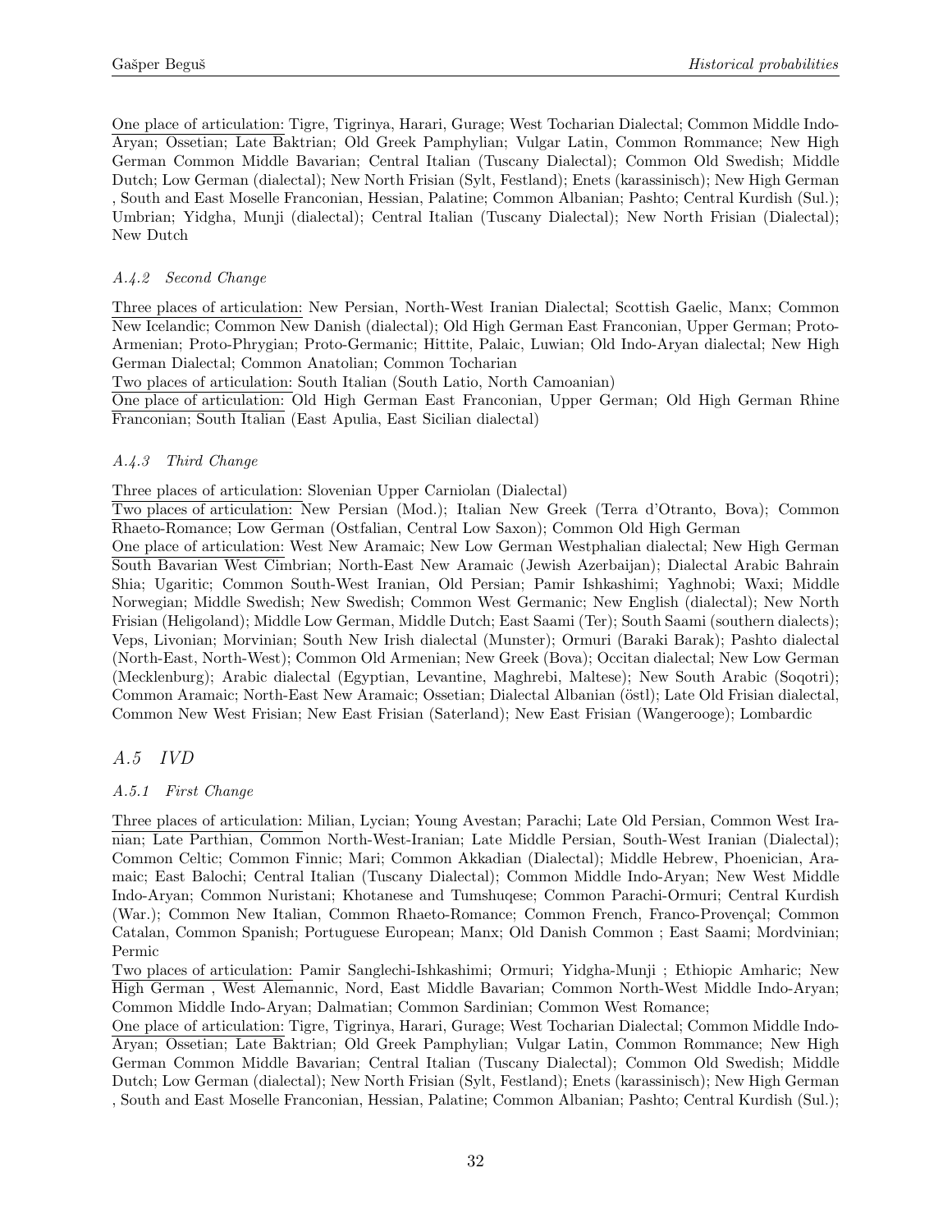One place of articulation: Tigre, Tigrinya, Harari, Gurage; West Tocharian Dialectal; Common Middle Indo-Aryan; Ossetian; Late Baktrian; Old Greek Pamphylian; Vulgar Latin, Common Rommance; New High German Common Middle Bavarian; Central Italian (Tuscany Dialectal); Common Old Swedish; Middle Dutch; Low German (dialectal); New North Frisian (Sylt, Festland); Enets (karassinisch); New High German , South and East Moselle Franconian, Hessian, Palatine; Common Albanian; Pashto; Central Kurdish (Sul.); Umbrian; Yidgha, Munji (dialectal); Central Italian (Tuscany Dialectal); New North Frisian (Dialectal); New Dutch

#### *A.4.2 Second Change*

Three places of articulation: New Persian, North-West Iranian Dialectal; Scottish Gaelic, Manx; Common New Icelandic; Common New Danish (dialectal); Old High German East Franconian, Upper German; Proto-Armenian; Proto-Phrygian; Proto-Germanic; Hittite, Palaic, Luwian; Old Indo-Aryan dialectal; New High German Dialectal; Common Anatolian; Common Tocharian

Two places of articulation: South Italian (South Latio, North Camoanian)

One place of articulation: Old High German East Franconian, Upper German; Old High German Rhine Franconian; South Italian (East Apulia, East Sicilian dialectal)

#### *A.4.3 Third Change*

Three places of articulation: Slovenian Upper Carniolan (Dialectal)

Two places of articulation: New Persian (Mod.); Italian New Greek (Terra d'Otranto, Bova); Common Rhaeto-Romance; Low German (Ostfalian, Central Low Saxon); Common Old High German

One place of articulation: West New Aramaic; New Low German Westphalian dialectal; New High German South Bavarian West Cimbrian; North-East New Aramaic (Jewish Azerbaijan); Dialectal Arabic Bahrain Shia; Ugaritic; Common South-West Iranian, Old Persian; Pamir Ishkashimi; Yaghnobi; Waxi; Middle Norwegian; Middle Swedish; New Swedish; Common West Germanic; New English (dialectal); New North Frisian (Heligoland); Middle Low German, Middle Dutch; East Saami (Ter); South Saami (southern dialects); Veps, Livonian; Morvinian; South New Irish dialectal (Munster); Ormuri (Baraki Barak); Pashto dialectal (North-East, North-West); Common Old Armenian; New Greek (Bova); Occitan dialectal; New Low German (Mecklenburg); Arabic dialectal (Egyptian, Levantine, Maghrebi, Maltese); New South Arabic (Soqotri); Common Aramaic; North-East New Aramaic; Ossetian; Dialectal Albanian (östl); Late Old Frisian dialectal, Common New West Frisian; New East Frisian (Saterland); New East Frisian (Wangerooge); Lombardic

### *A.5 IVD*

#### *A.5.1 First Change*

Three places of articulation: Milian, Lycian; Young Avestan; Parachi; Late Old Persian, Common West Iranian; Late Parthian, Common North-West-Iranian; Late Middle Persian, South-West Iranian (Dialectal); Common Celtic; Common Finnic; Mari; Common Akkadian (Dialectal); Middle Hebrew, Phoenician, Aramaic; East Balochi; Central Italian (Tuscany Dialectal); Common Middle Indo-Aryan; New West Middle Indo-Aryan; Common Nuristani; Khotanese and Tumshuqese; Common Parachi-Ormuri; Central Kurdish (War.); Common New Italian, Common Rhaeto-Romance; Common French, Franco-Provençal; Common Catalan, Common Spanish; Portuguese European; Manx; Old Danish Common ; East Saami; Mordvinian; Permic

Two places of articulation: Pamir Sanglechi-Ishkashimi; Ormuri; Yidgha-Munji ; Ethiopic Amharic; New High German , West Alemannic, Nord, East Middle Bavarian; Common North-West Middle Indo-Aryan; Common Middle Indo-Aryan; Dalmatian; Common Sardinian; Common West Romance;

One place of articulation: Tigre, Tigrinya, Harari, Gurage; West Tocharian Dialectal; Common Middle Indo-Aryan; Ossetian; Late Baktrian; Old Greek Pamphylian; Vulgar Latin, Common Rommance; New High German Common Middle Bavarian; Central Italian (Tuscany Dialectal); Common Old Swedish; Middle Dutch; Low German (dialectal); New North Frisian (Sylt, Festland); Enets (karassinisch); New High German , South and East Moselle Franconian, Hessian, Palatine; Common Albanian; Pashto; Central Kurdish (Sul.);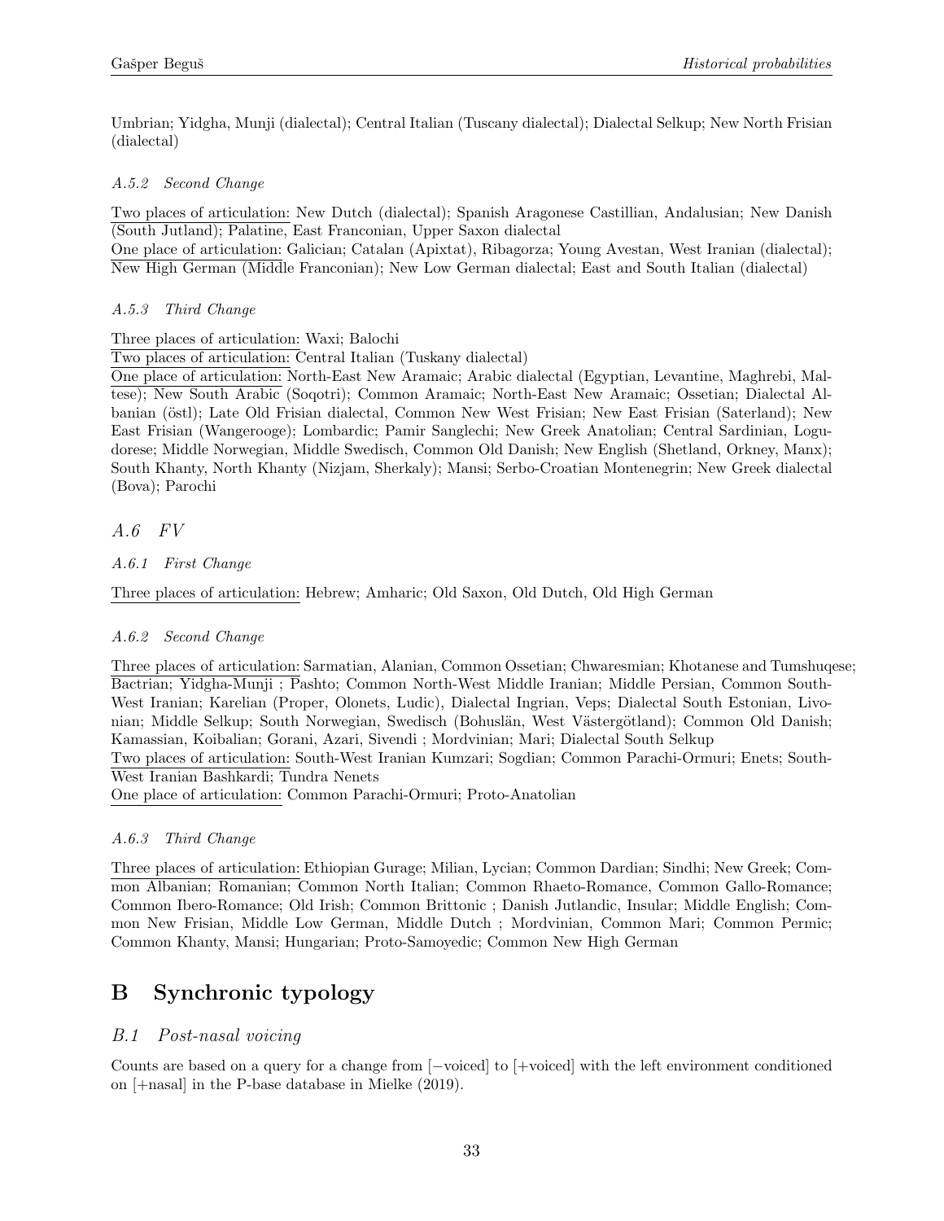Umbrian; Yidgha, Munji (dialectal); Central Italian (Tuscany dialectal); Dialectal Selkup; New North Frisian (dialectal)

#### A.5.2 Second Change

Two places of articulation: New Dutch (dialectal); Spanish Aragonese Castillian, Andalusian; New Danish (South Jutland); Palatine, East Franconian, Upper Saxon dialectal
One place of articulation: Galician; Catalan (Apixtat), Ribagorza; Young Avestan, West Iranian (dialectal); New High German (Middle Franconian); New Low German dialectal; East and South Italian (dialectal)

#### A.5.3 Third Change

Three places of articulation: Waxi; Balochi
Two places of articulation: Central Italian (Tuskany dialectal)
One place of articulation: North-East New Aramaic; Arabic dialectal (Egyptian, Levantine, Maghrebi, Maltese); New South Arabic (Soqotri); Common Aramaic; North-East New Aramaic; Ossetian; Dialectal Albanian (östl); Late Old Frisian dialectal, Common New West Frisian; New East Frisian (Saterland); New East Frisian (Wangerooge); Lombardic; Pamir Sanglechi; New Greek Anatolian; Central Sardinian, Logudorese; Middle Norwegian, Middle Swedisch, Common Old Danish; New English (Shetland, Orkney, Manx); South Khanty, North Khanty (Nizjam, Sherkaly); Mansi; Serbo-Croatian Montenegrin; New Greek dialectal (Bova); Parochi

### A.6 FV

#### A.6.1 First Change

Three places of articulation: Hebrew; Amharic; Old Saxon, Old Dutch, Old High German

#### A.6.2 Second Change

Three places of articulation: Sarmatian, Alanian, Common Ossetian; Chwaresmian; Khotanese and Tumshuqese; Bactrian; Yidgha-Munji ; Pashto; Common North-West Middle Iranian; Middle Persian, Common South-West Iranian; Karelian (Proper, Olonets, Ludic), Dialectal Ingrian, Veps; Dialectal South Estonian, Livonian; Middle Selkup; South Norwegian, Swedisch (Bohuslän, West Västergötland); Common Old Danish; Kamassian, Koibalian; Gorani, Azari, Sivendi ; Mordvinian; Mari; Dialectal South Selkup
Two places of articulation: South-West Iranian Kumzari; Sogdian; Common Parachi-Ormuri; Enets; South-West Iranian Bashkardi; Tundra Nenets
One place of articulation: Common Parachi-Ormuri; Proto-Anatolian

#### A.6.3 Third Change

Three places of articulation: Ethiopian Gurage; Milian, Lycian; Common Dardian; Sindhi; New Greek; Common Albanian; Romanian; Common North Italian; Common Rhaeto-Romance, Common Gallo-Romance; Common Ibero-Romance; Old Irish; Common Brittonic ; Danish Jutlandic, Insular; Middle English; Common New Frisian, Middle Low German, Middle Dutch ; Mordvinian, Common Mari; Common Permic; Common Khanty, Mansi; Hungarian; Proto-Samoyedic; Common New High German

# B Synchronic typology

## B.1 Post-nasal voicing

Counts are based on a query for a change from [−voiced] to [+voiced] with the left environment conditioned on [+nasal] in the P-base database in Mielke (2019).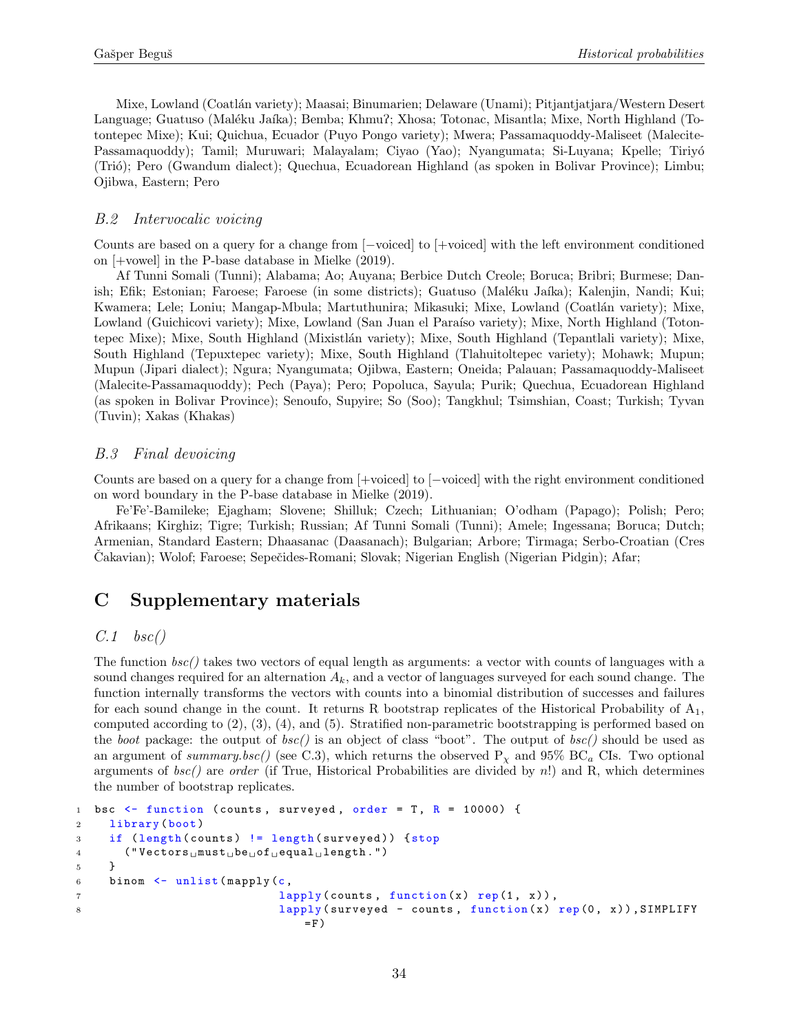Mixe, Lowland (Coatlán variety); Maasai; Binumarien; Delaware (Unami); Pitjantjatjara/Western Desert Language; Guatuso (Maléku Jaíka); Bemba; Khmuʔ; Xhosa; Totonac, Misantla; Mixe, North Highland (Totontepec Mixe); Kui; Quichua, Ecuador (Puyo Pongo variety); Mwera; Passamaquoddy-Maliseet (Malecite-Passamaquoddy); Tamil; Muruwari; Malayalam; Ciyao (Yao); Nyangumata; Si-Luyana; Kpelle; Tiriyó (Trió); Pero (Gwandum dialect); Quechua, Ecuadorean Highland (as spoken in Bolivar Province); Limbu; Ojibwa, Eastern; Pero

### *B.2 Intervocalic voicing*

Counts are based on a query for a change from [−voiced] to [+voiced] with the left environment conditioned on [+vowel] in the P-base database in Mielke (2019).

Af Tunni Somali (Tunni); Alabama; Ao; Auyana; Berbice Dutch Creole; Boruca; Bribri; Burmese; Danish; Efik; Estonian; Faroese; Faroese (in some districts); Guatuso (Maléku Jaíka); Kalenjin, Nandi; Kui; Kwamera; Lele; Loniu; Mangap-Mbula; Martuthunira; Mikasuki; Mixe, Lowland (Coatlán variety); Mixe, Lowland (Guichicovi variety); Mixe, Lowland (San Juan el Paraíso variety); Mixe, North Highland (Totontepec Mixe); Mixe, South Highland (Mixistlán variety); Mixe, South Highland (Tepantlali variety); Mixe, South Highland (Tepuxtepec variety); Mixe, South Highland (Tlahuitoltepec variety); Mohawk; Mupun; Mupun (Jipari dialect); Ngura; Nyangumata; Ojibwa, Eastern; Oneida; Palauan; Passamaquoddy-Maliseet (Malecite-Passamaquoddy); Pech (Paya); Pero; Popoluca, Sayula; Purik; Quechua, Ecuadorean Highland (as spoken in Bolivar Province); Senoufo, Supyire; So (Soo); Tangkhul; Tsimshian, Coast; Turkish; Tyvan (Tuvin); Xakas (Khakas)

### *B.3 Final devoicing*

Counts are based on a query for a change from [+voiced] to [−voiced] with the right environment conditioned on word boundary in the P-base database in Mielke (2019).

Fe'Fe'-Bamileke; Ejagham; Slovene; Shilluk; Czech; Lithuanian; O'odham (Papago); Polish; Pero; Afrikaans; Kirghiz; Tigre; Turkish; Russian; Af Tunni Somali (Tunni); Amele; Ingessana; Boruca; Dutch; Armenian, Standard Eastern; Dhaasanac (Daasanach); Bulgarian; Arbore; Tirmaga; Serbo-Croatian (Cres Čakavian); Wolof; Faroese; Sepečides-Romani; Slovak; Nigerian English (Nigerian Pidgin); Afar;

## C Supplementary materials

### *C.1 bsc()*

The function *bsc()* takes two vectors of equal length as arguments: a vector with counts of languages with a sound changes required for an alternation $A_k$, and a vector of languages surveyed for each sound change. The function internally transforms the vectors with counts into a binomial distribution of successes and failures for each sound change in the count. It returns R bootstrap replicates of the Historical Probability of $A_1$, computed according to (2), (3), (4), and (5). Stratified non-parametric bootstrapping is performed based on the *boot* package: the output of *bsc()* is an object of class "boot". The output of *bsc()* should be used as an argument of *summary.bsc()* (see C.3), which returns the observed $P_\chi$ and 95% $BC_a$ CIs. Two optional arguments of *bsc()* are *order* (if True, Historical Probabilities are divided by $n!$) and R, which determines the number of bootstrap replicates.

```
1  bsc <- function (counts, surveyed, order = T, R = 10000) {
2    library(boot)
3    if (length(counts) != length(surveyed)) {stop
4      ("Vectors must be of equal length.")
5    }
6    binom <- unlist(mapply(c,
7                           lapply(counts, function(x) rep(1, x)),
8                           lapply(surveyed - counts, function(x) rep(0, x)),SIMPLIFY
                                =F)
```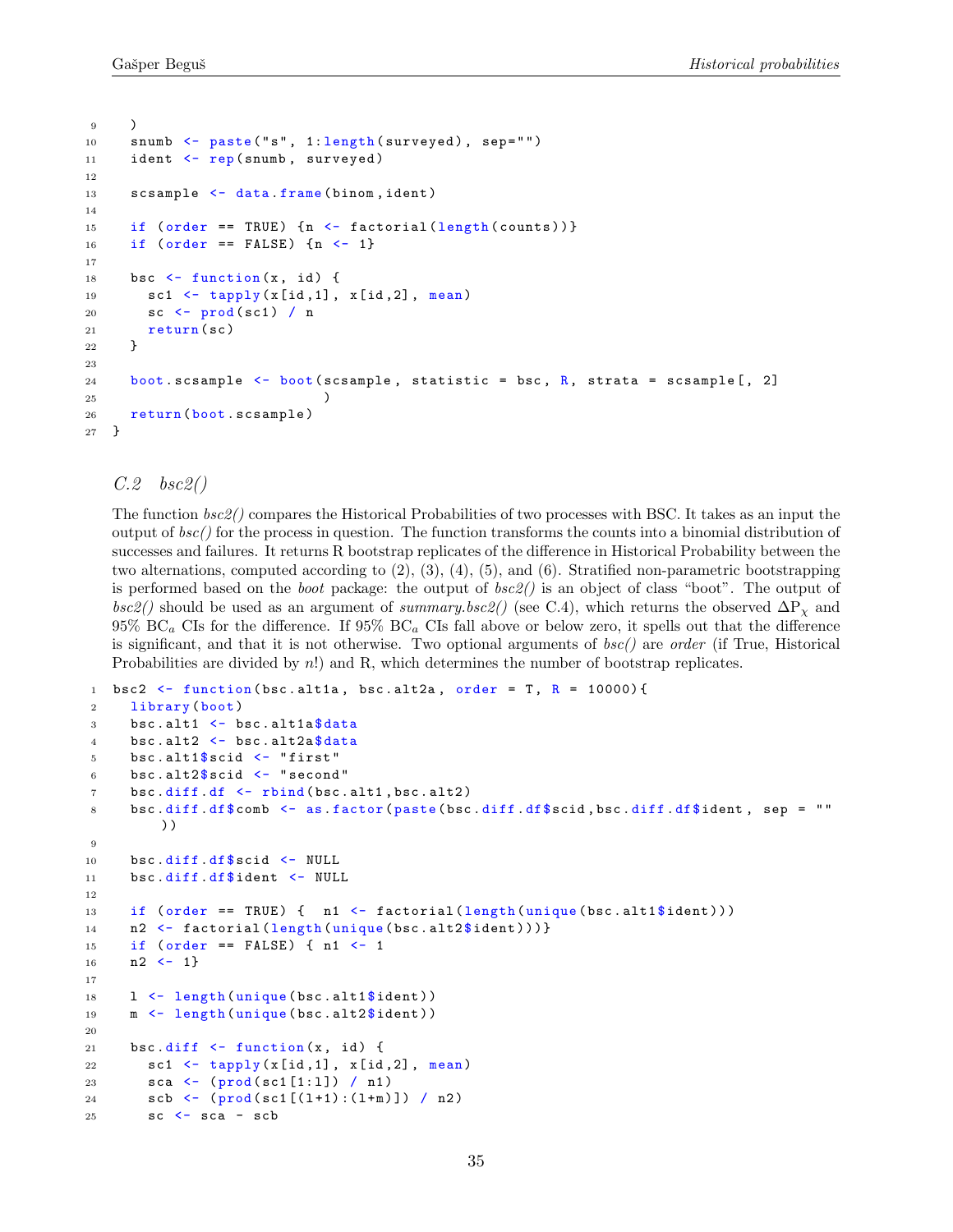```
  )
  snumb <- paste("s", 1:length(surveyed), sep="")
  ident <- rep(snumb, surveyed)

  scsample <- data.frame(binom,ident)

  if (order == TRUE) {n <- factorial(length(counts))}
  if (order == FALSE) {n <- 1}

  bsc <- function(x, id) {
    sc1 <- tapply(x[id,1], x[id,2], mean)
    sc <- prod(sc1) / n
    return(sc)
  }

  boot.scsample <- boot(scsample, statistic = bsc, R, strata = scsample[, 2]
                        )
  return(boot.scsample)
}
```

### C.2 *bsc2()*

The function *bsc2()* compares the Historical Probabilities of two processes with BSC. It takes as an input the output of *bsc()* for the process in question. The function transforms the counts into a binomial distribution of successes and failures. It returns R bootstrap replicates of the difference in Historical Probability between the two alternations, computed according to (2), (3), (4), (5), and (6). Stratified non-parametric bootstrapping is performed based on the *boot* package: the output of *bsc2()* is an object of class "boot". The output of *bsc2()* should be used as an argument of *summary.bsc2()* (see C.4), which returns the observed $\Delta P_\chi$ and 95% $BC_a$ CIs for the difference. If 95% $BC_a$ CIs fall above or below zero, it spells out that the difference is significant, and that it is not otherwise. Two optional arguments of *bsc()* are *order* (if True, Historical Probabilities are divided by $n!$) and R, which determines the number of bootstrap replicates.

```
bsc2 <- function(bsc.alt1a, bsc.alt2a, order = T, R = 10000){
  library(boot)
  bsc.alt1 <- bsc.alt1a$data
  bsc.alt2 <- bsc.alt2a$data
  bsc.alt1$scid <- "first"
  bsc.alt2$scid <- "second"
  bsc.diff.df <- rbind(bsc.alt1,bsc.alt2)
  bsc.diff.df$comb <- as.factor(paste(bsc.diff.df$scid,bsc.diff.df$ident, sep = ""
    ))

  bsc.diff.df$scid <- NULL
  bsc.diff.df$ident <- NULL

  if (order == TRUE) {  n1 <- factorial(length(unique(bsc.alt1$ident)))
  n2 <- factorial(length(unique(bsc.alt2$ident)))}
  if (order == FALSE) { n1 <- 1
  n2 <- 1}

  l <- length(unique(bsc.alt1$ident))
  m <- length(unique(bsc.alt2$ident))

  bsc.diff <- function(x, id) {
    sc1 <- tapply(x[id,1], x[id,2], mean)
    sca <- (prod(sc1[1:l]) / n1)
    scb <- (prod(sc1[(l+1):(l+m)]) / n2)
    sc <- sca - scb
```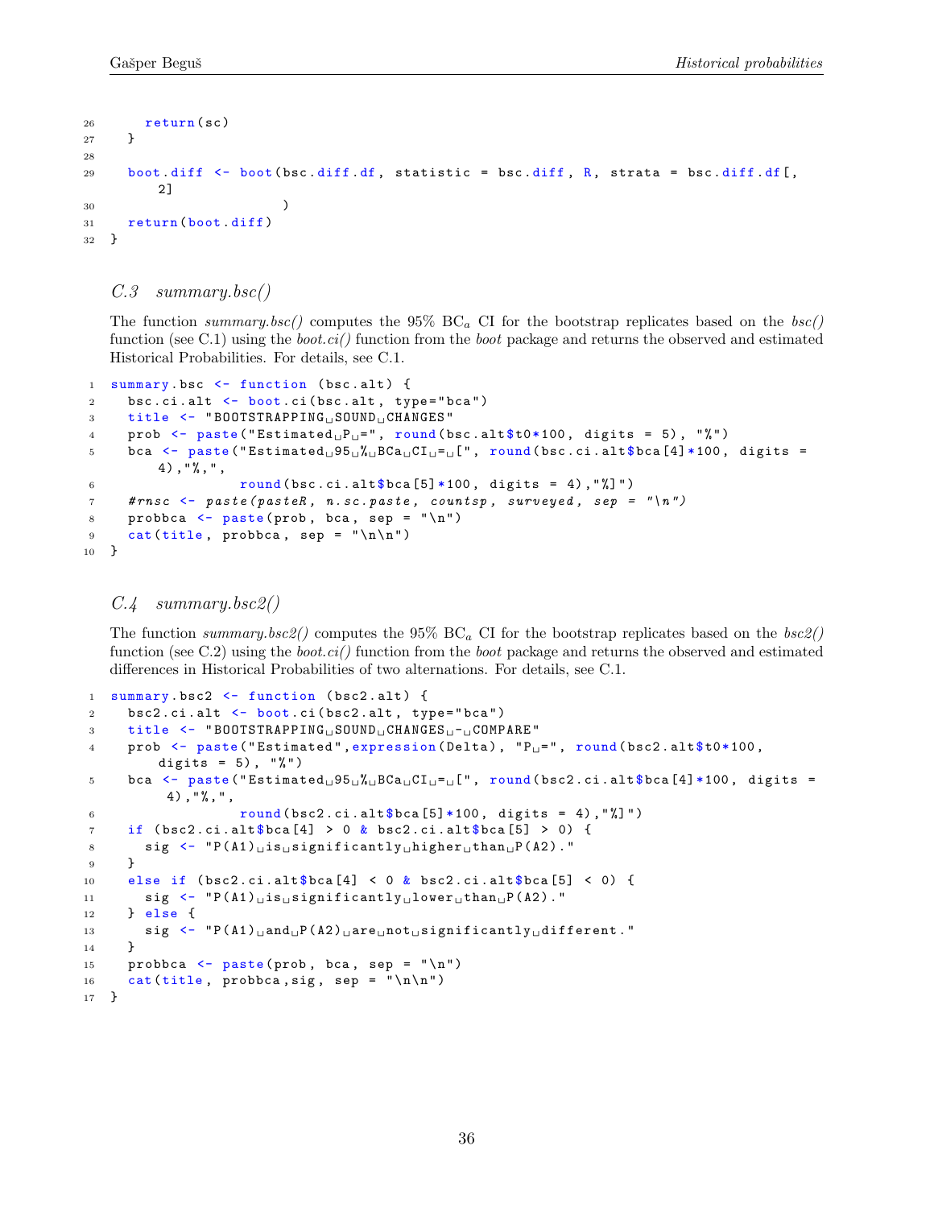```
    return(sc)
  }

  boot.diff <- boot(bsc.diff.df, statistic = bsc.diff, R, strata = bsc.diff.df[,
      2]
                    )
  return(boot.diff)
}
```

### C.3 summary.bsc()

The function *summary.bsc()* computes the 95% $BC_a$ CI for the bootstrap replicates based on the *bsc()* function (see C.1) using the *boot.ci()* function from the *boot* package and returns the observed and estimated Historical Probabilities. For details, see C.1.

```
summary.bsc <- function (bsc.alt) {
  bsc.ci.alt <- boot.ci(bsc.alt, type="bca")
  title <- "BOOTSTRAPPING SOUND CHANGES"
  prob <- paste("Estimated P =", round(bsc.alt$t0*100, digits = 5), "%")
  bca <- paste("Estimated 95 % BCa CI = [", round(bsc.ci.alt$bca[4]*100, digits =
      4),"%,",
               round(bsc.ci.alt$bca[5]*100, digits = 4),"%]")
  #rnsc <- paste(pasteR, n.sc.paste, countsp, surveyed, sep = "\n")
  probbca <- paste(prob, bca, sep = "\n")
  cat(title, probbca, sep = "\n\n")
}
```

### C.4 summary.bsc2()

The function *summary.bsc2()* computes the 95% $BC_a$ CI for the bootstrap replicates based on the *bsc2()* function (see C.2) using the *boot.ci()* function from the *boot* package and returns the observed and estimated differences in Historical Probabilities of two alternations. For details, see C.1.

```
summary.bsc2 <- function (bsc2.alt) {
  bsc2.ci.alt <- boot.ci(bsc2.alt, type="bca")
  title <- "BOOTSTRAPPING SOUND CHANGES - COMPARE"
  prob <- paste("Estimated",expression(Delta), "P =", round(bsc2.alt$t0*100,
      digits = 5), "%")
  bca <- paste("Estimated 95 % BCa CI = [", round(bsc2.ci.alt$bca[4]*100, digits =
       4),"%,",
               round(bsc2.ci.alt$bca[5]*100, digits = 4),"%]")
  if (bsc2.ci.alt$bca[4] > 0 & bsc2.ci.alt$bca[5] > 0) {
    sig <- "P(A1) is significantly higher than P(A2)."
  }
  else if (bsc2.ci.alt$bca[4] < 0 & bsc2.ci.alt$bca[5] < 0) {
    sig <- "P(A1) is significantly lower than P(A2)."
  } else {
    sig <- "P(A1) and P(A2) are not significantly different."
  }
  probbca <- paste(prob, bca, sep = "\n")
  cat(title, probbca,sig, sep = "\n\n")
}
```